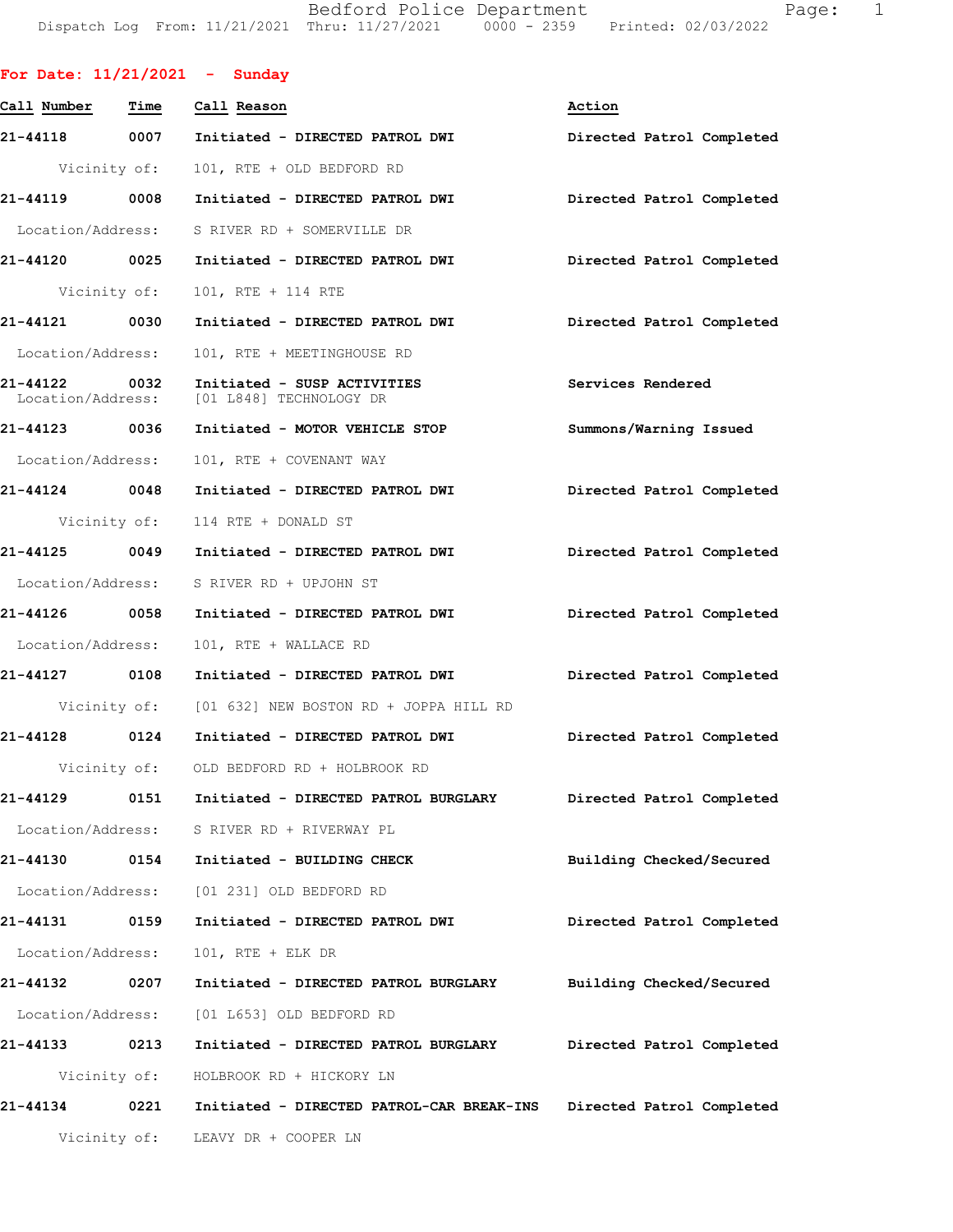Bedford Police Department
Dispatch Log From: 11/21/2021 Thru: 11/27/2021 0000 - 2359 Printed: 02/03/2022

**For Date: 11/21/2021 - Sunday**

| Call Number | Time | Call Reason | Action |
|---|---|---|---|
| 21-44118 | 0007 | Initiated - DIRECTED PATROL DWI | Directed Patrol Completed |
| | Vicinity of: | 101, RTE + OLD BEDFORD RD | |
| 21-44119 | 0008 | Initiated - DIRECTED PATROL DWI | Directed Patrol Completed |
| | Location/Address: | S RIVER RD + SOMERVILLE DR | |
| 21-44120 | 0025 | Initiated - DIRECTED PATROL DWI | Directed Patrol Completed |
| | Vicinity of: | 101, RTE + 114 RTE | |
| 21-44121 | 0030 | Initiated - DIRECTED PATROL DWI | Directed Patrol Completed |
| | Location/Address: | 101, RTE + MEETINGHOUSE RD | |
| 21-44122 | 0032 | Initiated - SUSP ACTIVITIES | Services Rendered |
| | Location/Address: | [01 L848] TECHNOLOGY DR | |
| 21-44123 | 0036 | Initiated - MOTOR VEHICLE STOP | Summons/Warning Issued |
| | Location/Address: | 101, RTE + COVENANT WAY | |
| 21-44124 | 0048 | Initiated - DIRECTED PATROL DWI | Directed Patrol Completed |
| | Vicinity of: | 114 RTE + DONALD ST | |
| 21-44125 | 0049 | Initiated - DIRECTED PATROL DWI | Directed Patrol Completed |
| | Location/Address: | S RIVER RD + UPJOHN ST | |
| 21-44126 | 0058 | Initiated - DIRECTED PATROL DWI | Directed Patrol Completed |
| | Location/Address: | 101, RTE + WALLACE RD | |
| 21-44127 | 0108 | Initiated - DIRECTED PATROL DWI | Directed Patrol Completed |
| | Vicinity of: | [01 632] NEW BOSTON RD + JOPPA HILL RD | |
| 21-44128 | 0124 | Initiated - DIRECTED PATROL DWI | Directed Patrol Completed |
| | Vicinity of: | OLD BEDFORD RD + HOLBROOK RD | |
| 21-44129 | 0151 | Initiated - DIRECTED PATROL BURGLARY | Directed Patrol Completed |
| | Location/Address: | S RIVER RD + RIVERWAY PL | |
| 21-44130 | 0154 | Initiated - BUILDING CHECK | Building Checked/Secured |
| | Location/Address: | [01 231] OLD BEDFORD RD | |
| 21-44131 | 0159 | Initiated - DIRECTED PATROL DWI | Directed Patrol Completed |
| | Location/Address: | 101, RTE + ELK DR | |
| 21-44132 | 0207 | Initiated - DIRECTED PATROL BURGLARY | Building Checked/Secured |
| | Location/Address: | [01 L653] OLD BEDFORD RD | |
| 21-44133 | 0213 | Initiated - DIRECTED PATROL BURGLARY | Directed Patrol Completed |
| | Vicinity of: | HOLBROOK RD + HICKORY LN | |
| 21-44134 | 0221 | Initiated - DIRECTED PATROL-CAR BREAK-INS | Directed Patrol Completed |
| | Vicinity of: | LEAVY DR + COOPER LN | |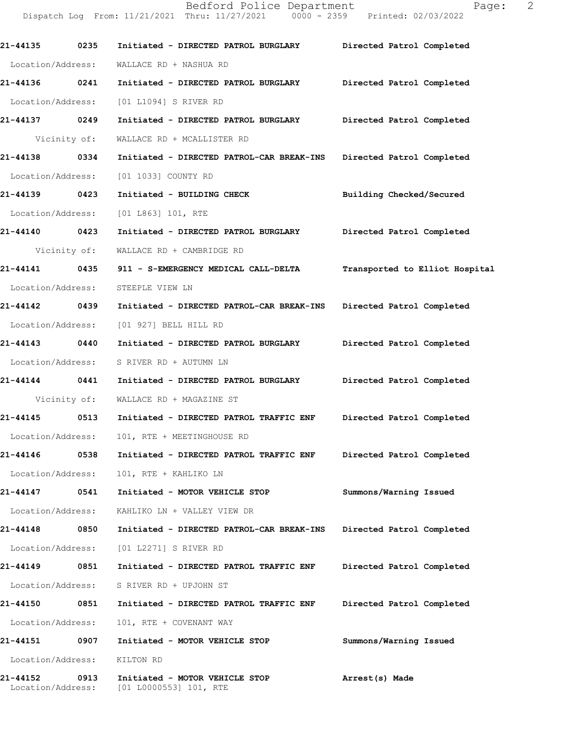21-44135 0235 Initiated - DIRECTED PATROL BURGLARY Directed Patrol Completed
Location/Address: WALLACE RD + NASHUA RD

21-44136 0241 Initiated - DIRECTED PATROL BURGLARY Directed Patrol Completed
Location/Address: [01 L1094] S RIVER RD

21-44137 0249 Initiated - DIRECTED PATROL BURGLARY Directed Patrol Completed
Vicinity of: WALLACE RD + MCALLISTER RD

21-44138 0334 Initiated - DIRECTED PATROL-CAR BREAK-INS Directed Patrol Completed
Location/Address: [01 1033] COUNTY RD

21-44139 0423 Initiated - BUILDING CHECK Building Checked/Secured
Location/Address: [01 L863] 101, RTE

21-44140 0423 Initiated - DIRECTED PATROL BURGLARY Directed Patrol Completed
Vicinity of: WALLACE RD + CAMBRIDGE RD

21-44141 0435 911 - S-EMERGENCY MEDICAL CALL-DELTA Transported to Elliot Hospital
Location/Address: STEEPLE VIEW LN

21-44142 0439 Initiated - DIRECTED PATROL-CAR BREAK-INS Directed Patrol Completed
Location/Address: [01 927] BELL HILL RD

21-44143 0440 Initiated - DIRECTED PATROL BURGLARY Directed Patrol Completed
Location/Address: S RIVER RD + AUTUMN LN

21-44144 0441 Initiated - DIRECTED PATROL BURGLARY Directed Patrol Completed
Vicinity of: WALLACE RD + MAGAZINE ST

21-44145 0513 Initiated - DIRECTED PATROL TRAFFIC ENF Directed Patrol Completed
Location/Address: 101, RTE + MEETINGHOUSE RD

21-44146 0538 Initiated - DIRECTED PATROL TRAFFIC ENF Directed Patrol Completed
Location/Address: 101, RTE + KAHLIKO LN

21-44147 0541 Initiated - MOTOR VEHICLE STOP Summons/Warning Issued
Location/Address: KAHLIKO LN + VALLEY VIEW DR

21-44148 0850 Initiated - DIRECTED PATROL-CAR BREAK-INS Directed Patrol Completed
Location/Address: [01 L2271] S RIVER RD

21-44149 0851 Initiated - DIRECTED PATROL TRAFFIC ENF Directed Patrol Completed
Location/Address: S RIVER RD + UPJOHN ST

21-44150 0851 Initiated - DIRECTED PATROL TRAFFIC ENF Directed Patrol Completed
Location/Address: 101, RTE + COVENANT WAY

21-44151 0907 Initiated - MOTOR VEHICLE STOP Summons/Warning Issued
Location/Address: KILTON RD

21-44152 0913 Initiated - MOTOR VEHICLE STOP Arrest(s) Made
Location/Address: [01 L0000553] 101, RTE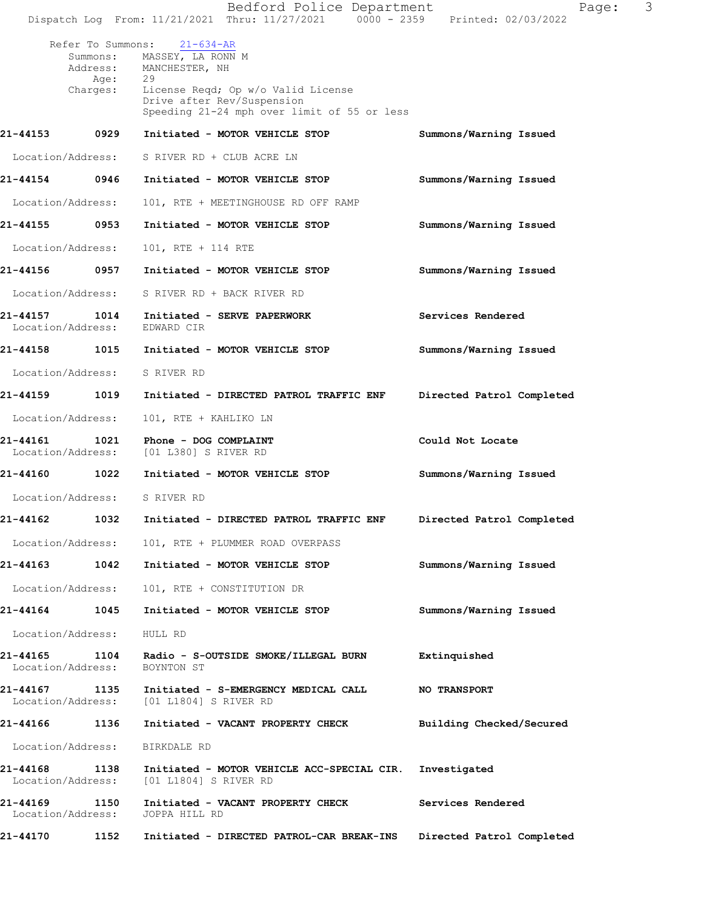Refer To Summons: 21-634-AR
Summons: MASSEY, LA RONN M
Address: MANCHESTER, NH
Age: 29
Charges: License Reqd; Op w/o Valid License
Drive after Rev/Suspension
Speeding 21-24 mph over limit of 55 or less

**21-44153 0929 Initiated - MOTOR VEHICLE STOP** Summons/Warning Issued
Location/Address: S RIVER RD + CLUB ACRE LN

**21-44154 0946 Initiated - MOTOR VEHICLE STOP** Summons/Warning Issued
Location/Address: 101, RTE + MEETINGHOUSE RD OFF RAMP

**21-44155 0953 Initiated - MOTOR VEHICLE STOP** Summons/Warning Issued
Location/Address: 101, RTE + 114 RTE

**21-44156 0957 Initiated - MOTOR VEHICLE STOP** Summons/Warning Issued
Location/Address: S RIVER RD + BACK RIVER RD

**21-44157 1014 Initiated - SERVE PAPERWORK** Services Rendered
Location/Address: EDWARD CIR

**21-44158 1015 Initiated - MOTOR VEHICLE STOP** Summons/Warning Issued
Location/Address: S RIVER RD

**21-44159 1019 Initiated - DIRECTED PATROL TRAFFIC ENF** Directed Patrol Completed
Location/Address: 101, RTE + KAHLIKO LN

**21-44161 1021 Phone - DOG COMPLAINT** Could Not Locate
Location/Address: [01 L380] S RIVER RD

**21-44160 1022 Initiated - MOTOR VEHICLE STOP** Summons/Warning Issued
Location/Address: S RIVER RD

**21-44162 1032 Initiated - DIRECTED PATROL TRAFFIC ENF** Directed Patrol Completed
Location/Address: 101, RTE + PLUMMER ROAD OVERPASS

**21-44163 1042 Initiated - MOTOR VEHICLE STOP** Summons/Warning Issued
Location/Address: 101, RTE + CONSTITUTION DR

**21-44164 1045 Initiated - MOTOR VEHICLE STOP** Summons/Warning Issued
Location/Address: HULL RD

**21-44165 1104 Radio - S-OUTSIDE SMOKE/ILLEGAL BURN** Extinquished
Location/Address: BOYNTON ST

**21-44167 1135 Initiated - S-EMERGENCY MEDICAL CALL** NO TRANSPORT
Location/Address: [01 L1804] S RIVER RD

**21-44166 1136 Initiated - VACANT PROPERTY CHECK** Building Checked/Secured
Location/Address: BIRKDALE RD

**21-44168 1138 Initiated - MOTOR VEHICLE ACC-SPECIAL CIR.** Investigated
Location/Address: [01 L1804] S RIVER RD

**21-44169 1150 Initiated - VACANT PROPERTY CHECK** Services Rendered
Location/Address: JOPPA HILL RD

**21-44170 1152 Initiated - DIRECTED PATROL-CAR BREAK-INS** Directed Patrol Completed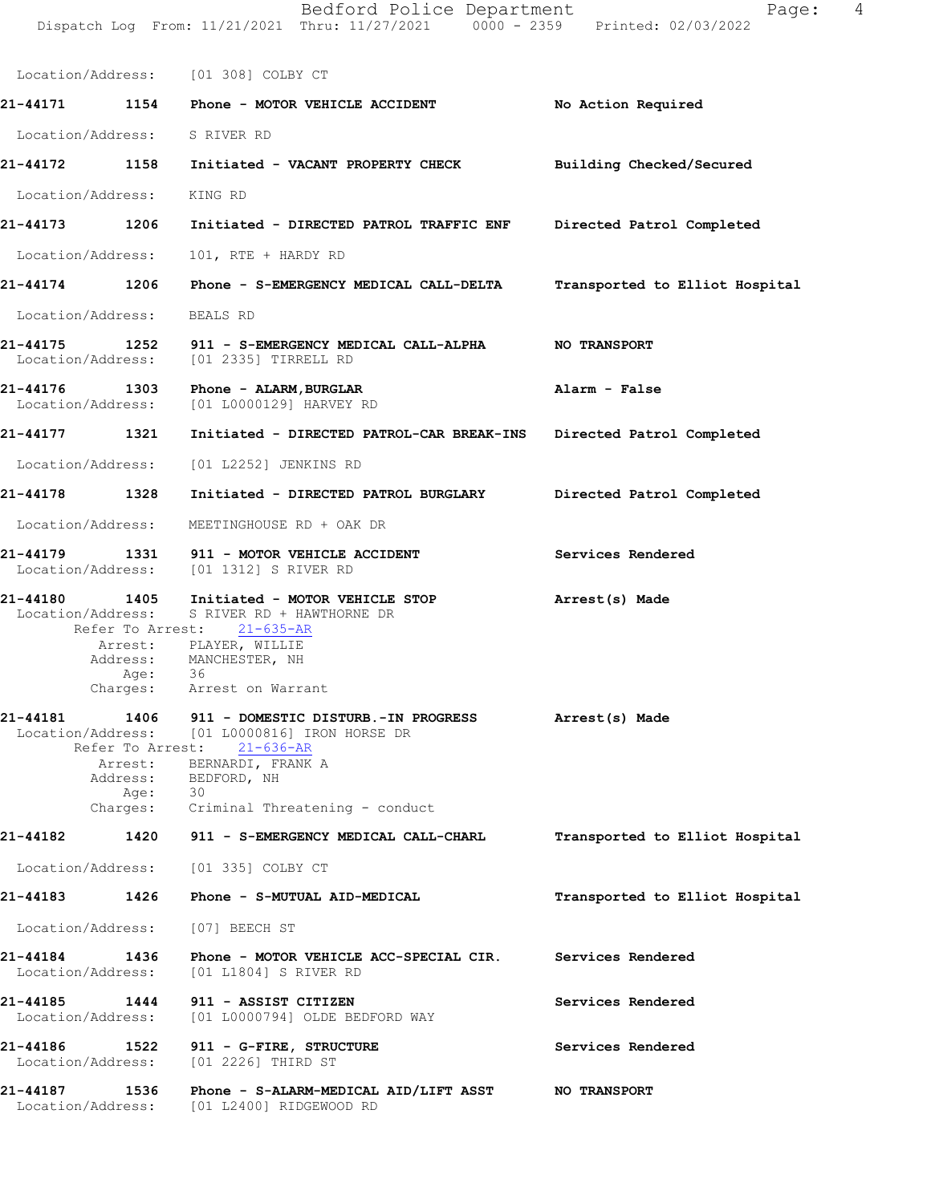Location/Address: [01 308] COLBY CT

**21-44171** 1154 Phone - **MOTOR VEHICLE ACCIDENT** — **No Action Required**
Location/Address: S RIVER RD

**21-44172** 1158 Initiated - **VACANT PROPERTY CHECK** — **Building Checked/Secured**
Location/Address: KING RD

**21-44173** 1206 Initiated - **DIRECTED PATROL TRAFFIC ENF** — **Directed Patrol Completed**
Location/Address: 101, RTE + HARDY RD

**21-44174** 1206 Phone - **S-EMERGENCY MEDICAL CALL-DELTA** — **Transported to Elliot Hospital**
Location/Address: BEALS RD

**21-44175** 1252 911 - **S-EMERGENCY MEDICAL CALL-ALPHA** — **NO TRANSPORT**
Location/Address: [01 2335] TIRRELL RD

**21-44176** 1303 Phone - **ALARM,BURGLAR** — **Alarm - False**
Location/Address: [01 L0000129] HARVEY RD

**21-44177** 1321 Initiated - **DIRECTED PATROL-CAR BREAK-INS** — **Directed Patrol Completed**
Location/Address: [01 L2252] JENKINS RD

**21-44178** 1328 Initiated - **DIRECTED PATROL BURGLARY** — **Directed Patrol Completed**
Location/Address: MEETINGHOUSE RD + OAK DR

**21-44179** 1331 911 - **MOTOR VEHICLE ACCIDENT** — **Services Rendered**
Location/Address: [01 1312] S RIVER RD

**21-44180** 1405 Initiated - **MOTOR VEHICLE STOP** — **Arrest(s) Made**
Location/Address: S RIVER RD + HAWTHORNE DR
Refer To Arrest: 21-635-AR
Arrest: PLAYER, WILLIE
Address: MANCHESTER, NH
Age: 36
Charges: Arrest on Warrant

**21-44181** 1406 911 - **DOMESTIC DISTURB.-IN PROGRESS** — **Arrest(s) Made**
Location/Address: [01 L0000816] IRON HORSE DR
Refer To Arrest: 21-636-AR
Arrest: BERNARDI, FRANK A
Address: BEDFORD, NH
Age: 30
Charges: Criminal Threatening - conduct

**21-44182** 1420 911 - **S-EMERGENCY MEDICAL CALL-CHARL** — **Transported to Elliot Hospital**
Location/Address: [01 335] COLBY CT

**21-44183** 1426 Phone - **S-MUTUAL AID-MEDICAL** — **Transported to Elliot Hospital**
Location/Address: [07] BEECH ST

**21-44184** 1436 Phone - **MOTOR VEHICLE ACC-SPECIAL CIR.** — **Services Rendered**
Location/Address: [01 L1804] S RIVER RD

**21-44185** 1444 911 - **ASSIST CITIZEN** — **Services Rendered**
Location/Address: [01 L0000794] OLDE BEDFORD WAY

**21-44186** 1522 911 - **G-FIRE, STRUCTURE** — **Services Rendered**
Location/Address: [01 2226] THIRD ST

**21-44187** 1536 Phone - **S-ALARM-MEDICAL AID/LIFT ASST** — **NO TRANSPORT**
Location/Address: [01 L2400] RIDGEWOOD RD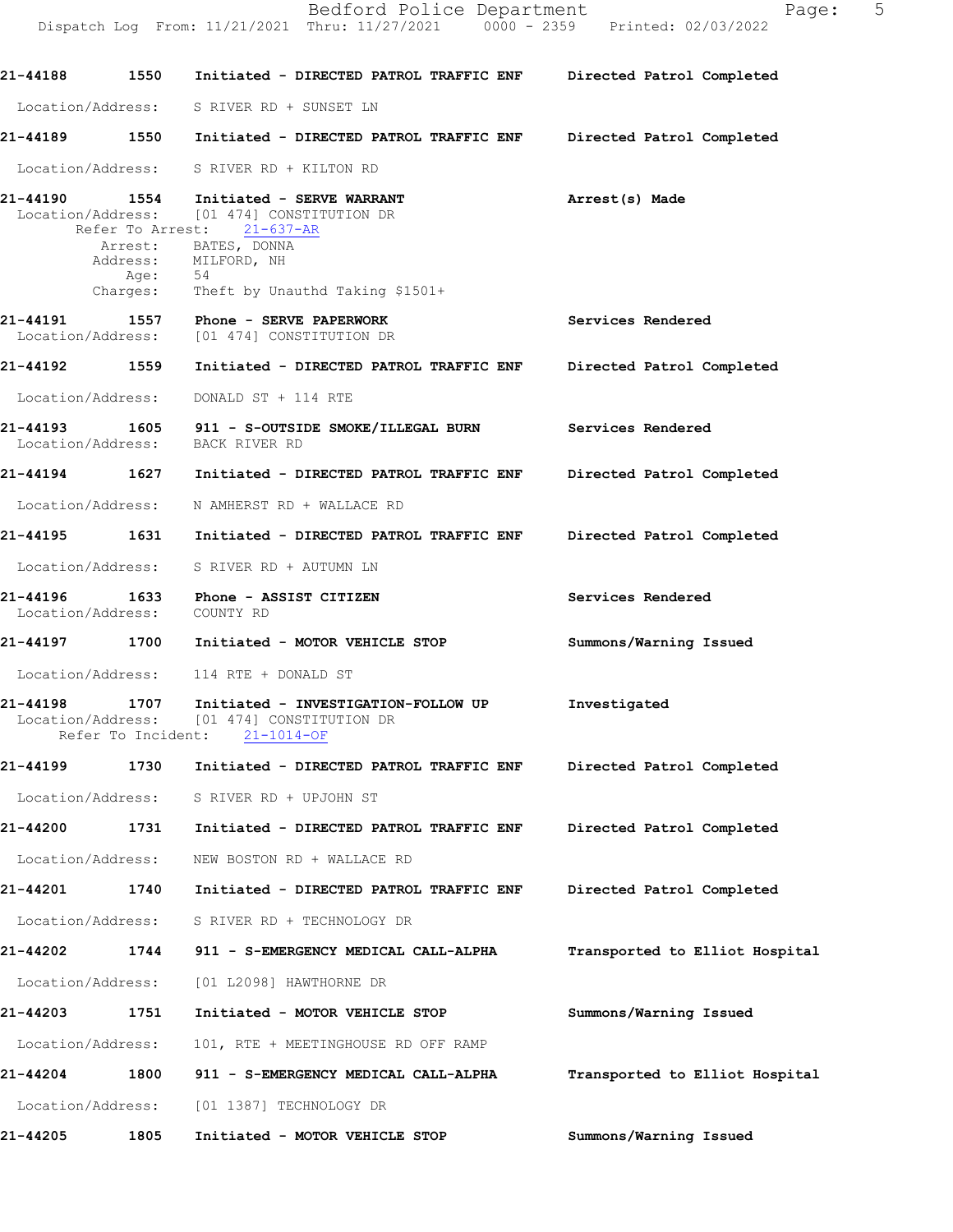**21-44188** 1550 Initiated - **DIRECTED PATROL TRAFFIC ENF** — **Directed Patrol Completed**

Location/Address: S RIVER RD + SUNSET LN

**21-44189** 1550 Initiated - **DIRECTED PATROL TRAFFIC ENF** — **Directed Patrol Completed**

Location/Address: S RIVER RD + KILTON RD

**21-44190** 1554 Initiated - **SERVE WARRANT** — **Arrest(s) Made**

Location/Address: [01 474] CONSTITUTION DR
Refer To Arrest: 21-637-AR
Arrest: BATES, DONNA
Address: MILFORD, NH
Age: 54
Charges: Theft by Unauthd Taking $1501+

**21-44191** 1557 Phone - **SERVE PAPERWORK** — **Services Rendered**

Location/Address: [01 474] CONSTITUTION DR

**21-44192** 1559 Initiated - **DIRECTED PATROL TRAFFIC ENF** — **Directed Patrol Completed**

Location/Address: DONALD ST + 114 RTE

**21-44193** 1605 911 - **S-OUTSIDE SMOKE/ILLEGAL BURN** — **Services Rendered**

Location/Address: BACK RIVER RD

**21-44194** 1627 Initiated - **DIRECTED PATROL TRAFFIC ENF** — **Directed Patrol Completed**

Location/Address: N AMHERST RD + WALLACE RD

**21-44195** 1631 Initiated - **DIRECTED PATROL TRAFFIC ENF** — **Directed Patrol Completed**

Location/Address: S RIVER RD + AUTUMN LN

**21-44196** 1633 Phone - **ASSIST CITIZEN** — **Services Rendered**

Location/Address: COUNTY RD

**21-44197** 1700 Initiated - **MOTOR VEHICLE STOP** — **Summons/Warning Issued**

Location/Address: 114 RTE + DONALD ST

**21-44198** 1707 Initiated - **INVESTIGATION-FOLLOW UP** — **Investigated**

Location/Address: [01 474] CONSTITUTION DR
Refer To Incident: 21-1014-OF

**21-44199** 1730 Initiated - **DIRECTED PATROL TRAFFIC ENF** — **Directed Patrol Completed**

Location/Address: S RIVER RD + UPJOHN ST

**21-44200** 1731 Initiated - **DIRECTED PATROL TRAFFIC ENF** — **Directed Patrol Completed**

Location/Address: NEW BOSTON RD + WALLACE RD

**21-44201** 1740 Initiated - **DIRECTED PATROL TRAFFIC ENF** — **Directed Patrol Completed**

Location/Address: S RIVER RD + TECHNOLOGY DR

**21-44202** 1744 911 - **S-EMERGENCY MEDICAL CALL-ALPHA** — **Transported to Elliot Hospital**

Location/Address: [01 L2098] HAWTHORNE DR

**21-44203** 1751 Initiated - **MOTOR VEHICLE STOP** — **Summons/Warning Issued**

Location/Address: 101, RTE + MEETINGHOUSE RD OFF RAMP

**21-44204** 1800 911 - **S-EMERGENCY MEDICAL CALL-ALPHA** — **Transported to Elliot Hospital**

Location/Address: [01 1387] TECHNOLOGY DR

**21-44205** 1805 Initiated - **MOTOR VEHICLE STOP** — **Summons/Warning Issued**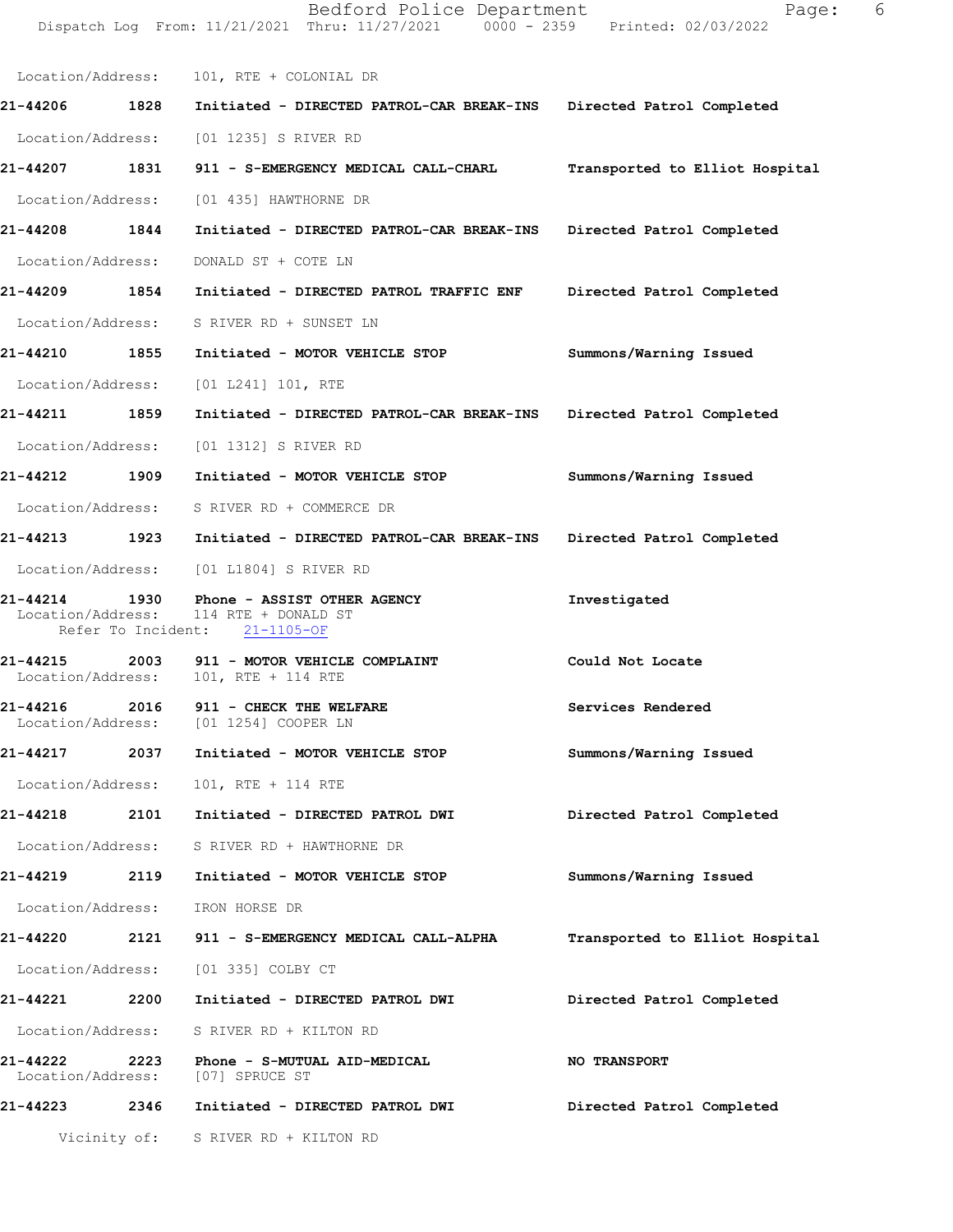Location/Address: 101, RTE + COLONIAL DR

| Call # | Time | Call Reason | Action |
|---|---|---|---|
| 21-44206 | 1828 | Initiated - DIRECTED PATROL-CAR BREAK-INS | Directed Patrol Completed |

Location/Address: [01 1235] S RIVER RD

| Call # | Time | Call Reason | Action |
|---|---|---|---|
| 21-44207 | 1831 | 911 - S-EMERGENCY MEDICAL CALL-CHARL | Transported to Elliot Hospital |

Location/Address: [01 435] HAWTHORNE DR

| Call # | Time | Call Reason | Action |
|---|---|---|---|
| 21-44208 | 1844 | Initiated - DIRECTED PATROL-CAR BREAK-INS | Directed Patrol Completed |

Location/Address: DONALD ST + COTE LN

| Call # | Time | Call Reason | Action |
|---|---|---|---|
| 21-44209 | 1854 | Initiated - DIRECTED PATROL TRAFFIC ENF | Directed Patrol Completed |

Location/Address: S RIVER RD + SUNSET LN

| Call # | Time | Call Reason | Action |
|---|---|---|---|
| 21-44210 | 1855 | Initiated - MOTOR VEHICLE STOP | Summons/Warning Issued |

Location/Address: [01 L241] 101, RTE

| Call # | Time | Call Reason | Action |
|---|---|---|---|
| 21-44211 | 1859 | Initiated - DIRECTED PATROL-CAR BREAK-INS | Directed Patrol Completed |

Location/Address: [01 1312] S RIVER RD

| Call # | Time | Call Reason | Action |
|---|---|---|---|
| 21-44212 | 1909 | Initiated - MOTOR VEHICLE STOP | Summons/Warning Issued |

Location/Address: S RIVER RD + COMMERCE DR

| Call # | Time | Call Reason | Action |
|---|---|---|---|
| 21-44213 | 1923 | Initiated - DIRECTED PATROL-CAR BREAK-INS | Directed Patrol Completed |

Location/Address: [01 L1804] S RIVER RD

| Call # | Time | Call Reason | Action |
|---|---|---|---|
| 21-44214 | 1930 | Phone - ASSIST OTHER AGENCY | Investigated |

Location/Address: 114 RTE + DONALD ST
Refer To Incident: 21-1105-OF

| Call # | Time | Call Reason | Action |
|---|---|---|---|
| 21-44215 | 2003 | 911 - MOTOR VEHICLE COMPLAINT | Could Not Locate |

Location/Address: 101, RTE + 114 RTE

| Call # | Time | Call Reason | Action |
|---|---|---|---|
| 21-44216 | 2016 | 911 - CHECK THE WELFARE | Services Rendered |

Location/Address: [01 1254] COOPER LN

| Call # | Time | Call Reason | Action |
|---|---|---|---|
| 21-44217 | 2037 | Initiated - MOTOR VEHICLE STOP | Summons/Warning Issued |

Location/Address: 101, RTE + 114 RTE

| Call # | Time | Call Reason | Action |
|---|---|---|---|
| 21-44218 | 2101 | Initiated - DIRECTED PATROL DWI | Directed Patrol Completed |

Location/Address: S RIVER RD + HAWTHORNE DR

| Call # | Time | Call Reason | Action |
|---|---|---|---|
| 21-44219 | 2119 | Initiated - MOTOR VEHICLE STOP | Summons/Warning Issued |

Location/Address: IRON HORSE DR

| Call # | Time | Call Reason | Action |
|---|---|---|---|
| 21-44220 | 2121 | 911 - S-EMERGENCY MEDICAL CALL-ALPHA | Transported to Elliot Hospital |

Location/Address: [01 335] COLBY CT

| Call # | Time | Call Reason | Action |
|---|---|---|---|
| 21-44221 | 2200 | Initiated - DIRECTED PATROL DWI | Directed Patrol Completed |

Location/Address: S RIVER RD + KILTON RD

| Call # | Time | Call Reason | Action |
|---|---|---|---|
| 21-44222 | 2223 | Phone - S-MUTUAL AID-MEDICAL | NO TRANSPORT |

Location/Address: [07] SPRUCE ST

| Call # | Time | Call Reason | Action |
|---|---|---|---|
| 21-44223 | 2346 | Initiated - DIRECTED PATROL DWI | Directed Patrol Completed |

Vicinity of: S RIVER RD + KILTON RD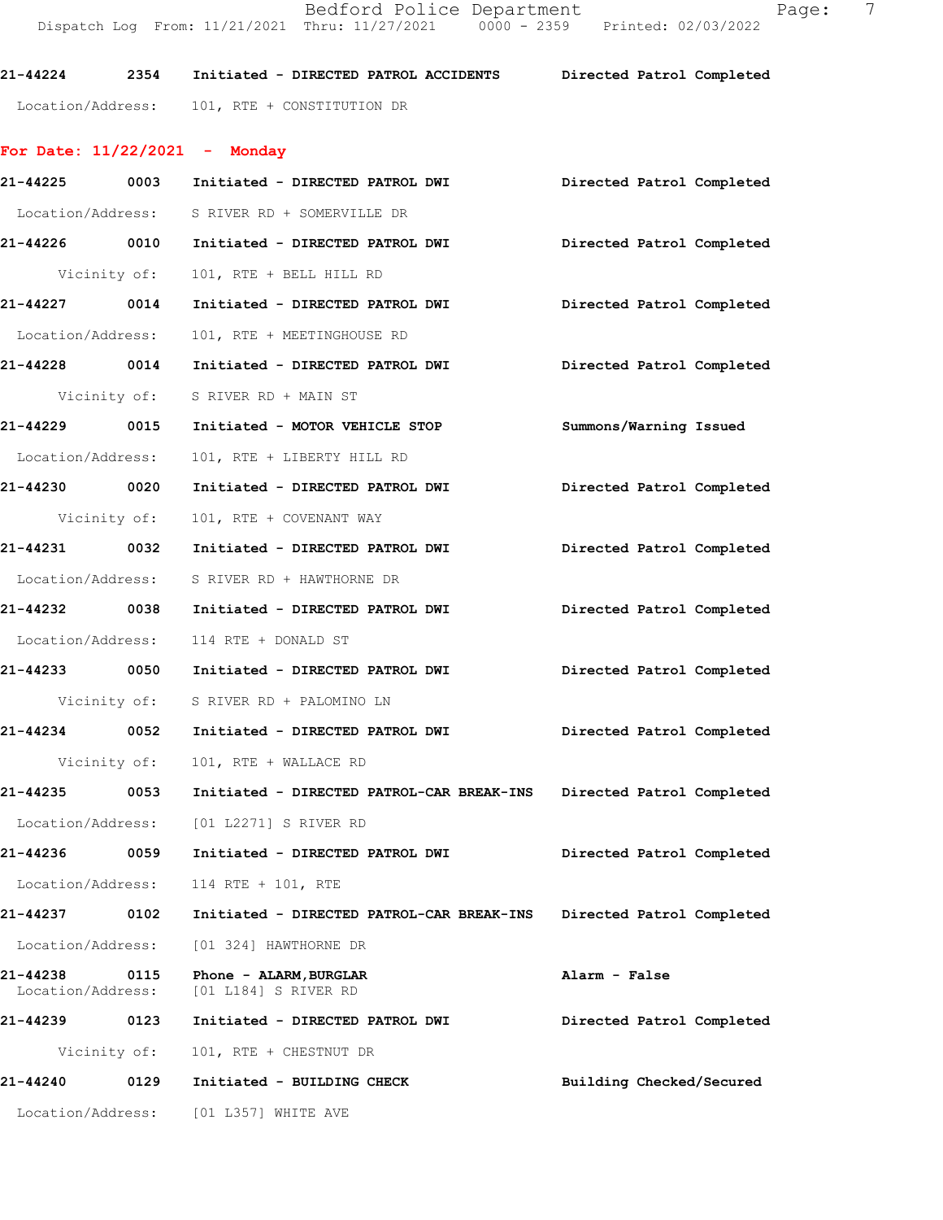21-44224 2354 Initiated - DIRECTED PATROL ACCIDENTS Directed Patrol Completed

Location/Address: 101, RTE + CONSTITUTION DR

**For Date: 11/22/2021 - Monday**

21-44225 0003 Initiated - DIRECTED PATROL DWI Directed Patrol Completed

Location/Address: S RIVER RD + SOMERVILLE DR

21-44226 0010 Initiated - DIRECTED PATROL DWI Directed Patrol Completed

Vicinity of: 101, RTE + BELL HILL RD

21-44227 0014 Initiated - DIRECTED PATROL DWI Directed Patrol Completed

Location/Address: 101, RTE + MEETINGHOUSE RD

21-44228 0014 Initiated - DIRECTED PATROL DWI Directed Patrol Completed

Vicinity of: S RIVER RD + MAIN ST

21-44229 0015 Initiated - MOTOR VEHICLE STOP Summons/Warning Issued

Location/Address: 101, RTE + LIBERTY HILL RD

21-44230 0020 Initiated - DIRECTED PATROL DWI Directed Patrol Completed

Vicinity of: 101, RTE + COVENANT WAY

21-44231 0032 Initiated - DIRECTED PATROL DWI Directed Patrol Completed

Location/Address: S RIVER RD + HAWTHORNE DR

21-44232 0038 Initiated - DIRECTED PATROL DWI Directed Patrol Completed

Location/Address: 114 RTE + DONALD ST

21-44233 0050 Initiated - DIRECTED PATROL DWI Directed Patrol Completed

Vicinity of: S RIVER RD + PALOMINO LN

21-44234 0052 Initiated - DIRECTED PATROL DWI Directed Patrol Completed

Vicinity of: 101, RTE + WALLACE RD

21-44235 0053 Initiated - DIRECTED PATROL-CAR BREAK-INS Directed Patrol Completed

Location/Address: [01 L2271] S RIVER RD

21-44236 0059 Initiated - DIRECTED PATROL DWI Directed Patrol Completed

Location/Address: 114 RTE + 101, RTE

21-44237 0102 Initiated - DIRECTED PATROL-CAR BREAK-INS Directed Patrol Completed

Location/Address: [01 324] HAWTHORNE DR

21-44238 0115 Phone - ALARM,BURGLAR Alarm - False

Location/Address: [01 L184] S RIVER RD

21-44239 0123 Initiated - DIRECTED PATROL DWI Directed Patrol Completed

Vicinity of: 101, RTE + CHESTNUT DR

21-44240 0129 Initiated - BUILDING CHECK Building Checked/Secured

Location/Address: [01 L357] WHITE AVE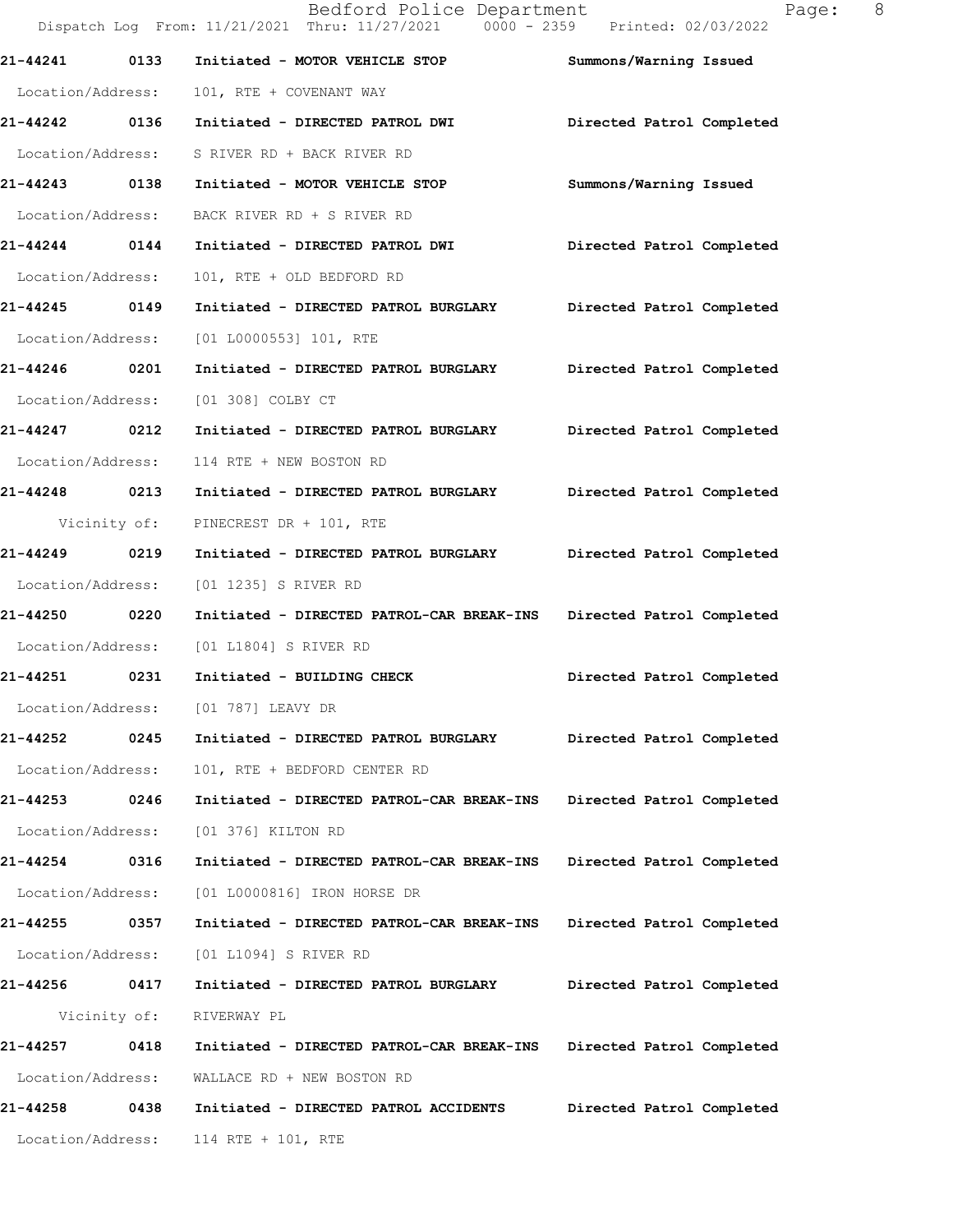**21-44241 0133 Initiated - MOTOR VEHICLE STOP** **Summons/Warning Issued**

Location/Address: 101, RTE + COVENANT WAY

**21-44242 0136 Initiated - DIRECTED PATROL DWI** **Directed Patrol Completed**

Location/Address: S RIVER RD + BACK RIVER RD

**21-44243 0138 Initiated - MOTOR VEHICLE STOP** **Summons/Warning Issued**

Location/Address: BACK RIVER RD + S RIVER RD

**21-44244 0144 Initiated - DIRECTED PATROL DWI** **Directed Patrol Completed**

Location/Address: 101, RTE + OLD BEDFORD RD

**21-44245 0149 Initiated - DIRECTED PATROL BURGLARY** **Directed Patrol Completed**

Location/Address: [01 L0000553] 101, RTE

**21-44246 0201 Initiated - DIRECTED PATROL BURGLARY** **Directed Patrol Completed**

Location/Address: [01 308] COLBY CT

**21-44247 0212 Initiated - DIRECTED PATROL BURGLARY** **Directed Patrol Completed**

Location/Address: 114 RTE + NEW BOSTON RD

**21-44248 0213 Initiated - DIRECTED PATROL BURGLARY** **Directed Patrol Completed**

Vicinity of: PINECREST DR + 101, RTE

**21-44249 0219 Initiated - DIRECTED PATROL BURGLARY** **Directed Patrol Completed**

Location/Address: [01 1235] S RIVER RD

**21-44250 0220 Initiated - DIRECTED PATROL-CAR BREAK-INS** **Directed Patrol Completed**

Location/Address: [01 L1804] S RIVER RD

**21-44251 0231 Initiated - BUILDING CHECK** **Directed Patrol Completed**

Location/Address: [01 787] LEAVY DR

**21-44252 0245 Initiated - DIRECTED PATROL BURGLARY** **Directed Patrol Completed**

Location/Address: 101, RTE + BEDFORD CENTER RD

**21-44253 0246 Initiated - DIRECTED PATROL-CAR BREAK-INS** **Directed Patrol Completed**

Location/Address: [01 376] KILTON RD

**21-44254 0316 Initiated - DIRECTED PATROL-CAR BREAK-INS** **Directed Patrol Completed**

Location/Address: [01 L0000816] IRON HORSE DR

**21-44255 0357 Initiated - DIRECTED PATROL-CAR BREAK-INS** **Directed Patrol Completed**

Location/Address: [01 L1094] S RIVER RD

**21-44256 0417 Initiated - DIRECTED PATROL BURGLARY** **Directed Patrol Completed**

Vicinity of: RIVERWAY PL

**21-44257 0418 Initiated - DIRECTED PATROL-CAR BREAK-INS** **Directed Patrol Completed**

Location/Address: WALLACE RD + NEW BOSTON RD

**21-44258 0438 Initiated - DIRECTED PATROL ACCIDENTS** **Directed Patrol Completed**

Location/Address: 114 RTE + 101, RTE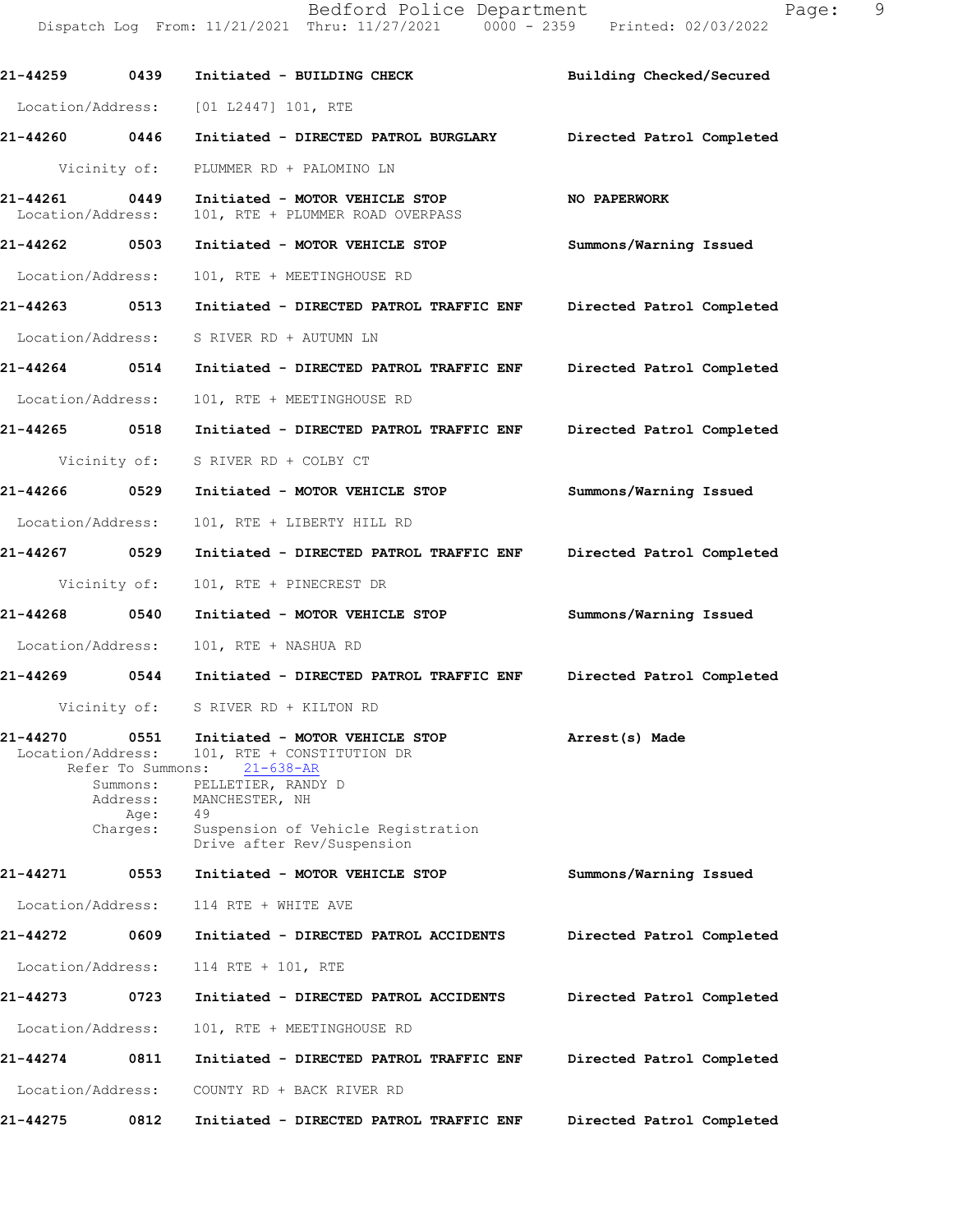**21-44259** 0439 **Initiated - BUILDING CHECK** **Building Checked/Secured**

Location/Address: [01 L2447] 101, RTE

**21-44260** 0446 **Initiated - DIRECTED PATROL BURGLARY** **Directed Patrol Completed**

Vicinity of: PLUMMER RD + PALOMINO LN

**21-44261** 0449 **Initiated - MOTOR VEHICLE STOP** **NO PAPERWORK**

Location/Address: 101, RTE + PLUMMER ROAD OVERPASS

**21-44262** 0503 **Initiated - MOTOR VEHICLE STOP** **Summons/Warning Issued**

Location/Address: 101, RTE + MEETINGHOUSE RD

**21-44263** 0513 **Initiated - DIRECTED PATROL TRAFFIC ENF** **Directed Patrol Completed**

Location/Address: S RIVER RD + AUTUMN LN

**21-44264** 0514 **Initiated - DIRECTED PATROL TRAFFIC ENF** **Directed Patrol Completed**

Location/Address: 101, RTE + MEETINGHOUSE RD

**21-44265** 0518 **Initiated - DIRECTED PATROL TRAFFIC ENF** **Directed Patrol Completed**

Vicinity of: S RIVER RD + COLBY CT

**21-44266** 0529 **Initiated - MOTOR VEHICLE STOP** **Summons/Warning Issued**

Location/Address: 101, RTE + LIBERTY HILL RD

**21-44267** 0529 **Initiated - DIRECTED PATROL TRAFFIC ENF** **Directed Patrol Completed**

Vicinity of: 101, RTE + PINECREST DR

**21-44268** 0540 **Initiated - MOTOR VEHICLE STOP** **Summons/Warning Issued**

Location/Address: 101, RTE + NASHUA RD

**21-44269** 0544 **Initiated - DIRECTED PATROL TRAFFIC ENF** **Directed Patrol Completed**

Vicinity of: S RIVER RD + KILTON RD

**21-44270** 0551 **Initiated - MOTOR VEHICLE STOP** **Arrest(s) Made**

Location/Address: 101, RTE + CONSTITUTION DR
Refer To Summons: 21-638-AR
Summons: PELLETIER, RANDY D
Address: MANCHESTER, NH
Age: 49
Charges: Suspension of Vehicle Registration
Drive after Rev/Suspension

**21-44271** 0553 **Initiated - MOTOR VEHICLE STOP** **Summons/Warning Issued**

Location/Address: 114 RTE + WHITE AVE

**21-44272** 0609 **Initiated - DIRECTED PATROL ACCIDENTS** **Directed Patrol Completed**

Location/Address: 114 RTE + 101, RTE

**21-44273** 0723 **Initiated - DIRECTED PATROL ACCIDENTS** **Directed Patrol Completed**

Location/Address: 101, RTE + MEETINGHOUSE RD

**21-44274** 0811 **Initiated - DIRECTED PATROL TRAFFIC ENF** **Directed Patrol Completed**

Location/Address: COUNTY RD + BACK RIVER RD

**21-44275** 0812 **Initiated - DIRECTED PATROL TRAFFIC ENF** **Directed Patrol Completed**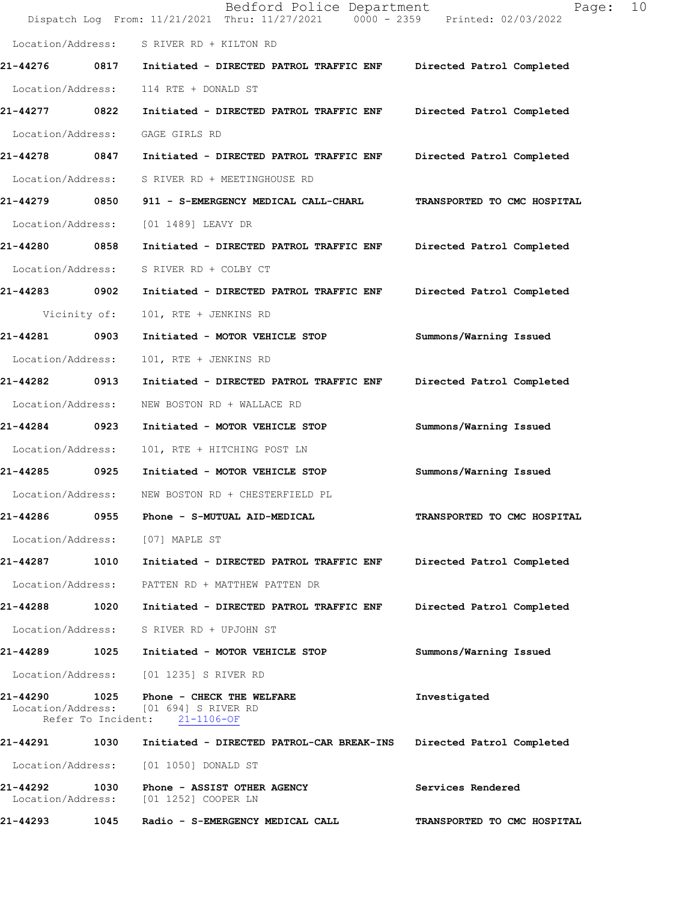Location/Address: S RIVER RD + KILTON RD

**21-44276 0817 Initiated - DIRECTED PATROL TRAFFIC ENF Directed Patrol Completed**

Location/Address: 114 RTE + DONALD ST

**21-44277 0822 Initiated - DIRECTED PATROL TRAFFIC ENF Directed Patrol Completed**

Location/Address: GAGE GIRLS RD

**21-44278 0847 Initiated - DIRECTED PATROL TRAFFIC ENF Directed Patrol Completed**

Location/Address: S RIVER RD + MEETINGHOUSE RD

**21-44279 0850 911 - S-EMERGENCY MEDICAL CALL-CHARL TRANSPORTED TO CMC HOSPITAL**

Location/Address: [01 1489] LEAVY DR

**21-44280 0858 Initiated - DIRECTED PATROL TRAFFIC ENF Directed Patrol Completed**

Location/Address: S RIVER RD + COLBY CT

**21-44283 0902 Initiated - DIRECTED PATROL TRAFFIC ENF Directed Patrol Completed**

Vicinity of: 101, RTE + JENKINS RD

**21-44281 0903 Initiated - MOTOR VEHICLE STOP Summons/Warning Issued**

Location/Address: 101, RTE + JENKINS RD

**21-44282 0913 Initiated - DIRECTED PATROL TRAFFIC ENF Directed Patrol Completed**

Location/Address: NEW BOSTON RD + WALLACE RD

**21-44284 0923 Initiated - MOTOR VEHICLE STOP Summons/Warning Issued**

Location/Address: 101, RTE + HITCHING POST LN

**21-44285 0925 Initiated - MOTOR VEHICLE STOP Summons/Warning Issued**

Location/Address: NEW BOSTON RD + CHESTERFIELD PL

**21-44286 0955 Phone - S-MUTUAL AID-MEDICAL TRANSPORTED TO CMC HOSPITAL**

Location/Address: [07] MAPLE ST

**21-44287 1010 Initiated - DIRECTED PATROL TRAFFIC ENF Directed Patrol Completed**

Location/Address: PATTEN RD + MATTHEW PATTEN DR

**21-44288 1020 Initiated - DIRECTED PATROL TRAFFIC ENF Directed Patrol Completed**

Location/Address: S RIVER RD + UPJOHN ST

**21-44289 1025 Initiated - MOTOR VEHICLE STOP Summons/Warning Issued**

Location/Address: [01 1235] S RIVER RD

**21-44290 1025 Phone - CHECK THE WELFARE Investigated**
Location/Address: [01 694] S RIVER RD
Refer To Incident: 21-1106-OF

**21-44291 1030 Initiated - DIRECTED PATROL-CAR BREAK-INS Directed Patrol Completed**

Location/Address: [01 1050] DONALD ST

**21-44292 1030 Phone - ASSIST OTHER AGENCY Services Rendered**
Location/Address: [01 1252] COOPER LN

**21-44293 1045 Radio - S-EMERGENCY MEDICAL CALL TRANSPORTED TO CMC HOSPITAL**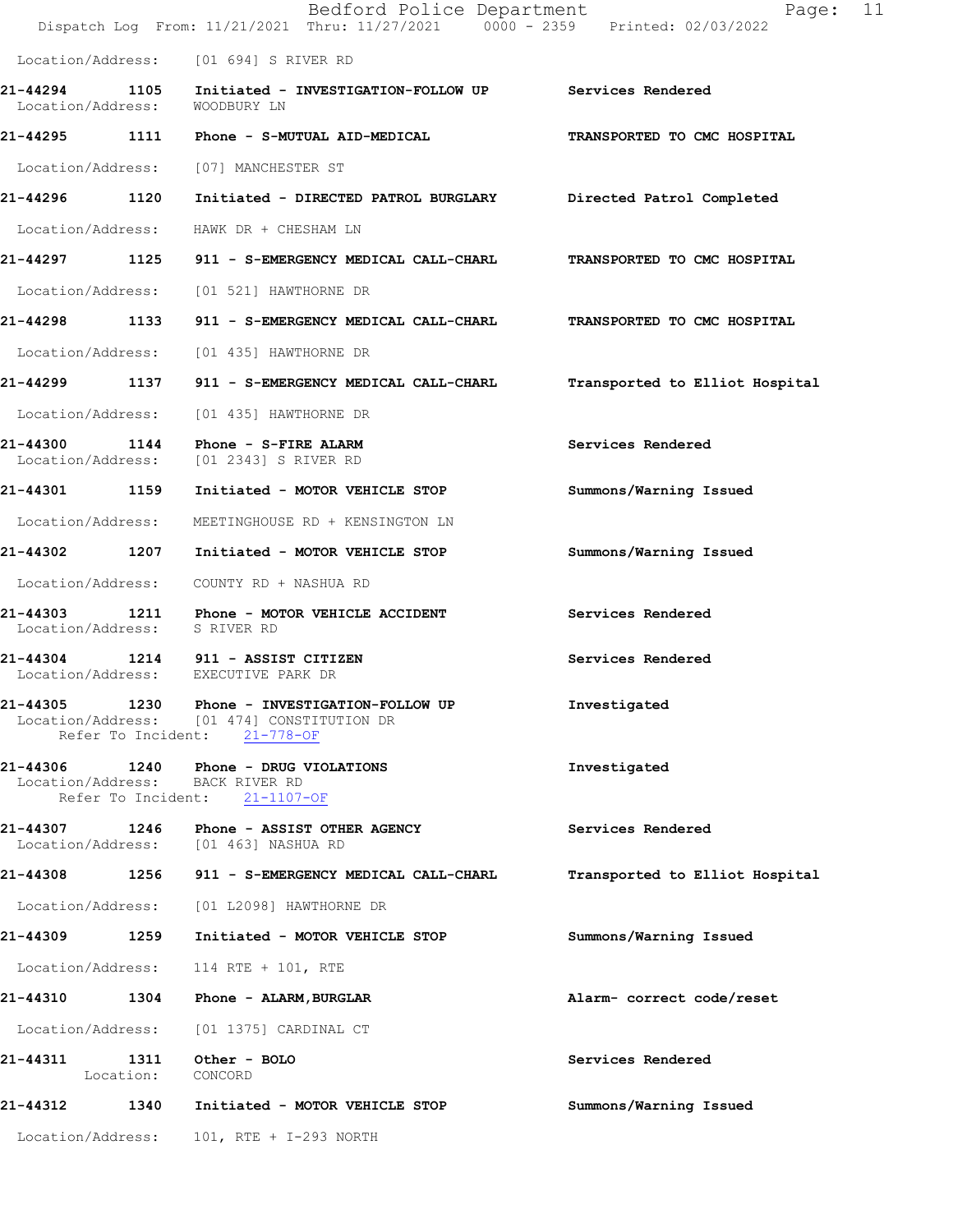Location/Address: [01 694] S RIVER RD

**21-44294** 1105 **Initiated - INVESTIGATION-FOLLOW UP** **Services Rendered**
Location/Address: WOODBURY LN

**21-44295** 1111 **Phone - S-MUTUAL AID-MEDICAL** **TRANSPORTED TO CMC HOSPITAL**
Location/Address: [07] MANCHESTER ST

**21-44296** 1120 **Initiated - DIRECTED PATROL BURGLARY** **Directed Patrol Completed**
Location/Address: HAWK DR + CHESHAM LN

**21-44297** 1125 **911 - S-EMERGENCY MEDICAL CALL-CHARL** **TRANSPORTED TO CMC HOSPITAL**
Location/Address: [01 521] HAWTHORNE DR

**21-44298** 1133 **911 - S-EMERGENCY MEDICAL CALL-CHARL** **TRANSPORTED TO CMC HOSPITAL**
Location/Address: [01 435] HAWTHORNE DR

**21-44299** 1137 **911 - S-EMERGENCY MEDICAL CALL-CHARL** **Transported to Elliot Hospital**
Location/Address: [01 435] HAWTHORNE DR

**21-44300** 1144 **Phone - S-FIRE ALARM** **Services Rendered**
Location/Address: [01 2343] S RIVER RD

**21-44301** 1159 **Initiated - MOTOR VEHICLE STOP** **Summons/Warning Issued**
Location/Address: MEETINGHOUSE RD + KENSINGTON LN

**21-44302** 1207 **Initiated - MOTOR VEHICLE STOP** **Summons/Warning Issued**
Location/Address: COUNTY RD + NASHUA RD

**21-44303** 1211 **Phone - MOTOR VEHICLE ACCIDENT** **Services Rendered**
Location/Address: S RIVER RD

**21-44304** 1214 **911 - ASSIST CITIZEN** **Services Rendered**
Location/Address: EXECUTIVE PARK DR

**21-44305** 1230 **Phone - INVESTIGATION-FOLLOW UP** **Investigated**
Location/Address: [01 474] CONSTITUTION DR
Refer To Incident: 21-778-OF

**21-44306** 1240 **Phone - DRUG VIOLATIONS** **Investigated**
Location/Address: BACK RIVER RD
Refer To Incident: 21-1107-OF

**21-44307** 1246 **Phone - ASSIST OTHER AGENCY** **Services Rendered**
Location/Address: [01 463] NASHUA RD

**21-44308** 1256 **911 - S-EMERGENCY MEDICAL CALL-CHARL** **Transported to Elliot Hospital**
Location/Address: [01 L2098] HAWTHORNE DR

**21-44309** 1259 **Initiated - MOTOR VEHICLE STOP** **Summons/Warning Issued**
Location/Address: 114 RTE + 101, RTE

**21-44310** 1304 **Phone - ALARM,BURGLAR** **Alarm- correct code/reset**
Location/Address: [01 1375] CARDINAL CT

**21-44311** 1311 **Other - BOLO** **Services Rendered**
Location: CONCORD

**21-44312** 1340 **Initiated - MOTOR VEHICLE STOP** **Summons/Warning Issued**
Location/Address: 101, RTE + I-293 NORTH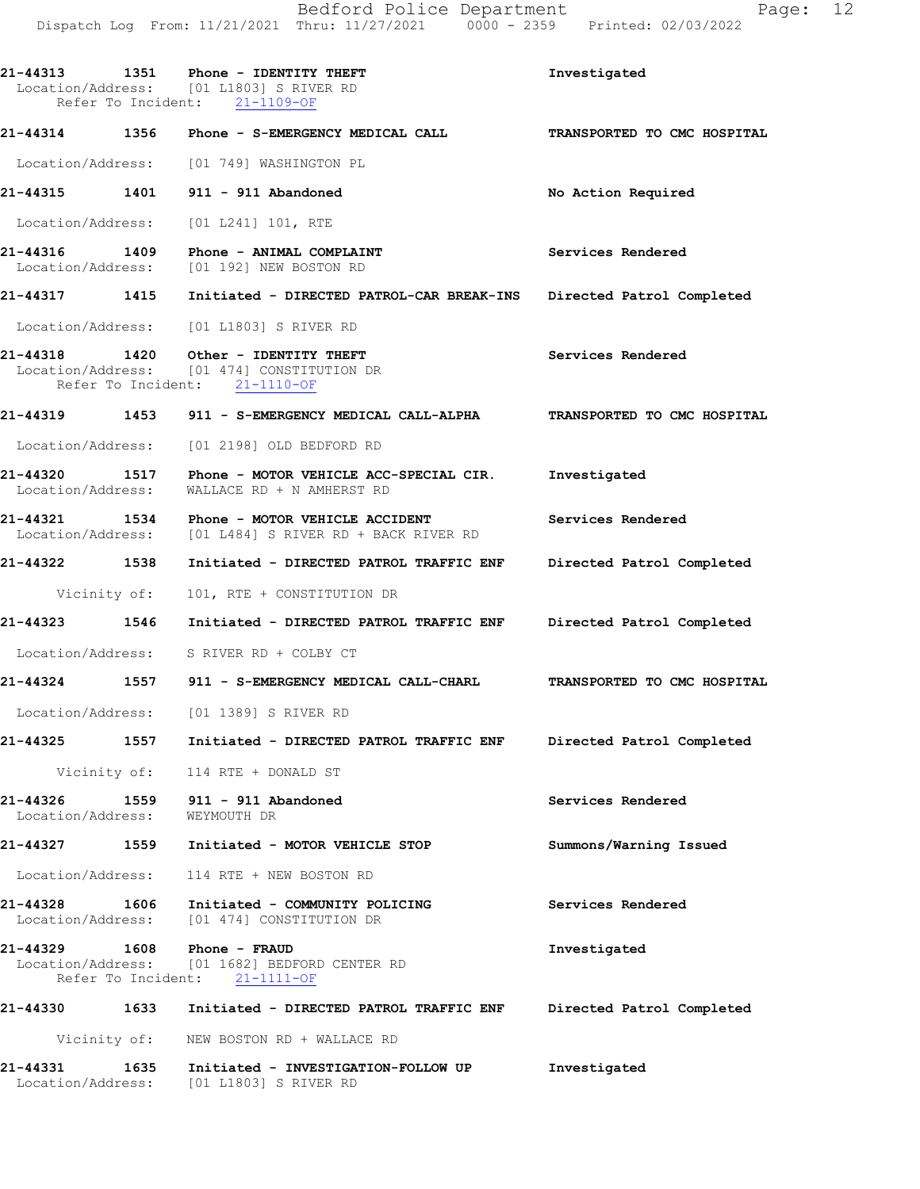21-44313 1351 Phone - IDENTITY THEFT Investigated
Location/Address: [01 L1803] S RIVER RD
Refer To Incident: 21-1109-OF

21-44314 1356 Phone - S-EMERGENCY MEDICAL CALL TRANSPORTED TO CMC HOSPITAL
Location/Address: [01 749] WASHINGTON PL

21-44315 1401 911 - 911 Abandoned No Action Required
Location/Address: [01 L241] 101, RTE

21-44316 1409 Phone - ANIMAL COMPLAINT Services Rendered
Location/Address: [01 192] NEW BOSTON RD

21-44317 1415 Initiated - DIRECTED PATROL-CAR BREAK-INS Directed Patrol Completed
Location/Address: [01 L1803] S RIVER RD

21-44318 1420 Other - IDENTITY THEFT Services Rendered
Location/Address: [01 474] CONSTITUTION DR
Refer To Incident: 21-1110-OF

21-44319 1453 911 - S-EMERGENCY MEDICAL CALL-ALPHA TRANSPORTED TO CMC HOSPITAL
Location/Address: [01 2198] OLD BEDFORD RD

21-44320 1517 Phone - MOTOR VEHICLE ACC-SPECIAL CIR. Investigated
Location/Address: WALLACE RD + N AMHERST RD

21-44321 1534 Phone - MOTOR VEHICLE ACCIDENT Services Rendered
Location/Address: [01 L484] S RIVER RD + BACK RIVER RD

21-44322 1538 Initiated - DIRECTED PATROL TRAFFIC ENF Directed Patrol Completed
Vicinity of: 101, RTE + CONSTITUTION DR

21-44323 1546 Initiated - DIRECTED PATROL TRAFFIC ENF Directed Patrol Completed
Location/Address: S RIVER RD + COLBY CT

21-44324 1557 911 - S-EMERGENCY MEDICAL CALL-CHARL TRANSPORTED TO CMC HOSPITAL
Location/Address: [01 1389] S RIVER RD

21-44325 1557 Initiated - DIRECTED PATROL TRAFFIC ENF Directed Patrol Completed
Vicinity of: 114 RTE + DONALD ST

21-44326 1559 911 - 911 Abandoned Services Rendered
Location/Address: WEYMOUTH DR

21-44327 1559 Initiated - MOTOR VEHICLE STOP Summons/Warning Issued
Location/Address: 114 RTE + NEW BOSTON RD

21-44328 1606 Initiated - COMMUNITY POLICING Services Rendered
Location/Address: [01 474] CONSTITUTION DR

21-44329 1608 Phone - FRAUD Investigated
Location/Address: [01 1682] BEDFORD CENTER RD
Refer To Incident: 21-1111-OF

21-44330 1633 Initiated - DIRECTED PATROL TRAFFIC ENF Directed Patrol Completed
Vicinity of: NEW BOSTON RD + WALLACE RD

21-44331 1635 Initiated - INVESTIGATION-FOLLOW UP Investigated
Location/Address: [01 L1803] S RIVER RD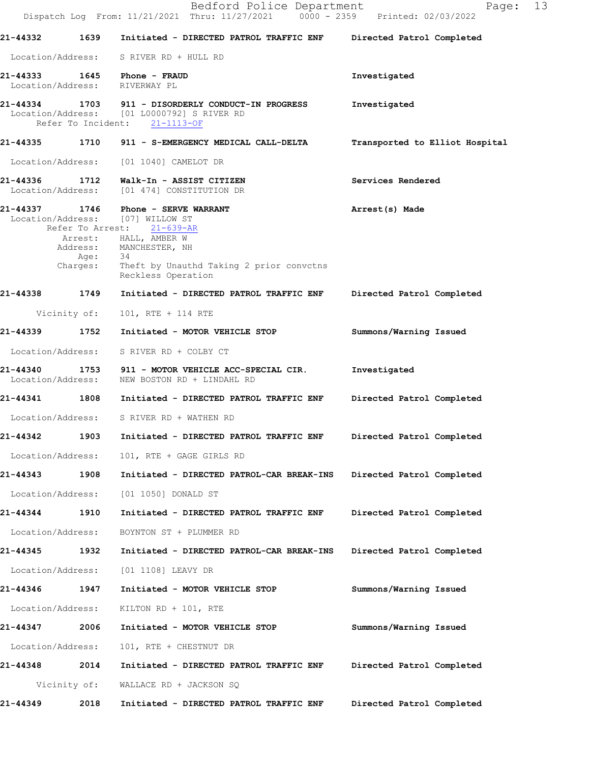21-44332 1639 Initiated - DIRECTED PATROL TRAFFIC ENF Directed Patrol Completed

Location/Address: S RIVER RD + HULL RD

21-44333 1645 Phone - FRAUD Investigated
Location/Address: RIVERWAY PL

21-44334 1703 911 - DISORDERLY CONDUCT-IN PROGRESS Investigated
Location/Address: [01 L0000792] S RIVER RD
Refer To Incident: 21-1113-OF

21-44335 1710 911 - S-EMERGENCY MEDICAL CALL-DELTA Transported to Elliot Hospital

Location/Address: [01 1040] CAMELOT DR

21-44336 1712 Walk-In - ASSIST CITIZEN Services Rendered
Location/Address: [01 474] CONSTITUTION DR

21-44337 1746 Phone - SERVE WARRANT Arrest(s) Made
Location/Address: [07] WILLOW ST
Refer To Arrest: 21-639-AR
Arrest: HALL, AMBER W
Address: MANCHESTER, NH
Age: 34
Charges: Theft by Unauthd Taking 2 prior convctns
Reckless Operation

21-44338 1749 Initiated - DIRECTED PATROL TRAFFIC ENF Directed Patrol Completed

Vicinity of: 101, RTE + 114 RTE

21-44339 1752 Initiated - MOTOR VEHICLE STOP Summons/Warning Issued

Location/Address: S RIVER RD + COLBY CT

21-44340 1753 911 - MOTOR VEHICLE ACC-SPECIAL CIR. Investigated
Location/Address: NEW BOSTON RD + LINDAHL RD

21-44341 1808 Initiated - DIRECTED PATROL TRAFFIC ENF Directed Patrol Completed

Location/Address: S RIVER RD + WATHEN RD

21-44342 1903 Initiated - DIRECTED PATROL TRAFFIC ENF Directed Patrol Completed

Location/Address: 101, RTE + GAGE GIRLS RD

21-44343 1908 Initiated - DIRECTED PATROL-CAR BREAK-INS Directed Patrol Completed

Location/Address: [01 1050] DONALD ST

21-44344 1910 Initiated - DIRECTED PATROL TRAFFIC ENF Directed Patrol Completed

Location/Address: BOYNTON ST + PLUMMER RD

21-44345 1932 Initiated - DIRECTED PATROL-CAR BREAK-INS Directed Patrol Completed

Location/Address: [01 1108] LEAVY DR

21-44346 1947 Initiated - MOTOR VEHICLE STOP Summons/Warning Issued

Location/Address: KILTON RD + 101, RTE

21-44347 2006 Initiated - MOTOR VEHICLE STOP Summons/Warning Issued

Location/Address: 101, RTE + CHESTNUT DR

21-44348 2014 Initiated - DIRECTED PATROL TRAFFIC ENF Directed Patrol Completed

Vicinity of: WALLACE RD + JACKSON SQ

21-44349 2018 Initiated - DIRECTED PATROL TRAFFIC ENF Directed Patrol Completed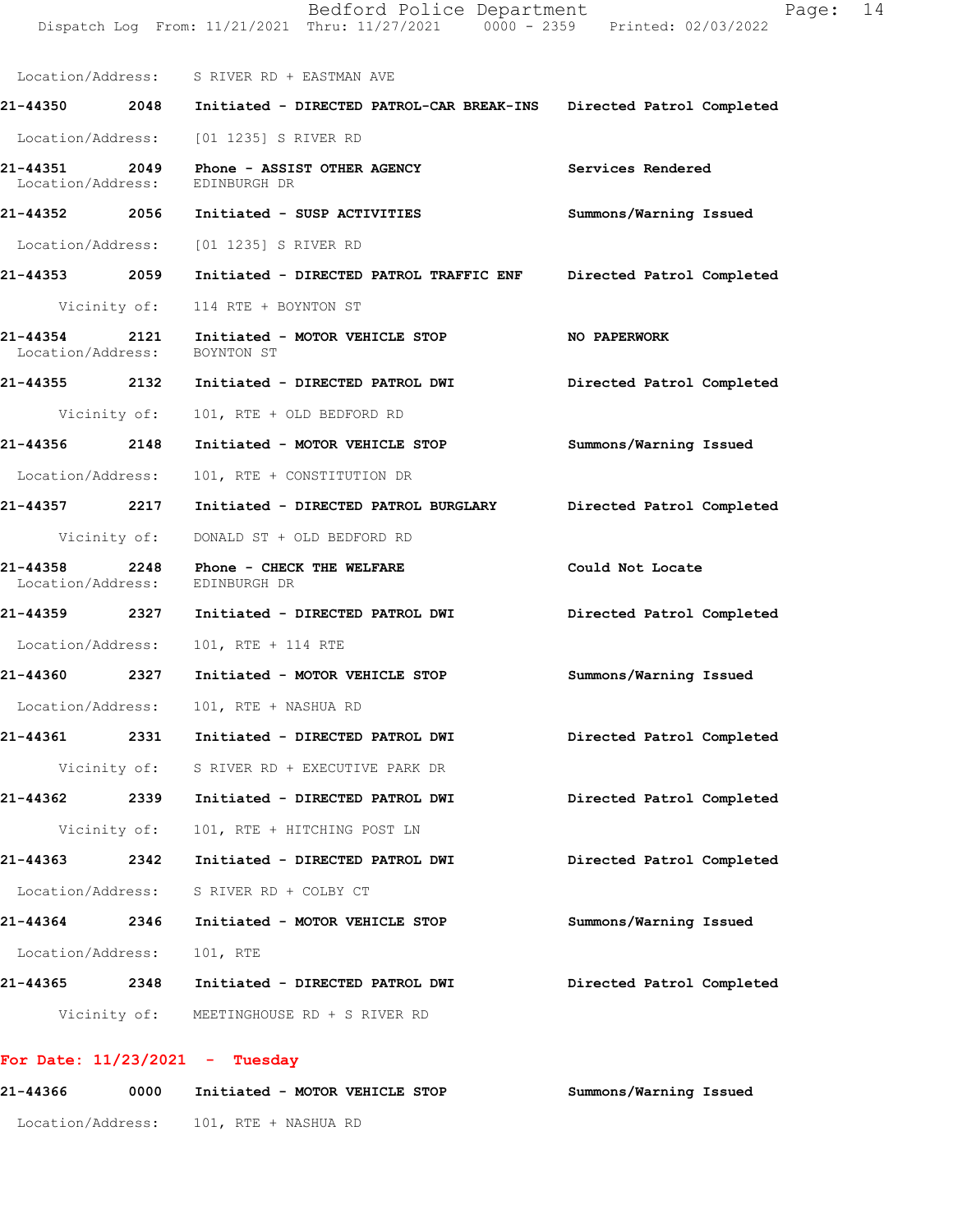Location/Address: S RIVER RD + EASTMAN AVE

**21-44350** 2048 **Initiated - DIRECTED PATROL-CAR BREAK-INS** **Directed Patrol Completed**

Location/Address: [01 1235] S RIVER RD

**21-44351** 2049 **Phone - ASSIST OTHER AGENCY** **Services Rendered**
Location/Address: EDINBURGH DR

**21-44352** 2056 **Initiated - SUSP ACTIVITIES** **Summons/Warning Issued**

Location/Address: [01 1235] S RIVER RD

**21-44353** 2059 **Initiated - DIRECTED PATROL TRAFFIC ENF** **Directed Patrol Completed**

Vicinity of: 114 RTE + BOYNTON ST

**21-44354** 2121 **Initiated - MOTOR VEHICLE STOP** **NO PAPERWORK**
Location/Address: BOYNTON ST

**21-44355** 2132 **Initiated - DIRECTED PATROL DWI** **Directed Patrol Completed**

Vicinity of: 101, RTE + OLD BEDFORD RD

**21-44356** 2148 **Initiated - MOTOR VEHICLE STOP** **Summons/Warning Issued**

Location/Address: 101, RTE + CONSTITUTION DR

**21-44357** 2217 **Initiated - DIRECTED PATROL BURGLARY** **Directed Patrol Completed**

Vicinity of: DONALD ST + OLD BEDFORD RD

**21-44358** 2248 **Phone - CHECK THE WELFARE** **Could Not Locate**
Location/Address: EDINBURGH DR

**21-44359** 2327 **Initiated - DIRECTED PATROL DWI** **Directed Patrol Completed**

Location/Address: 101, RTE + 114 RTE

**21-44360** 2327 **Initiated - MOTOR VEHICLE STOP** **Summons/Warning Issued**

Location/Address: 101, RTE + NASHUA RD

**21-44361** 2331 **Initiated - DIRECTED PATROL DWI** **Directed Patrol Completed**

Vicinity of: S RIVER RD + EXECUTIVE PARK DR

**21-44362** 2339 **Initiated - DIRECTED PATROL DWI** **Directed Patrol Completed**

Vicinity of: 101, RTE + HITCHING POST LN

**21-44363** 2342 **Initiated - DIRECTED PATROL DWI** **Directed Patrol Completed**

Location/Address: S RIVER RD + COLBY CT

**21-44364** 2346 **Initiated - MOTOR VEHICLE STOP** **Summons/Warning Issued**

Location/Address: 101, RTE

**21-44365** 2348 **Initiated - DIRECTED PATROL DWI** **Directed Patrol Completed**

Vicinity of: MEETINGHOUSE RD + S RIVER RD

**For Date: 11/23/2021 - Tuesday**

**21-44366** 0000 **Initiated - MOTOR VEHICLE STOP** **Summons/Warning Issued**

Location/Address: 101, RTE + NASHUA RD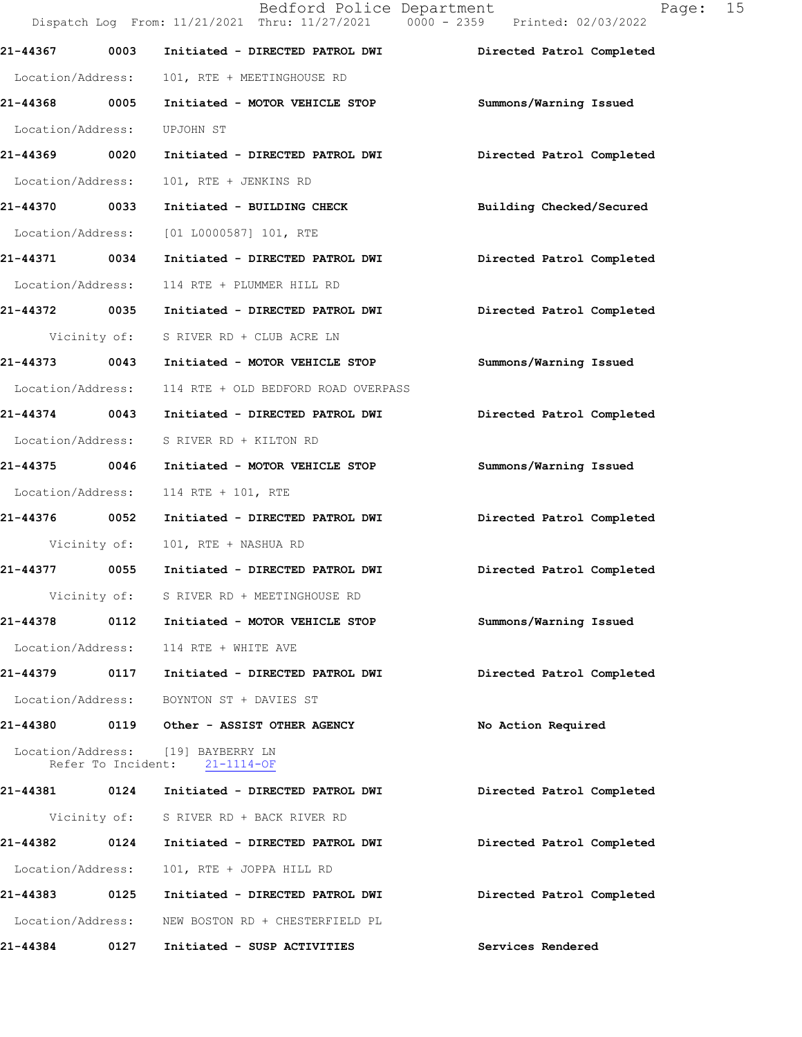| Call Number | Time | Call Reason | Action |
|---|---|---|---|
| 21-44367 | 0003 | Initiated - DIRECTED PATROL DWI | Directed Patrol Completed |
| Location/Address: 101, RTE + MEETINGHOUSE RD | | | |
| 21-44368 | 0005 | Initiated - MOTOR VEHICLE STOP | Summons/Warning Issued |
| Location/Address: UPJOHN ST | | | |
| 21-44369 | 0020 | Initiated - DIRECTED PATROL DWI | Directed Patrol Completed |
| Location/Address: 101, RTE + JENKINS RD | | | |
| 21-44370 | 0033 | Initiated - BUILDING CHECK | Building Checked/Secured |
| Location/Address: [01 L0000587] 101, RTE | | | |
| 21-44371 | 0034 | Initiated - DIRECTED PATROL DWI | Directed Patrol Completed |
| Location/Address: 114 RTE + PLUMMER HILL RD | | | |
| 21-44372 | 0035 | Initiated - DIRECTED PATROL DWI | Directed Patrol Completed |
| Vicinity of: S RIVER RD + CLUB ACRE LN | | | |
| 21-44373 | 0043 | Initiated - MOTOR VEHICLE STOP | Summons/Warning Issued |
| Location/Address: 114 RTE + OLD BEDFORD ROAD OVERPASS | | | |
| 21-44374 | 0043 | Initiated - DIRECTED PATROL DWI | Directed Patrol Completed |
| Location/Address: S RIVER RD + KILTON RD | | | |
| 21-44375 | 0046 | Initiated - MOTOR VEHICLE STOP | Summons/Warning Issued |
| Location/Address: 114 RTE + 101, RTE | | | |
| 21-44376 | 0052 | Initiated - DIRECTED PATROL DWI | Directed Patrol Completed |
| Vicinity of: 101, RTE + NASHUA RD | | | |
| 21-44377 | 0055 | Initiated - DIRECTED PATROL DWI | Directed Patrol Completed |
| Vicinity of: S RIVER RD + MEETINGHOUSE RD | | | |
| 21-44378 | 0112 | Initiated - MOTOR VEHICLE STOP | Summons/Warning Issued |
| Location/Address: 114 RTE + WHITE AVE | | | |
| 21-44379 | 0117 | Initiated - DIRECTED PATROL DWI | Directed Patrol Completed |
| Location/Address: BOYNTON ST + DAVIES ST | | | |
| 21-44380 | 0119 | Other - ASSIST OTHER AGENCY | No Action Required |
| Location/Address: [19] BAYBERRY LN; Refer To Incident: 21-1114-OF | | | |
| 21-44381 | 0124 | Initiated - DIRECTED PATROL DWI | Directed Patrol Completed |
| Vicinity of: S RIVER RD + BACK RIVER RD | | | |
| 21-44382 | 0124 | Initiated - DIRECTED PATROL DWI | Directed Patrol Completed |
| Location/Address: 101, RTE + JOPPA HILL RD | | | |
| 21-44383 | 0125 | Initiated - DIRECTED PATROL DWI | Directed Patrol Completed |
| Location/Address: NEW BOSTON RD + CHESTERFIELD PL | | | |
| 21-44384 | 0127 | Initiated - SUSP ACTIVITIES | Services Rendered |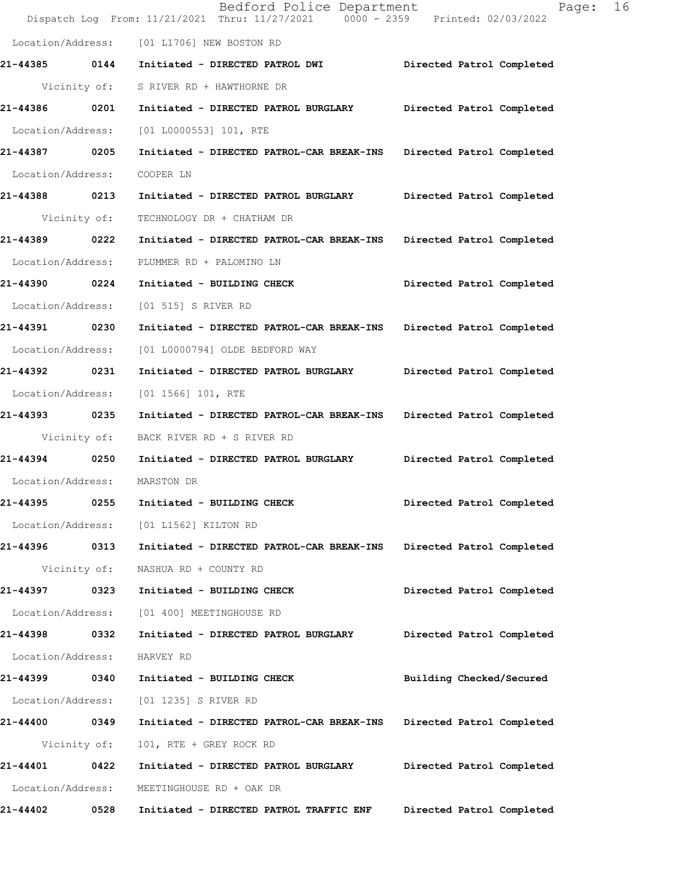Location/Address: [01 L1706] NEW BOSTON RD

**21-44385 0144 Initiated - DIRECTED PATROL DWI Directed Patrol Completed**

Vicinity of: S RIVER RD + HAWTHORNE DR

**21-44386 0201 Initiated - DIRECTED PATROL BURGLARY Directed Patrol Completed**

Location/Address: [01 L0000553] 101, RTE

**21-44387 0205 Initiated - DIRECTED PATROL-CAR BREAK-INS Directed Patrol Completed**

Location/Address: COOPER LN

**21-44388 0213 Initiated - DIRECTED PATROL BURGLARY Directed Patrol Completed**

Vicinity of: TECHNOLOGY DR + CHATHAM DR

**21-44389 0222 Initiated - DIRECTED PATROL-CAR BREAK-INS Directed Patrol Completed**

Location/Address: PLUMMER RD + PALOMINO LN

**21-44390 0224 Initiated - BUILDING CHECK Directed Patrol Completed**

Location/Address: [01 515] S RIVER RD

**21-44391 0230 Initiated - DIRECTED PATROL-CAR BREAK-INS Directed Patrol Completed**

Location/Address: [01 L0000794] OLDE BEDFORD WAY

**21-44392 0231 Initiated - DIRECTED PATROL BURGLARY Directed Patrol Completed**

Location/Address: [01 1566] 101, RTE

**21-44393 0235 Initiated - DIRECTED PATROL-CAR BREAK-INS Directed Patrol Completed**

Vicinity of: BACK RIVER RD + S RIVER RD

**21-44394 0250 Initiated - DIRECTED PATROL BURGLARY Directed Patrol Completed**

Location/Address: MARSTON DR

**21-44395 0255 Initiated - BUILDING CHECK Directed Patrol Completed**

Location/Address: [01 L1562] KILTON RD

**21-44396 0313 Initiated - DIRECTED PATROL-CAR BREAK-INS Directed Patrol Completed**

Vicinity of: NASHUA RD + COUNTY RD

**21-44397 0323 Initiated - BUILDING CHECK Directed Patrol Completed**

Location/Address: [01 400] MEETINGHOUSE RD

**21-44398 0332 Initiated - DIRECTED PATROL BURGLARY Directed Patrol Completed**

Location/Address: HARVEY RD

**21-44399 0340 Initiated - BUILDING CHECK Building Checked/Secured**

Location/Address: [01 1235] S RIVER RD

**21-44400 0349 Initiated - DIRECTED PATROL-CAR BREAK-INS Directed Patrol Completed**

Vicinity of: 101, RTE + GREY ROCK RD

**21-44401 0422 Initiated - DIRECTED PATROL BURGLARY Directed Patrol Completed**

Location/Address: MEETINGHOUSE RD + OAK DR

**21-44402 0528 Initiated - DIRECTED PATROL TRAFFIC ENF Directed Patrol Completed**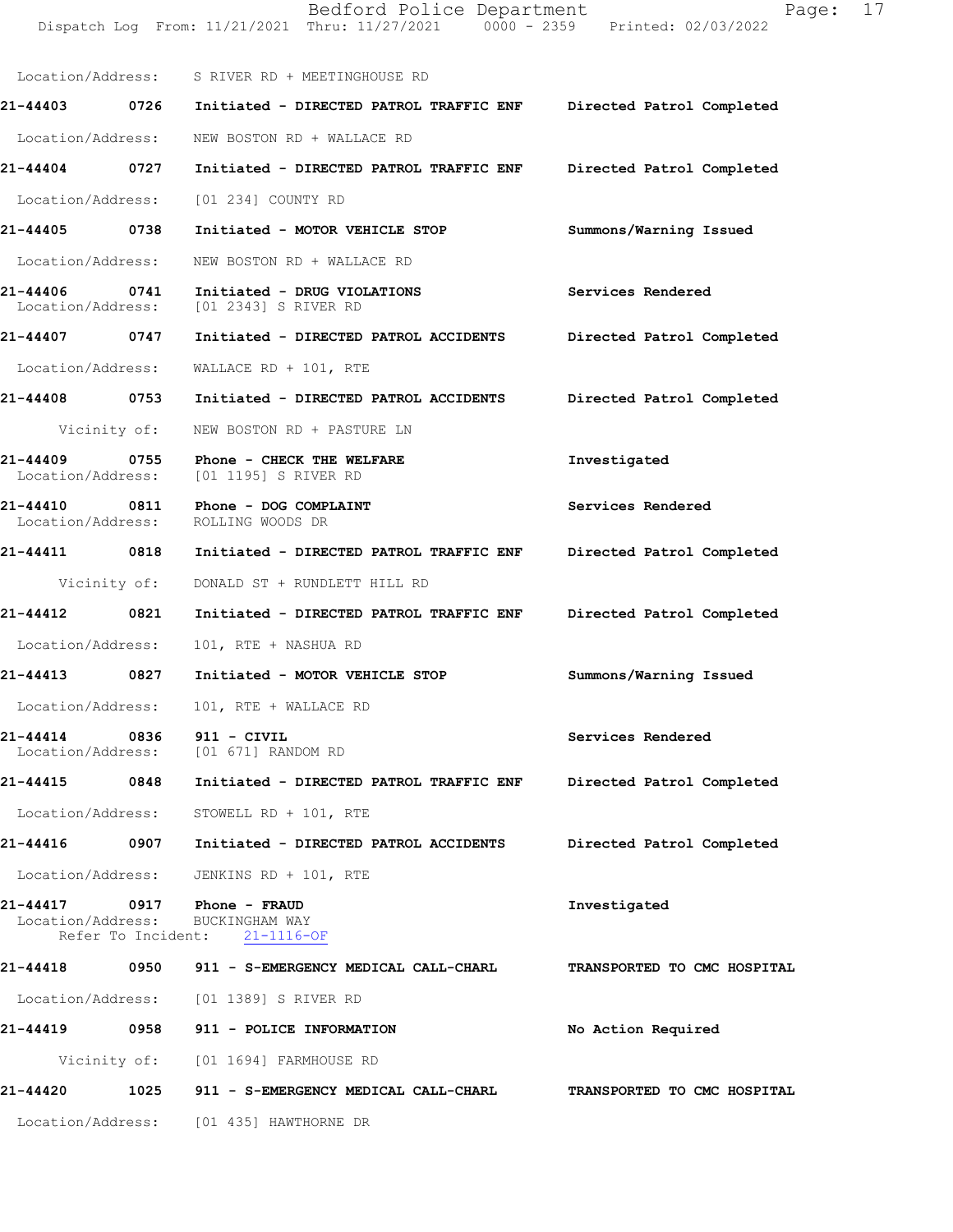Location/Address: S RIVER RD + MEETINGHOUSE RD

**21-44403 0726 Initiated - DIRECTED PATROL TRAFFIC ENF** Directed Patrol Completed

Location/Address: NEW BOSTON RD + WALLACE RD

**21-44404 0727 Initiated - DIRECTED PATROL TRAFFIC ENF** Directed Patrol Completed

Location/Address: [01 234] COUNTY RD

**21-44405 0738 Initiated - MOTOR VEHICLE STOP** Summons/Warning Issued

Location/Address: NEW BOSTON RD + WALLACE RD

**21-44406 0741 Initiated - DRUG VIOLATIONS** Services Rendered
Location/Address: [01 2343] S RIVER RD

**21-44407 0747 Initiated - DIRECTED PATROL ACCIDENTS** Directed Patrol Completed

Location/Address: WALLACE RD + 101, RTE

**21-44408 0753 Initiated - DIRECTED PATROL ACCIDENTS** Directed Patrol Completed

Vicinity of: NEW BOSTON RD + PASTURE LN

**21-44409 0755 Phone - CHECK THE WELFARE** Investigated
Location/Address: [01 1195] S RIVER RD

**21-44410 0811 Phone - DOG COMPLAINT** Services Rendered
Location/Address: ROLLING WOODS DR

**21-44411 0818 Initiated - DIRECTED PATROL TRAFFIC ENF** Directed Patrol Completed

Vicinity of: DONALD ST + RUNDLETT HILL RD

**21-44412 0821 Initiated - DIRECTED PATROL TRAFFIC ENF** Directed Patrol Completed

Location/Address: 101, RTE + NASHUA RD

**21-44413 0827 Initiated - MOTOR VEHICLE STOP** Summons/Warning Issued

Location/Address: 101, RTE + WALLACE RD

**21-44414 0836 911 - CIVIL** Services Rendered
Location/Address: [01 671] RANDOM RD

**21-44415 0848 Initiated - DIRECTED PATROL TRAFFIC ENF** Directed Patrol Completed

Location/Address: STOWELL RD + 101, RTE

**21-44416 0907 Initiated - DIRECTED PATROL ACCIDENTS** Directed Patrol Completed

Location/Address: JENKINS RD + 101, RTE

**21-44417 0917 Phone - FRAUD** Investigated
Location/Address: BUCKINGHAM WAY
Refer To Incident: 21-1116-OF

**21-44418 0950 911 - S-EMERGENCY MEDICAL CALL-CHARL** TRANSPORTED TO CMC HOSPITAL

Location/Address: [01 1389] S RIVER RD

**21-44419 0958 911 - POLICE INFORMATION** No Action Required

Vicinity of: [01 1694] FARMHOUSE RD

**21-44420 1025 911 - S-EMERGENCY MEDICAL CALL-CHARL** TRANSPORTED TO CMC HOSPITAL

Location/Address: [01 435] HAWTHORNE DR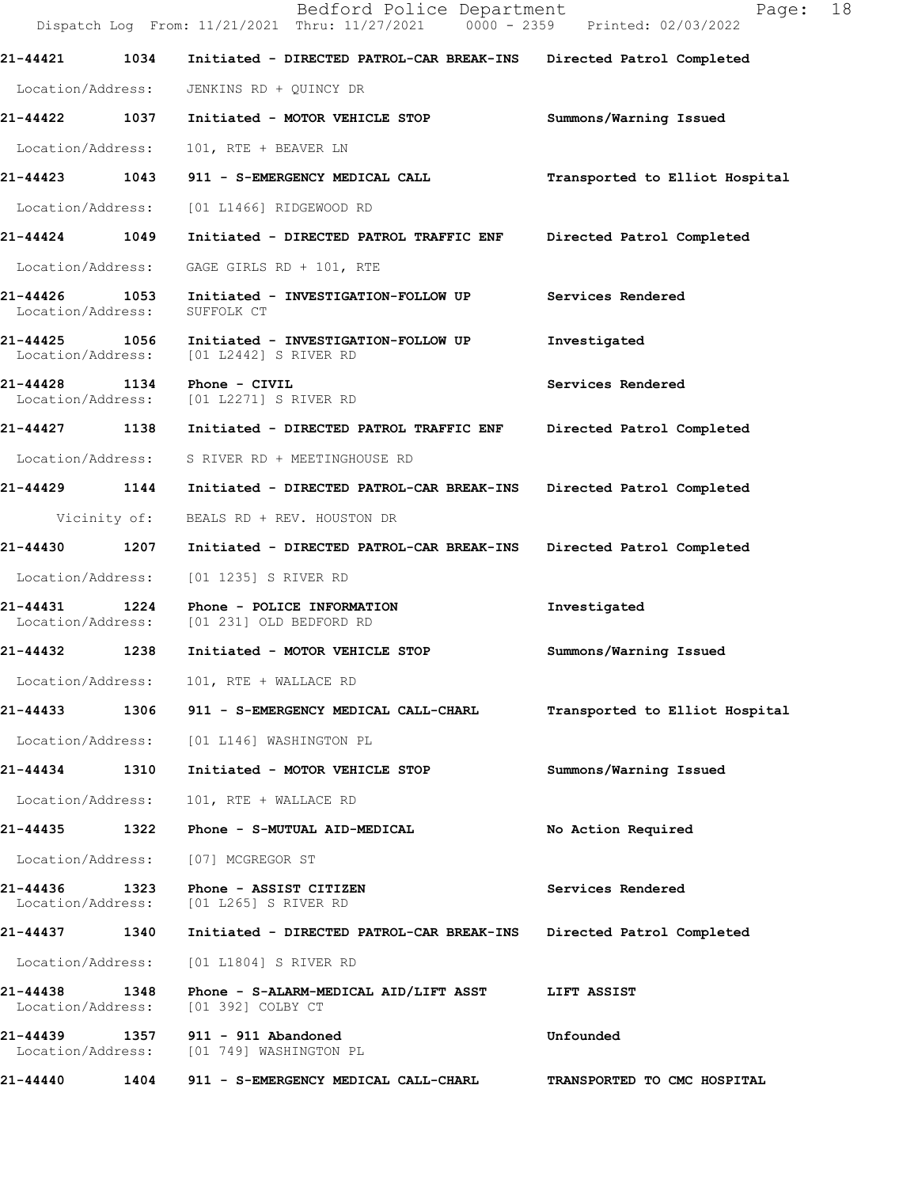21-44421 1034 Initiated - DIRECTED PATROL-CAR BREAK-INS Directed Patrol Completed

Location/Address: JENKINS RD + QUINCY DR

21-44422 1037 Initiated - MOTOR VEHICLE STOP Summons/Warning Issued

Location/Address: 101, RTE + BEAVER LN

21-44423 1043 911 - S-EMERGENCY MEDICAL CALL Transported to Elliot Hospital

Location/Address: [01 L1466] RIDGEWOOD RD

21-44424 1049 Initiated - DIRECTED PATROL TRAFFIC ENF Directed Patrol Completed

Location/Address: GAGE GIRLS RD + 101, RTE

21-44426 1053 Initiated - INVESTIGATION-FOLLOW UP Services Rendered
Location/Address: SUFFOLK CT

21-44425 1056 Initiated - INVESTIGATION-FOLLOW UP Investigated
Location/Address: [01 L2442] S RIVER RD

21-44428 1134 Phone - CIVIL Services Rendered
Location/Address: [01 L2271] S RIVER RD

21-44427 1138 Initiated - DIRECTED PATROL TRAFFIC ENF Directed Patrol Completed

Location/Address: S RIVER RD + MEETINGHOUSE RD

21-44429 1144 Initiated - DIRECTED PATROL-CAR BREAK-INS Directed Patrol Completed

Vicinity of: BEALS RD + REV. HOUSTON DR

21-44430 1207 Initiated - DIRECTED PATROL-CAR BREAK-INS Directed Patrol Completed

Location/Address: [01 1235] S RIVER RD

21-44431 1224 Phone - POLICE INFORMATION Investigated
Location/Address: [01 231] OLD BEDFORD RD

21-44432 1238 Initiated - MOTOR VEHICLE STOP Summons/Warning Issued

Location/Address: 101, RTE + WALLACE RD

21-44433 1306 911 - S-EMERGENCY MEDICAL CALL-CHARL Transported to Elliot Hospital

Location/Address: [01 L146] WASHINGTON PL

21-44434 1310 Initiated - MOTOR VEHICLE STOP Summons/Warning Issued

Location/Address: 101, RTE + WALLACE RD

21-44435 1322 Phone - S-MUTUAL AID-MEDICAL No Action Required

Location/Address: [07] MCGREGOR ST

21-44436 1323 Phone - ASSIST CITIZEN Services Rendered
Location/Address: [01 L265] S RIVER RD

21-44437 1340 Initiated - DIRECTED PATROL-CAR BREAK-INS Directed Patrol Completed

Location/Address: [01 L1804] S RIVER RD

21-44438 1348 Phone - S-ALARM-MEDICAL AID/LIFT ASST LIFT ASSIST
Location/Address: [01 392] COLBY CT

21-44439 1357 911 - 911 Abandoned Unfounded
Location/Address: [01 749] WASHINGTON PL

21-44440 1404 911 - S-EMERGENCY MEDICAL CALL-CHARL TRANSPORTED TO CMC HOSPITAL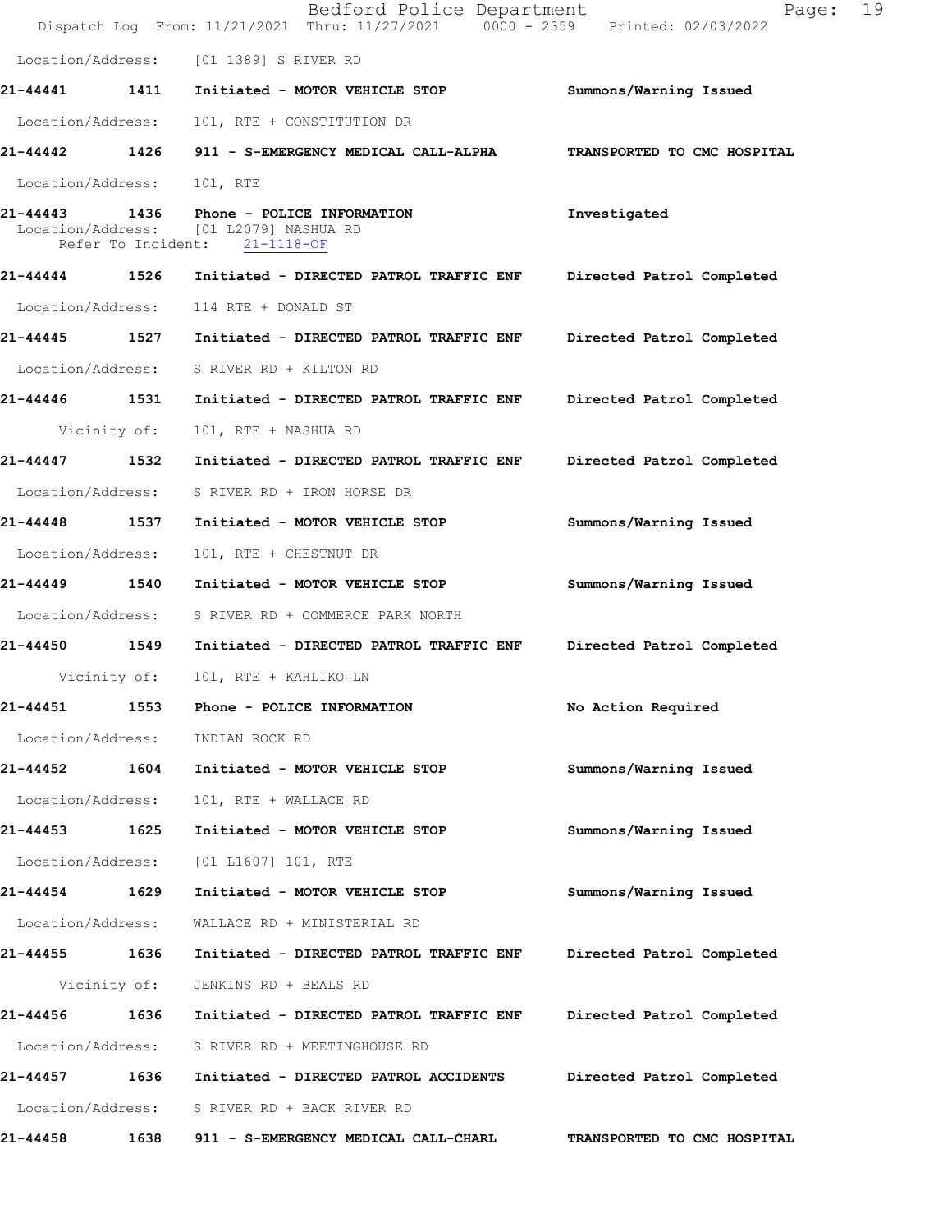Location/Address: [01 1389] S RIVER RD

**21-44441 1411 Initiated - MOTOR VEHICLE STOP** **Summons/Warning Issued**

Location/Address: 101, RTE + CONSTITUTION DR

**21-44442 1426 911 - S-EMERGENCY MEDICAL CALL-ALPHA** **TRANSPORTED TO CMC HOSPITAL**

Location/Address: 101, RTE

**21-44443 1436 Phone - POLICE INFORMATION** **Investigated**

Location/Address: [01 L2079] NASHUA RD
Refer To Incident: 21-1118-OF

**21-44444 1526 Initiated - DIRECTED PATROL TRAFFIC ENF** **Directed Patrol Completed**

Location/Address: 114 RTE + DONALD ST

**21-44445 1527 Initiated - DIRECTED PATROL TRAFFIC ENF** **Directed Patrol Completed**

Location/Address: S RIVER RD + KILTON RD

**21-44446 1531 Initiated - DIRECTED PATROL TRAFFIC ENF** **Directed Patrol Completed**

Vicinity of: 101, RTE + NASHUA RD

**21-44447 1532 Initiated - DIRECTED PATROL TRAFFIC ENF** **Directed Patrol Completed**

Location/Address: S RIVER RD + IRON HORSE DR

**21-44448 1537 Initiated - MOTOR VEHICLE STOP** **Summons/Warning Issued**

Location/Address: 101, RTE + CHESTNUT DR

**21-44449 1540 Initiated - MOTOR VEHICLE STOP** **Summons/Warning Issued**

Location/Address: S RIVER RD + COMMERCE PARK NORTH

**21-44450 1549 Initiated - DIRECTED PATROL TRAFFIC ENF** **Directed Patrol Completed**

Vicinity of: 101, RTE + KAHLIKO LN

**21-44451 1553 Phone - POLICE INFORMATION** **No Action Required**

Location/Address: INDIAN ROCK RD

**21-44452 1604 Initiated - MOTOR VEHICLE STOP** **Summons/Warning Issued**

Location/Address: 101, RTE + WALLACE RD

**21-44453 1625 Initiated - MOTOR VEHICLE STOP** **Summons/Warning Issued**

Location/Address: [01 L1607] 101, RTE

**21-44454 1629 Initiated - MOTOR VEHICLE STOP** **Summons/Warning Issued**

Location/Address: WALLACE RD + MINISTERIAL RD

**21-44455 1636 Initiated - DIRECTED PATROL TRAFFIC ENF** **Directed Patrol Completed**

Vicinity of: JENKINS RD + BEALS RD

**21-44456 1636 Initiated - DIRECTED PATROL TRAFFIC ENF** **Directed Patrol Completed**

Location/Address: S RIVER RD + MEETINGHOUSE RD

**21-44457 1636 Initiated - DIRECTED PATROL ACCIDENTS** **Directed Patrol Completed**

Location/Address: S RIVER RD + BACK RIVER RD

**21-44458 1638 911 - S-EMERGENCY MEDICAL CALL-CHARL** **TRANSPORTED TO CMC HOSPITAL**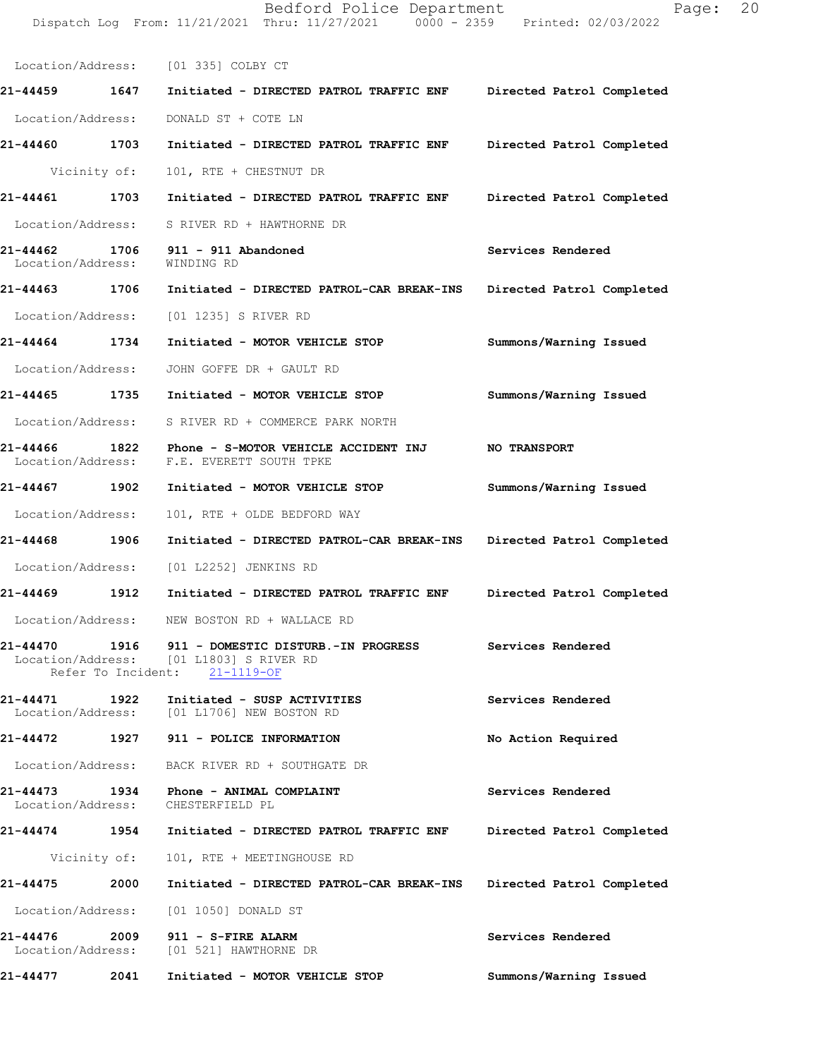Location/Address: [01 335] COLBY CT

**21-44459 1647 Initiated - DIRECTED PATROL TRAFFIC ENF Directed Patrol Completed**

Location/Address: DONALD ST + COTE LN

**21-44460 1703 Initiated - DIRECTED PATROL TRAFFIC ENF Directed Patrol Completed**

Vicinity of: 101, RTE + CHESTNUT DR

**21-44461 1703 Initiated - DIRECTED PATROL TRAFFIC ENF Directed Patrol Completed**

Location/Address: S RIVER RD + HAWTHORNE DR

**21-44462 1706 911 - 911 Abandoned Services Rendered**
Location/Address: WINDING RD

**21-44463 1706 Initiated - DIRECTED PATROL-CAR BREAK-INS Directed Patrol Completed**

Location/Address: [01 1235] S RIVER RD

**21-44464 1734 Initiated - MOTOR VEHICLE STOP Summons/Warning Issued**

Location/Address: JOHN GOFFE DR + GAULT RD

**21-44465 1735 Initiated - MOTOR VEHICLE STOP Summons/Warning Issued**

Location/Address: S RIVER RD + COMMERCE PARK NORTH

**21-44466 1822 Phone - S-MOTOR VEHICLE ACCIDENT INJ NO TRANSPORT**
Location/Address: F.E. EVERETT SOUTH TPKE

**21-44467 1902 Initiated - MOTOR VEHICLE STOP Summons/Warning Issued**

Location/Address: 101, RTE + OLDE BEDFORD WAY

**21-44468 1906 Initiated - DIRECTED PATROL-CAR BREAK-INS Directed Patrol Completed**

Location/Address: [01 L2252] JENKINS RD

**21-44469 1912 Initiated - DIRECTED PATROL TRAFFIC ENF Directed Patrol Completed**

Location/Address: NEW BOSTON RD + WALLACE RD

**21-44470 1916 911 - DOMESTIC DISTURB.-IN PROGRESS Services Rendered**
Location/Address: [01 L1803] S RIVER RD
Refer To Incident: 21-1119-OF

**21-44471 1922 Initiated - SUSP ACTIVITIES Services Rendered**
Location/Address: [01 L1706] NEW BOSTON RD

**21-44472 1927 911 - POLICE INFORMATION No Action Required**

Location/Address: BACK RIVER RD + SOUTHGATE DR

**21-44473 1934 Phone - ANIMAL COMPLAINT Services Rendered**
Location/Address: CHESTERFIELD PL

**21-44474 1954 Initiated - DIRECTED PATROL TRAFFIC ENF Directed Patrol Completed**

Vicinity of: 101, RTE + MEETINGHOUSE RD

**21-44475 2000 Initiated - DIRECTED PATROL-CAR BREAK-INS Directed Patrol Completed**

Location/Address: [01 1050] DONALD ST

**21-44476 2009 911 - S-FIRE ALARM Services Rendered**
Location/Address: [01 521] HAWTHORNE DR

**21-44477 2041 Initiated - MOTOR VEHICLE STOP Summons/Warning Issued**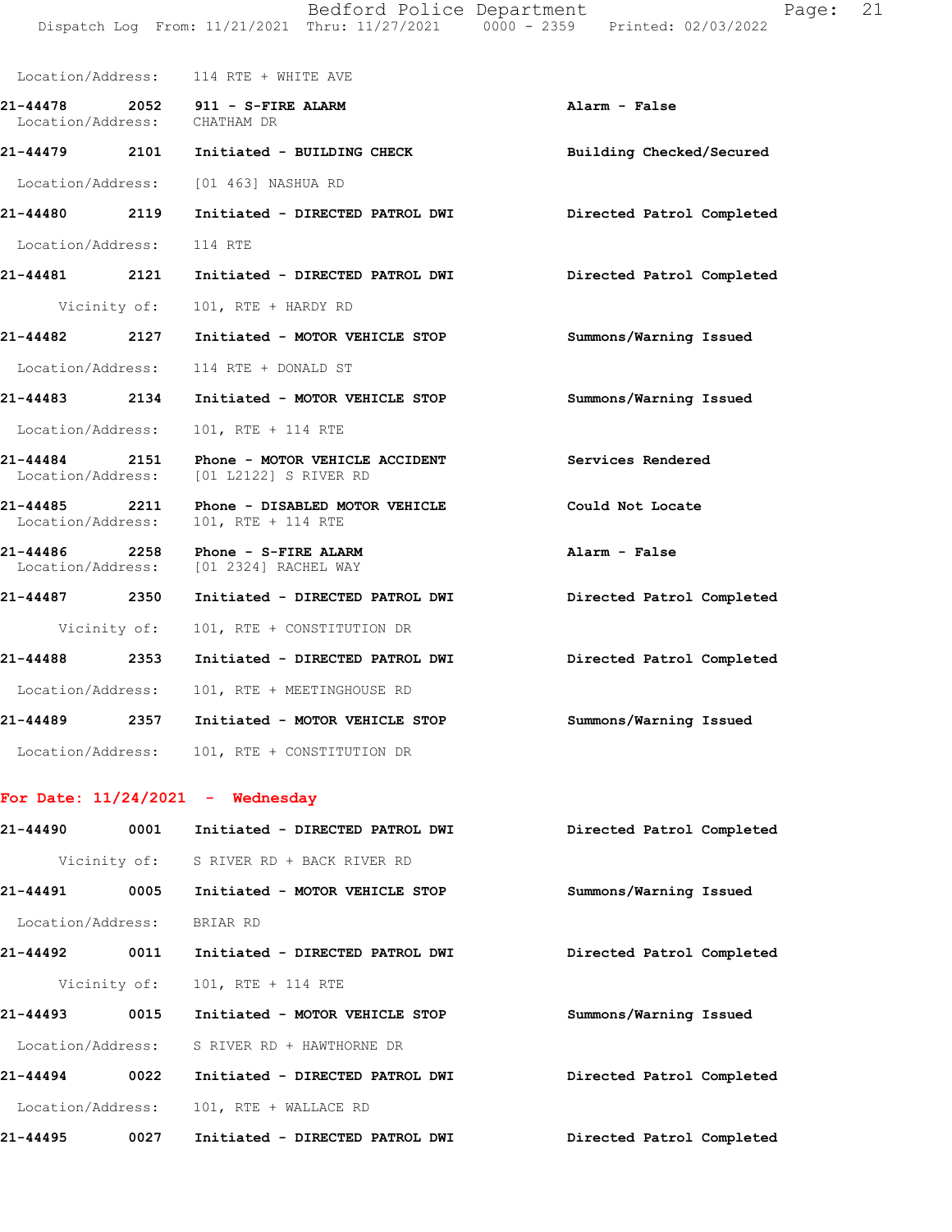Location/Address: 114 RTE + WHITE AVE

**21-44478** 2052 **911 - S-FIRE ALARM** **Alarm - False**
Location/Address: CHATHAM DR

**21-44479** 2101 **Initiated - BUILDING CHECK** **Building Checked/Secured**
Location/Address: [01 463] NASHUA RD

**21-44480** 2119 **Initiated - DIRECTED PATROL DWI** **Directed Patrol Completed**
Location/Address: 114 RTE

**21-44481** 2121 **Initiated - DIRECTED PATROL DWI** **Directed Patrol Completed**
Vicinity of: 101, RTE + HARDY RD

**21-44482** 2127 **Initiated - MOTOR VEHICLE STOP** **Summons/Warning Issued**
Location/Address: 114 RTE + DONALD ST

**21-44483** 2134 **Initiated - MOTOR VEHICLE STOP** **Summons/Warning Issued**
Location/Address: 101, RTE + 114 RTE

**21-44484** 2151 **Phone - MOTOR VEHICLE ACCIDENT** **Services Rendered**
Location/Address: [01 L2122] S RIVER RD

**21-44485** 2211 **Phone - DISABLED MOTOR VEHICLE** **Could Not Locate**
Location/Address: 101, RTE + 114 RTE

**21-44486** 2258 **Phone - S-FIRE ALARM** **Alarm - False**
Location/Address: [01 2324] RACHEL WAY

**21-44487** 2350 **Initiated - DIRECTED PATROL DWI** **Directed Patrol Completed**
Vicinity of: 101, RTE + CONSTITUTION DR

**21-44488** 2353 **Initiated - DIRECTED PATROL DWI** **Directed Patrol Completed**
Location/Address: 101, RTE + MEETINGHOUSE RD

**21-44489** 2357 **Initiated - MOTOR VEHICLE STOP** **Summons/Warning Issued**
Location/Address: 101, RTE + CONSTITUTION DR

## For Date: 11/24/2021 - Wednesday

**21-44490** 0001 **Initiated - DIRECTED PATROL DWI** **Directed Patrol Completed**
Vicinity of: S RIVER RD + BACK RIVER RD

**21-44491** 0005 **Initiated - MOTOR VEHICLE STOP** **Summons/Warning Issued**
Location/Address: BRIAR RD

**21-44492** 0011 **Initiated - DIRECTED PATROL DWI** **Directed Patrol Completed**
Vicinity of: 101, RTE + 114 RTE

**21-44493** 0015 **Initiated - MOTOR VEHICLE STOP** **Summons/Warning Issued**
Location/Address: S RIVER RD + HAWTHORNE DR

**21-44494** 0022 **Initiated - DIRECTED PATROL DWI** **Directed Patrol Completed**
Location/Address: 101, RTE + WALLACE RD

**21-44495** 0027 **Initiated - DIRECTED PATROL DWI** **Directed Patrol Completed**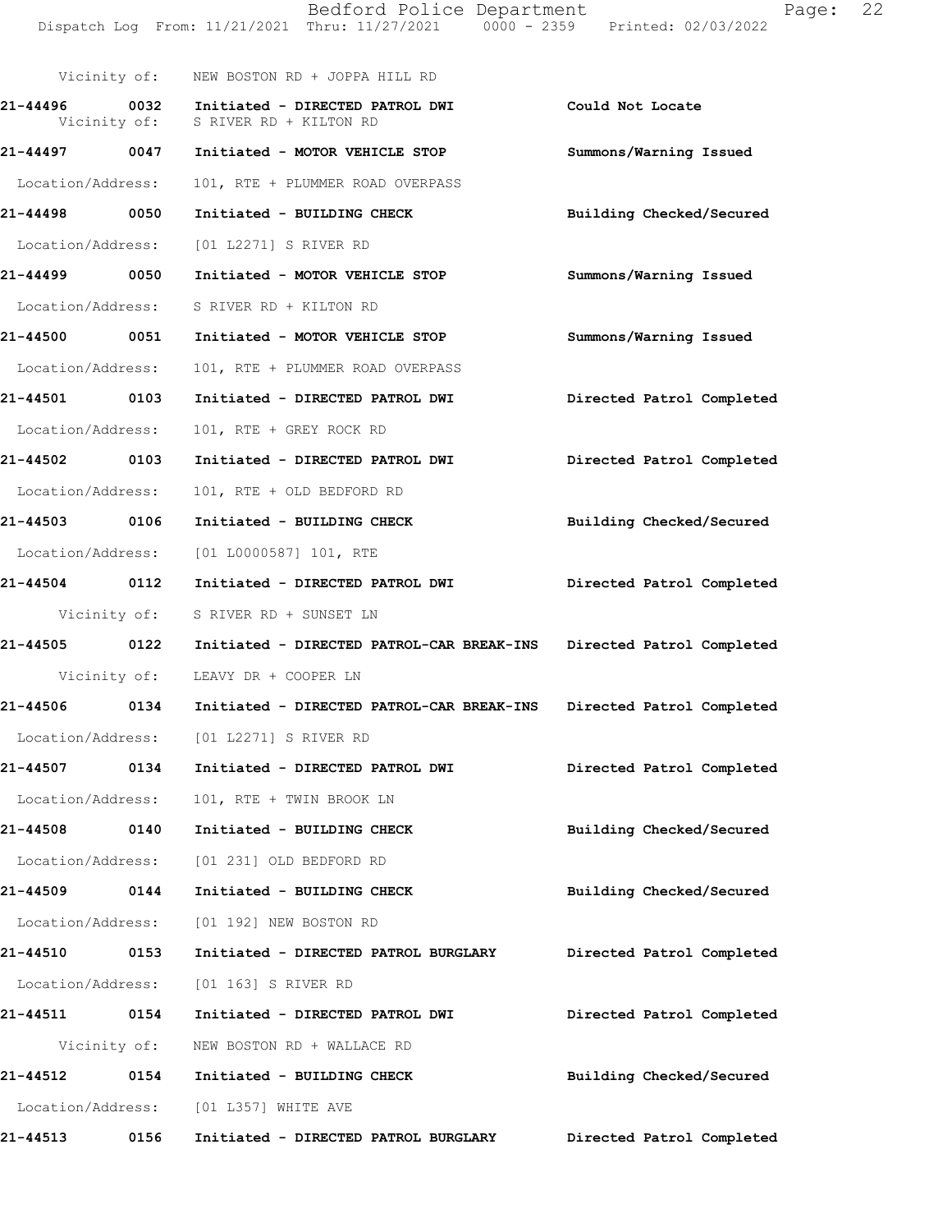Vicinity of: NEW BOSTON RD + JOPPA HILL RD

**21-44496 0032 Initiated - DIRECTED PATROL DWI** Could Not Locate
Vicinity of: S RIVER RD + KILTON RD

**21-44497 0047 Initiated - MOTOR VEHICLE STOP** Summons/Warning Issued
Location/Address: 101, RTE + PLUMMER ROAD OVERPASS

**21-44498 0050 Initiated - BUILDING CHECK** Building Checked/Secured
Location/Address: [01 L2271] S RIVER RD

**21-44499 0050 Initiated - MOTOR VEHICLE STOP** Summons/Warning Issued
Location/Address: S RIVER RD + KILTON RD

**21-44500 0051 Initiated - MOTOR VEHICLE STOP** Summons/Warning Issued
Location/Address: 101, RTE + PLUMMER ROAD OVERPASS

**21-44501 0103 Initiated - DIRECTED PATROL DWI** Directed Patrol Completed
Location/Address: 101, RTE + GREY ROCK RD

**21-44502 0103 Initiated - DIRECTED PATROL DWI** Directed Patrol Completed
Location/Address: 101, RTE + OLD BEDFORD RD

**21-44503 0106 Initiated - BUILDING CHECK** Building Checked/Secured
Location/Address: [01 L0000587] 101, RTE

**21-44504 0112 Initiated - DIRECTED PATROL DWI** Directed Patrol Completed
Vicinity of: S RIVER RD + SUNSET LN

**21-44505 0122 Initiated - DIRECTED PATROL-CAR BREAK-INS** Directed Patrol Completed
Vicinity of: LEAVY DR + COOPER LN

**21-44506 0134 Initiated - DIRECTED PATROL-CAR BREAK-INS** Directed Patrol Completed
Location/Address: [01 L2271] S RIVER RD

**21-44507 0134 Initiated - DIRECTED PATROL DWI** Directed Patrol Completed
Location/Address: 101, RTE + TWIN BROOK LN

**21-44508 0140 Initiated - BUILDING CHECK** Building Checked/Secured
Location/Address: [01 231] OLD BEDFORD RD

**21-44509 0144 Initiated - BUILDING CHECK** Building Checked/Secured
Location/Address: [01 192] NEW BOSTON RD

**21-44510 0153 Initiated - DIRECTED PATROL BURGLARY** Directed Patrol Completed
Location/Address: [01 163] S RIVER RD

**21-44511 0154 Initiated - DIRECTED PATROL DWI** Directed Patrol Completed
Vicinity of: NEW BOSTON RD + WALLACE RD

**21-44512 0154 Initiated - BUILDING CHECK** Building Checked/Secured
Location/Address: [01 L357] WHITE AVE

**21-44513 0156 Initiated - DIRECTED PATROL BURGLARY** Directed Patrol Completed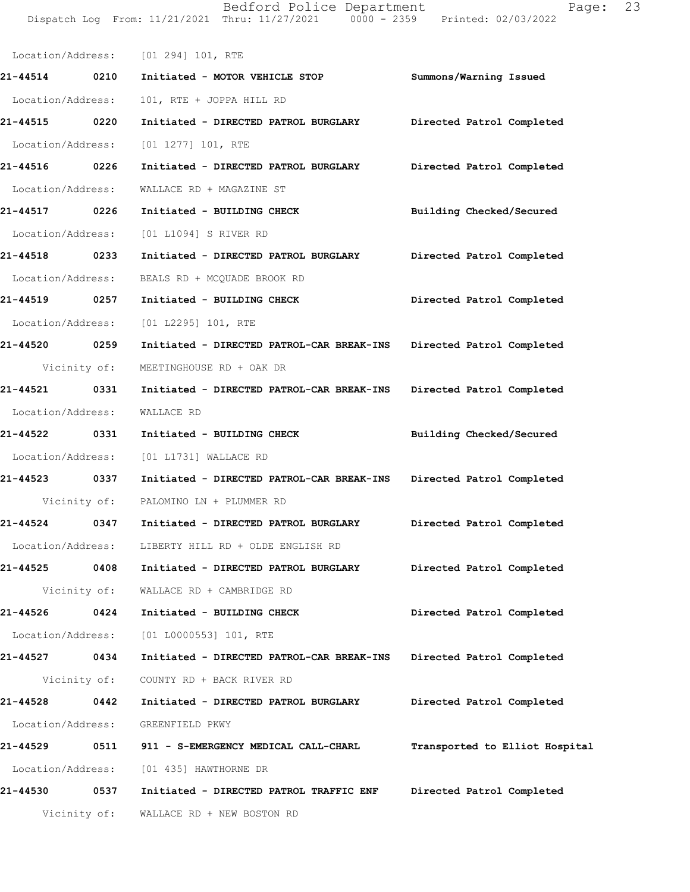Location/Address: [01 294] 101, RTE

**21-44514 0210 Initiated - MOTOR VEHICLE STOP** **Summons/Warning Issued**

Location/Address: 101, RTE + JOPPA HILL RD

**21-44515 0220 Initiated - DIRECTED PATROL BURGLARY** **Directed Patrol Completed**

Location/Address: [01 1277] 101, RTE

**21-44516 0226 Initiated - DIRECTED PATROL BURGLARY** **Directed Patrol Completed**

Location/Address: WALLACE RD + MAGAZINE ST

**21-44517 0226 Initiated - BUILDING CHECK** **Building Checked/Secured**

Location/Address: [01 L1094] S RIVER RD

**21-44518 0233 Initiated - DIRECTED PATROL BURGLARY** **Directed Patrol Completed**

Location/Address: BEALS RD + MCQUADE BROOK RD

**21-44519 0257 Initiated - BUILDING CHECK** **Directed Patrol Completed**

Location/Address: [01 L2295] 101, RTE

**21-44520 0259 Initiated - DIRECTED PATROL-CAR BREAK-INS** **Directed Patrol Completed**

Vicinity of: MEETINGHOUSE RD + OAK DR

**21-44521 0331 Initiated - DIRECTED PATROL-CAR BREAK-INS** **Directed Patrol Completed**

Location/Address: WALLACE RD

**21-44522 0331 Initiated - BUILDING CHECK** **Building Checked/Secured**

Location/Address: [01 L1731] WALLACE RD

**21-44523 0337 Initiated - DIRECTED PATROL-CAR BREAK-INS** **Directed Patrol Completed**

Vicinity of: PALOMINO LN + PLUMMER RD

**21-44524 0347 Initiated - DIRECTED PATROL BURGLARY** **Directed Patrol Completed**

Location/Address: LIBERTY HILL RD + OLDE ENGLISH RD

**21-44525 0408 Initiated - DIRECTED PATROL BURGLARY** **Directed Patrol Completed**

Vicinity of: WALLACE RD + CAMBRIDGE RD

**21-44526 0424 Initiated - BUILDING CHECK** **Directed Patrol Completed**

Location/Address: [01 L0000553] 101, RTE

**21-44527 0434 Initiated - DIRECTED PATROL-CAR BREAK-INS** **Directed Patrol Completed**

Vicinity of: COUNTY RD + BACK RIVER RD

**21-44528 0442 Initiated - DIRECTED PATROL BURGLARY** **Directed Patrol Completed**

Location/Address: GREENFIELD PKWY

**21-44529 0511 911 - S-EMERGENCY MEDICAL CALL-CHARL** **Transported to Elliot Hospital**

Location/Address: [01 435] HAWTHORNE DR

**21-44530 0537 Initiated - DIRECTED PATROL TRAFFIC ENF** **Directed Patrol Completed**

Vicinity of: WALLACE RD + NEW BOSTON RD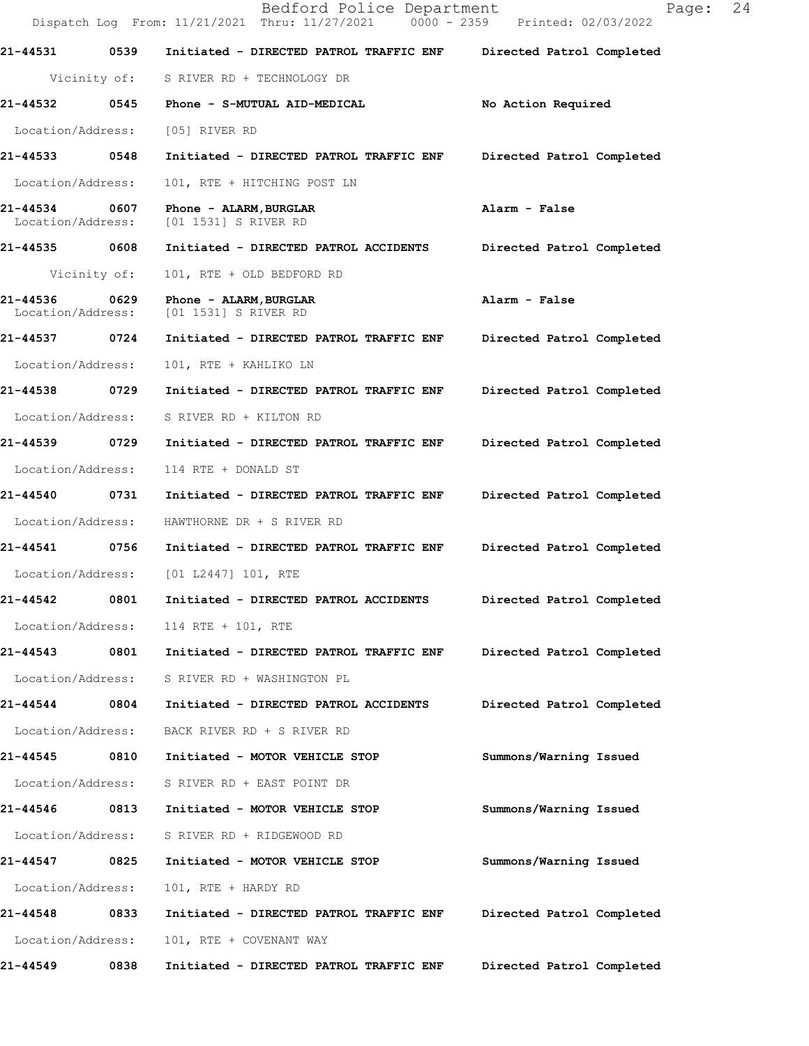| | | | |
|---|---|---|---|
| 21-44531 | 0539 | Initiated - DIRECTED PATROL TRAFFIC ENF | Directed Patrol Completed |
| Vicinity of: | | S RIVER RD + TECHNOLOGY DR | |
| 21-44532 | 0545 | Phone - S-MUTUAL AID-MEDICAL | No Action Required |
| Location/Address: | | [05] RIVER RD | |
| 21-44533 | 0548 | Initiated - DIRECTED PATROL TRAFFIC ENF | Directed Patrol Completed |
| Location/Address: | | 101, RTE + HITCHING POST LN | |
| 21-44534 | 0607 | Phone - ALARM,BURGLAR | Alarm - False |
| Location/Address: | | [01 1531] S RIVER RD | |
| 21-44535 | 0608 | Initiated - DIRECTED PATROL ACCIDENTS | Directed Patrol Completed |
| Vicinity of: | | 101, RTE + OLD BEDFORD RD | |
| 21-44536 | 0629 | Phone - ALARM,BURGLAR | Alarm - False |
| Location/Address: | | [01 1531] S RIVER RD | |
| 21-44537 | 0724 | Initiated - DIRECTED PATROL TRAFFIC ENF | Directed Patrol Completed |
| Location/Address: | | 101, RTE + KAHLIKO LN | |
| 21-44538 | 0729 | Initiated - DIRECTED PATROL TRAFFIC ENF | Directed Patrol Completed |
| Location/Address: | | S RIVER RD + KILTON RD | |
| 21-44539 | 0729 | Initiated - DIRECTED PATROL TRAFFIC ENF | Directed Patrol Completed |
| Location/Address: | | 114 RTE + DONALD ST | |
| 21-44540 | 0731 | Initiated - DIRECTED PATROL TRAFFIC ENF | Directed Patrol Completed |
| Location/Address: | | HAWTHORNE DR + S RIVER RD | |
| 21-44541 | 0756 | Initiated - DIRECTED PATROL TRAFFIC ENF | Directed Patrol Completed |
| Location/Address: | | [01 L2447] 101, RTE | |
| 21-44542 | 0801 | Initiated - DIRECTED PATROL ACCIDENTS | Directed Patrol Completed |
| Location/Address: | | 114 RTE + 101, RTE | |
| 21-44543 | 0801 | Initiated - DIRECTED PATROL TRAFFIC ENF | Directed Patrol Completed |
| Location/Address: | | S RIVER RD + WASHINGTON PL | |
| 21-44544 | 0804 | Initiated - DIRECTED PATROL ACCIDENTS | Directed Patrol Completed |
| Location/Address: | | BACK RIVER RD + S RIVER RD | |
| 21-44545 | 0810 | Initiated - MOTOR VEHICLE STOP | Summons/Warning Issued |
| Location/Address: | | S RIVER RD + EAST POINT DR | |
| 21-44546 | 0813 | Initiated - MOTOR VEHICLE STOP | Summons/Warning Issued |
| Location/Address: | | S RIVER RD + RIDGEWOOD RD | |
| 21-44547 | 0825 | Initiated - MOTOR VEHICLE STOP | Summons/Warning Issued |
| Location/Address: | | 101, RTE + HARDY RD | |
| 21-44548 | 0833 | Initiated - DIRECTED PATROL TRAFFIC ENF | Directed Patrol Completed |
| Location/Address: | | 101, RTE + COVENANT WAY | |
| 21-44549 | 0838 | Initiated - DIRECTED PATROL TRAFFIC ENF | Directed Patrol Completed |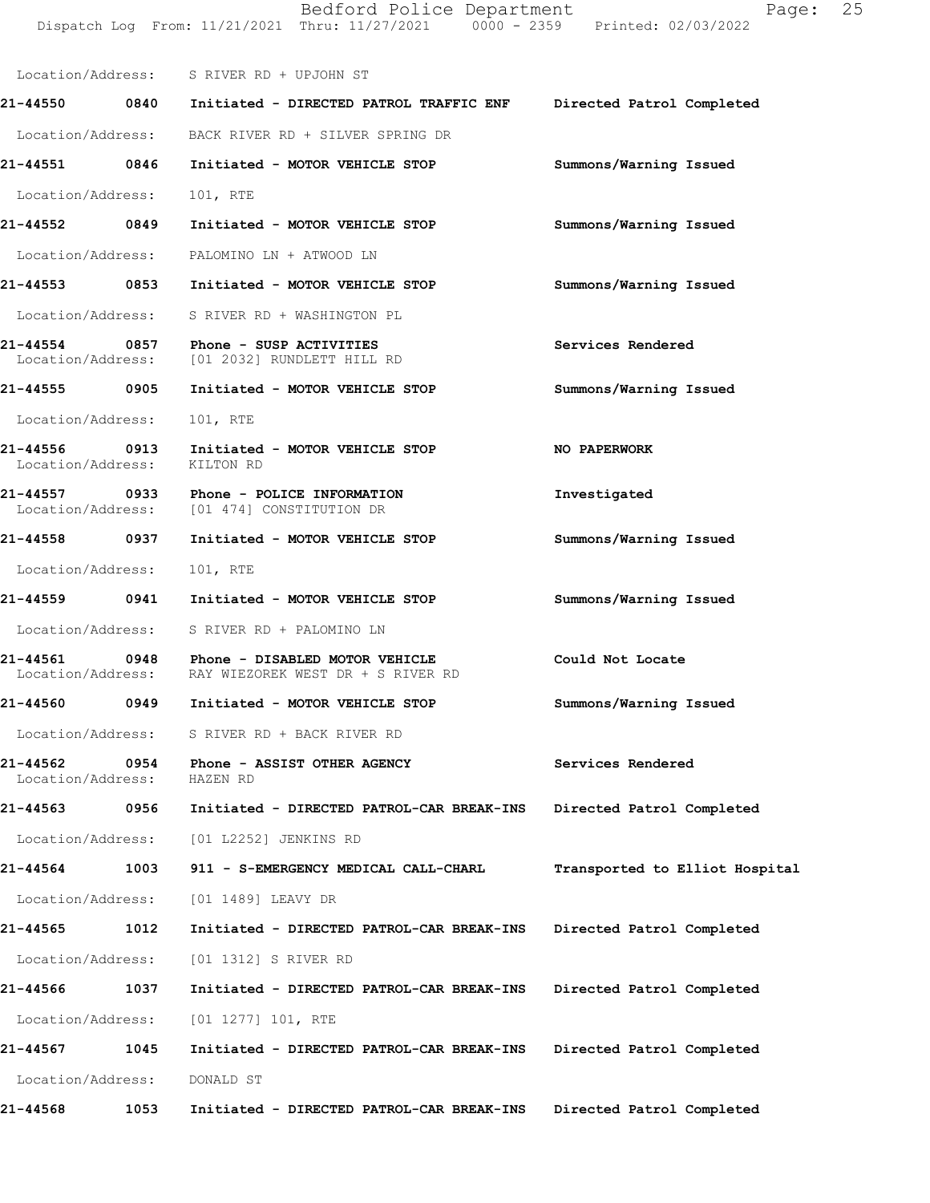Location/Address: S RIVER RD + UPJOHN ST

**21-44550 0840 Initiated - DIRECTED PATROL TRAFFIC ENF — Directed Patrol Completed**

Location/Address: BACK RIVER RD + SILVER SPRING DR

**21-44551 0846 Initiated - MOTOR VEHICLE STOP — Summons/Warning Issued**

Location/Address: 101, RTE

**21-44552 0849 Initiated - MOTOR VEHICLE STOP — Summons/Warning Issued**

Location/Address: PALOMINO LN + ATWOOD LN

**21-44553 0853 Initiated - MOTOR VEHICLE STOP — Summons/Warning Issued**

Location/Address: S RIVER RD + WASHINGTON PL

**21-44554 0857 Phone - SUSP ACTIVITIES — Services Rendered**

Location/Address: [01 2032] RUNDLETT HILL RD

**21-44555 0905 Initiated - MOTOR VEHICLE STOP — Summons/Warning Issued**

Location/Address: 101, RTE

**21-44556 0913 Initiated - MOTOR VEHICLE STOP — NO PAPERWORK**

Location/Address: KILTON RD

**21-44557 0933 Phone - POLICE INFORMATION — Investigated**

Location/Address: [01 474] CONSTITUTION DR

**21-44558 0937 Initiated - MOTOR VEHICLE STOP — Summons/Warning Issued**

Location/Address: 101, RTE

**21-44559 0941 Initiated - MOTOR VEHICLE STOP — Summons/Warning Issued**

Location/Address: S RIVER RD + PALOMINO LN

**21-44561 0948 Phone - DISABLED MOTOR VEHICLE — Could Not Locate**

Location/Address: RAY WIEZOREK WEST DR + S RIVER RD

**21-44560 0949 Initiated - MOTOR VEHICLE STOP — Summons/Warning Issued**

Location/Address: S RIVER RD + BACK RIVER RD

**21-44562 0954 Phone - ASSIST OTHER AGENCY — Services Rendered**

Location/Address: HAZEN RD

**21-44563 0956 Initiated - DIRECTED PATROL-CAR BREAK-INS — Directed Patrol Completed**

Location/Address: [01 L2252] JENKINS RD

**21-44564 1003 911 - S-EMERGENCY MEDICAL CALL-CHARL — Transported to Elliot Hospital**

Location/Address: [01 1489] LEAVY DR

**21-44565 1012 Initiated - DIRECTED PATROL-CAR BREAK-INS — Directed Patrol Completed**

Location/Address: [01 1312] S RIVER RD

**21-44566 1037 Initiated - DIRECTED PATROL-CAR BREAK-INS — Directed Patrol Completed**

Location/Address: [01 1277] 101, RTE

**21-44567 1045 Initiated - DIRECTED PATROL-CAR BREAK-INS — Directed Patrol Completed**

Location/Address: DONALD ST

**21-44568 1053 Initiated - DIRECTED PATROL-CAR BREAK-INS — Directed Patrol Completed**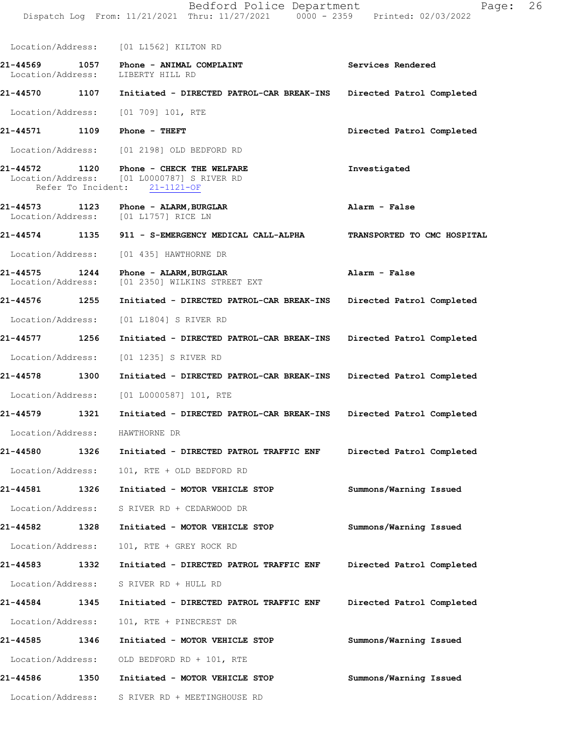Location/Address: [01 L1562] KILTON RD

**21-44569 1057 Phone - ANIMAL COMPLAINT** — **Services Rendered**
Location/Address: LIBERTY HILL RD

**21-44570 1107 Initiated - DIRECTED PATROL-CAR BREAK-INS** — **Directed Patrol Completed**
Location/Address: [01 709] 101, RTE

**21-44571 1109 Phone - THEFT** — **Directed Patrol Completed**
Location/Address: [01 2198] OLD BEDFORD RD

**21-44572 1120 Phone - CHECK THE WELFARE** — **Investigated**
Location/Address: [01 L0000787] S RIVER RD
Refer To Incident: 21-1121-OF

**21-44573 1123 Phone - ALARM,BURGLAR** — **Alarm - False**
Location/Address: [01 L1757] RICE LN

**21-44574 1135 911 - S-EMERGENCY MEDICAL CALL-ALPHA** — **TRANSPORTED TO CMC HOSPITAL**
Location/Address: [01 435] HAWTHORNE DR

**21-44575 1244 Phone - ALARM,BURGLAR** — **Alarm - False**
Location/Address: [01 2350] WILKINS STREET EXT

**21-44576 1255 Initiated - DIRECTED PATROL-CAR BREAK-INS** — **Directed Patrol Completed**
Location/Address: [01 L1804] S RIVER RD

**21-44577 1256 Initiated - DIRECTED PATROL-CAR BREAK-INS** — **Directed Patrol Completed**
Location/Address: [01 1235] S RIVER RD

**21-44578 1300 Initiated - DIRECTED PATROL-CAR BREAK-INS** — **Directed Patrol Completed**
Location/Address: [01 L0000587] 101, RTE

**21-44579 1321 Initiated - DIRECTED PATROL-CAR BREAK-INS** — **Directed Patrol Completed**
Location/Address: HAWTHORNE DR

**21-44580 1326 Initiated - DIRECTED PATROL TRAFFIC ENF** — **Directed Patrol Completed**
Location/Address: 101, RTE + OLD BEDFORD RD

**21-44581 1326 Initiated - MOTOR VEHICLE STOP** — **Summons/Warning Issued**
Location/Address: S RIVER RD + CEDARWOOD DR

**21-44582 1328 Initiated - MOTOR VEHICLE STOP** — **Summons/Warning Issued**
Location/Address: 101, RTE + GREY ROCK RD

**21-44583 1332 Initiated - DIRECTED PATROL TRAFFIC ENF** — **Directed Patrol Completed**
Location/Address: S RIVER RD + HULL RD

**21-44584 1345 Initiated - DIRECTED PATROL TRAFFIC ENF** — **Directed Patrol Completed**
Location/Address: 101, RTE + PINECREST DR

**21-44585 1346 Initiated - MOTOR VEHICLE STOP** — **Summons/Warning Issued**
Location/Address: OLD BEDFORD RD + 101, RTE

**21-44586 1350 Initiated - MOTOR VEHICLE STOP** — **Summons/Warning Issued**
Location/Address: S RIVER RD + MEETINGHOUSE RD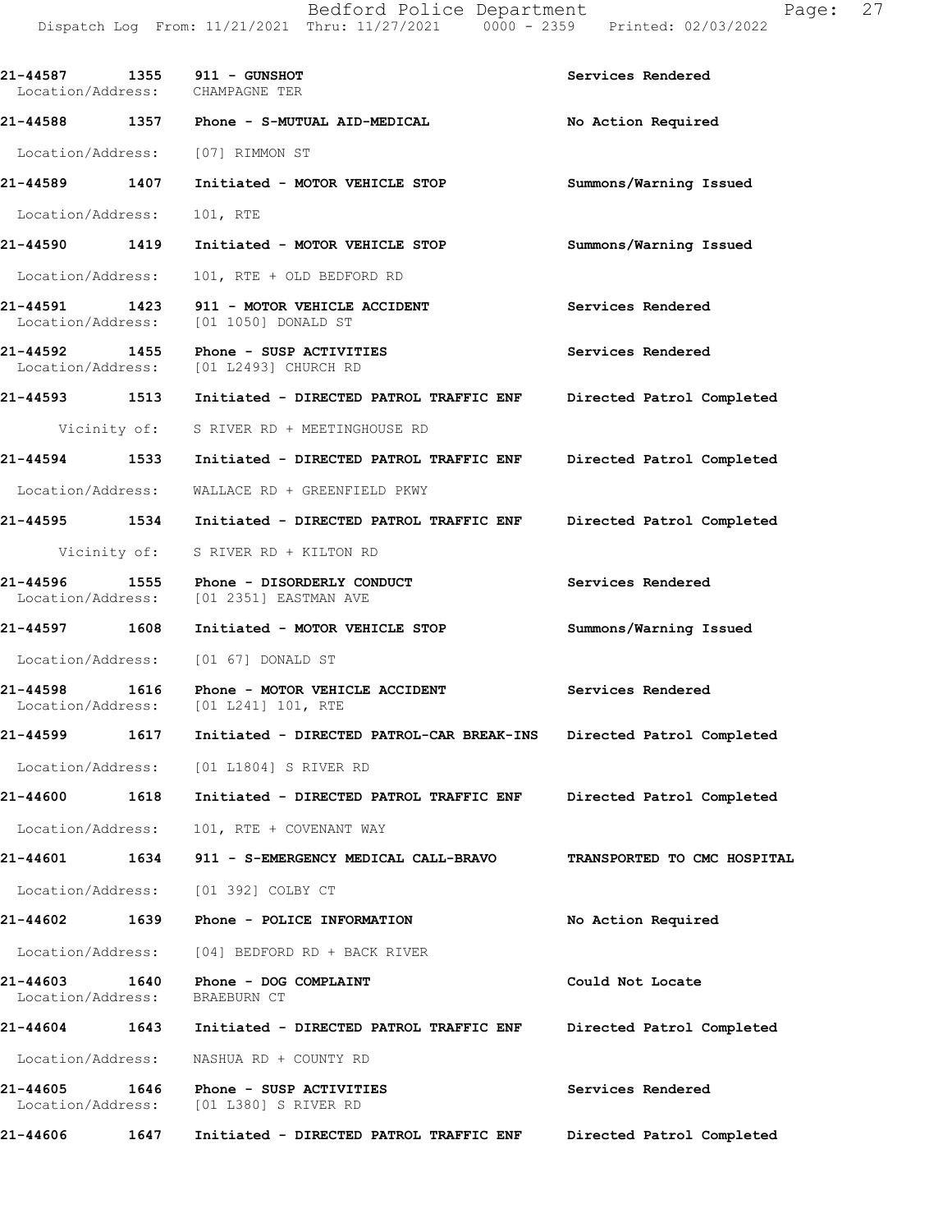| Call Number | Time | Call Reason | Action |
|---|---|---|---|
| 21-44587 | 1355 | 911 - GUNSHOT | Services Rendered |
| Location/Address: | | CHAMPAGNE TER | |
| 21-44588 | 1357 | Phone - S-MUTUAL AID-MEDICAL | No Action Required |
| Location/Address: | | [07] RIMMON ST | |
| 21-44589 | 1407 | Initiated - MOTOR VEHICLE STOP | Summons/Warning Issued |
| Location/Address: | | 101, RTE | |
| 21-44590 | 1419 | Initiated - MOTOR VEHICLE STOP | Summons/Warning Issued |
| Location/Address: | | 101, RTE + OLD BEDFORD RD | |
| 21-44591 | 1423 | 911 - MOTOR VEHICLE ACCIDENT | Services Rendered |
| Location/Address: | | [01 1050] DONALD ST | |
| 21-44592 | 1455 | Phone - SUSP ACTIVITIES | Services Rendered |
| Location/Address: | | [01 L2493] CHURCH RD | |
| 21-44593 | 1513 | Initiated - DIRECTED PATROL TRAFFIC ENF | Directed Patrol Completed |
| Vicinity of: | | S RIVER RD + MEETINGHOUSE RD | |
| 21-44594 | 1533 | Initiated - DIRECTED PATROL TRAFFIC ENF | Directed Patrol Completed |
| Location/Address: | | WALLACE RD + GREENFIELD PKWY | |
| 21-44595 | 1534 | Initiated - DIRECTED PATROL TRAFFIC ENF | Directed Patrol Completed |
| Vicinity of: | | S RIVER RD + KILTON RD | |
| 21-44596 | 1555 | Phone - DISORDERLY CONDUCT | Services Rendered |
| Location/Address: | | [01 2351] EASTMAN AVE | |
| 21-44597 | 1608 | Initiated - MOTOR VEHICLE STOP | Summons/Warning Issued |
| Location/Address: | | [01 67] DONALD ST | |
| 21-44598 | 1616 | Phone - MOTOR VEHICLE ACCIDENT | Services Rendered |
| Location/Address: | | [01 L241] 101, RTE | |
| 21-44599 | 1617 | Initiated - DIRECTED PATROL-CAR BREAK-INS | Directed Patrol Completed |
| Location/Address: | | [01 L1804] S RIVER RD | |
| 21-44600 | 1618 | Initiated - DIRECTED PATROL TRAFFIC ENF | Directed Patrol Completed |
| Location/Address: | | 101, RTE + COVENANT WAY | |
| 21-44601 | 1634 | 911 - S-EMERGENCY MEDICAL CALL-BRAVO | TRANSPORTED TO CMC HOSPITAL |
| Location/Address: | | [01 392] COLBY CT | |
| 21-44602 | 1639 | Phone - POLICE INFORMATION | No Action Required |
| Location/Address: | | [04] BEDFORD RD + BACK RIVER | |
| 21-44603 | 1640 | Phone - DOG COMPLAINT | Could Not Locate |
| Location/Address: | | BRAEBURN CT | |
| 21-44604 | 1643 | Initiated - DIRECTED PATROL TRAFFIC ENF | Directed Patrol Completed |
| Location/Address: | | NASHUA RD + COUNTY RD | |
| 21-44605 | 1646 | Phone - SUSP ACTIVITIES | Services Rendered |
| Location/Address: | | [01 L380] S RIVER RD | |
| 21-44606 | 1647 | Initiated - DIRECTED PATROL TRAFFIC ENF | Directed Patrol Completed |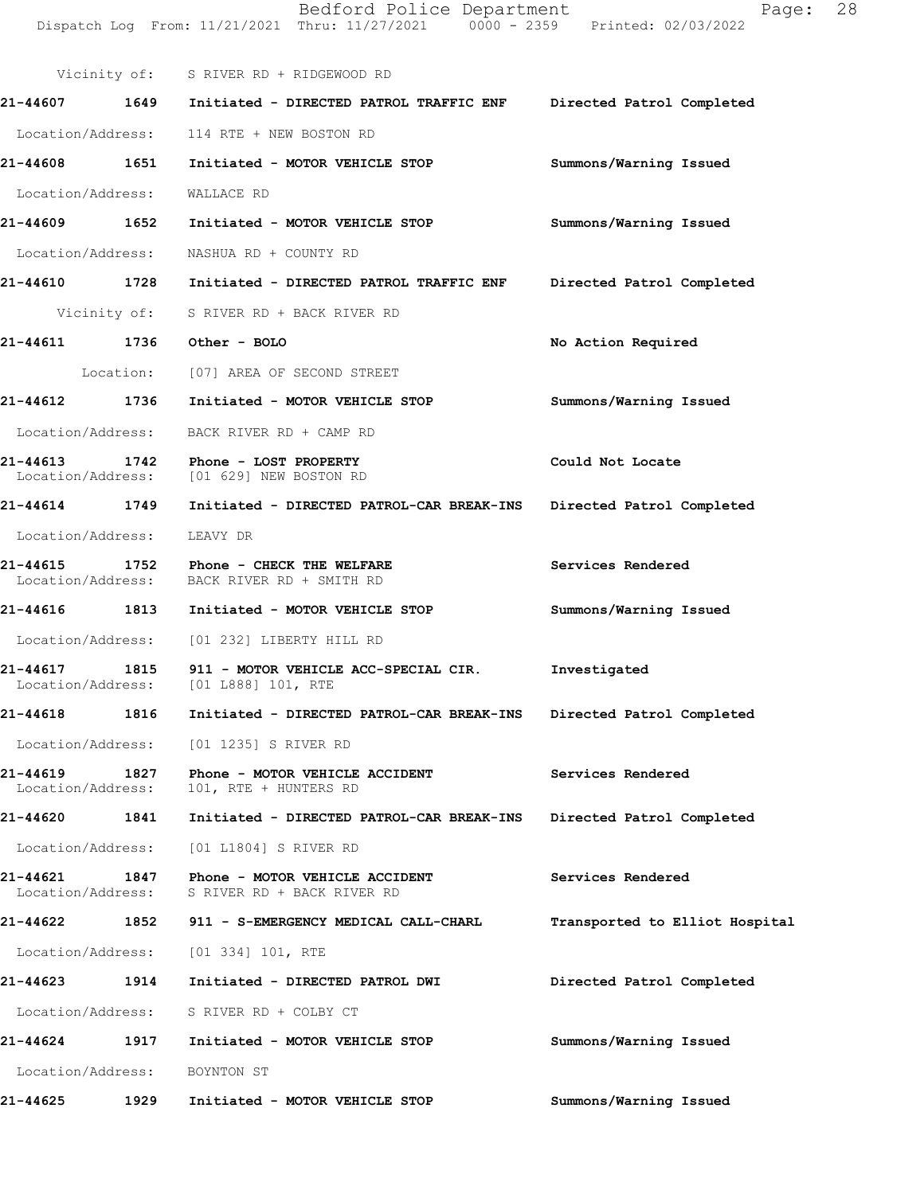Vicinity of: S RIVER RD + RIDGEWOOD RD

**21-44607 1649 Initiated - DIRECTED PATROL TRAFFIC ENF Directed Patrol Completed**

Location/Address: 114 RTE + NEW BOSTON RD

**21-44608 1651 Initiated - MOTOR VEHICLE STOP Summons/Warning Issued**

Location/Address: WALLACE RD

**21-44609 1652 Initiated - MOTOR VEHICLE STOP Summons/Warning Issued**

Location/Address: NASHUA RD + COUNTY RD

**21-44610 1728 Initiated - DIRECTED PATROL TRAFFIC ENF Directed Patrol Completed**

Vicinity of: S RIVER RD + BACK RIVER RD

**21-44611 1736 Other - BOLO No Action Required**

Location: [07] AREA OF SECOND STREET

**21-44612 1736 Initiated - MOTOR VEHICLE STOP Summons/Warning Issued**

Location/Address: BACK RIVER RD + CAMP RD

**21-44613 1742 Phone - LOST PROPERTY Could Not Locate**
Location/Address: [01 629] NEW BOSTON RD

**21-44614 1749 Initiated - DIRECTED PATROL-CAR BREAK-INS Directed Patrol Completed**

Location/Address: LEAVY DR

**21-44615 1752 Phone - CHECK THE WELFARE Services Rendered**
Location/Address: BACK RIVER RD + SMITH RD

**21-44616 1813 Initiated - MOTOR VEHICLE STOP Summons/Warning Issued**

Location/Address: [01 232] LIBERTY HILL RD

**21-44617 1815 911 - MOTOR VEHICLE ACC-SPECIAL CIR. Investigated**
Location/Address: [01 L888] 101, RTE

**21-44618 1816 Initiated - DIRECTED PATROL-CAR BREAK-INS Directed Patrol Completed**

Location/Address: [01 1235] S RIVER RD

**21-44619 1827 Phone - MOTOR VEHICLE ACCIDENT Services Rendered**
Location/Address: 101, RTE + HUNTERS RD

**21-44620 1841 Initiated - DIRECTED PATROL-CAR BREAK-INS Directed Patrol Completed**

Location/Address: [01 L1804] S RIVER RD

**21-44621 1847 Phone - MOTOR VEHICLE ACCIDENT Services Rendered**
Location/Address: S RIVER RD + BACK RIVER RD

**21-44622 1852 911 - S-EMERGENCY MEDICAL CALL-CHARL Transported to Elliot Hospital**

Location/Address: [01 334] 101, RTE

**21-44623 1914 Initiated - DIRECTED PATROL DWI Directed Patrol Completed**

Location/Address: S RIVER RD + COLBY CT

**21-44624 1917 Initiated - MOTOR VEHICLE STOP Summons/Warning Issued**

Location/Address: BOYNTON ST

**21-44625 1929 Initiated - MOTOR VEHICLE STOP Summons/Warning Issued**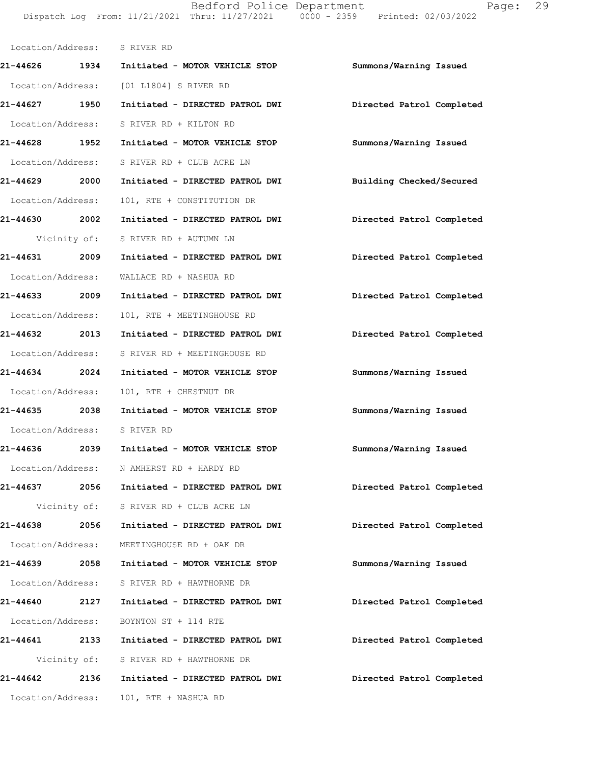Location/Address: S RIVER RD

**21-44626 1934 Initiated - MOTOR VEHICLE STOP Summons/Warning Issued**

Location/Address: [01 L1804] S RIVER RD

**21-44627 1950 Initiated - DIRECTED PATROL DWI Directed Patrol Completed**

Location/Address: S RIVER RD + KILTON RD

**21-44628 1952 Initiated - MOTOR VEHICLE STOP Summons/Warning Issued**

Location/Address: S RIVER RD + CLUB ACRE LN

**21-44629 2000 Initiated - DIRECTED PATROL DWI Building Checked/Secured**

Location/Address: 101, RTE + CONSTITUTION DR

**21-44630 2002 Initiated - DIRECTED PATROL DWI Directed Patrol Completed**

Vicinity of: S RIVER RD + AUTUMN LN

**21-44631 2009 Initiated - DIRECTED PATROL DWI Directed Patrol Completed**

Location/Address: WALLACE RD + NASHUA RD

**21-44633 2009 Initiated - DIRECTED PATROL DWI Directed Patrol Completed**

Location/Address: 101, RTE + MEETINGHOUSE RD

**21-44632 2013 Initiated - DIRECTED PATROL DWI Directed Patrol Completed**

Location/Address: S RIVER RD + MEETINGHOUSE RD

**21-44634 2024 Initiated - MOTOR VEHICLE STOP Summons/Warning Issued**

Location/Address: 101, RTE + CHESTNUT DR

**21-44635 2038 Initiated - MOTOR VEHICLE STOP Summons/Warning Issued**

Location/Address: S RIVER RD

**21-44636 2039 Initiated - MOTOR VEHICLE STOP Summons/Warning Issued**

Location/Address: N AMHERST RD + HARDY RD

**21-44637 2056 Initiated - DIRECTED PATROL DWI Directed Patrol Completed**

Vicinity of: S RIVER RD + CLUB ACRE LN

**21-44638 2056 Initiated - DIRECTED PATROL DWI Directed Patrol Completed**

Location/Address: MEETINGHOUSE RD + OAK DR

**21-44639 2058 Initiated - MOTOR VEHICLE STOP Summons/Warning Issued**

Location/Address: S RIVER RD + HAWTHORNE DR

**21-44640 2127 Initiated - DIRECTED PATROL DWI Directed Patrol Completed**

Location/Address: BOYNTON ST + 114 RTE

**21-44641 2133 Initiated - DIRECTED PATROL DWI Directed Patrol Completed**

Vicinity of: S RIVER RD + HAWTHORNE DR

**21-44642 2136 Initiated - DIRECTED PATROL DWI Directed Patrol Completed**

Location/Address: 101, RTE + NASHUA RD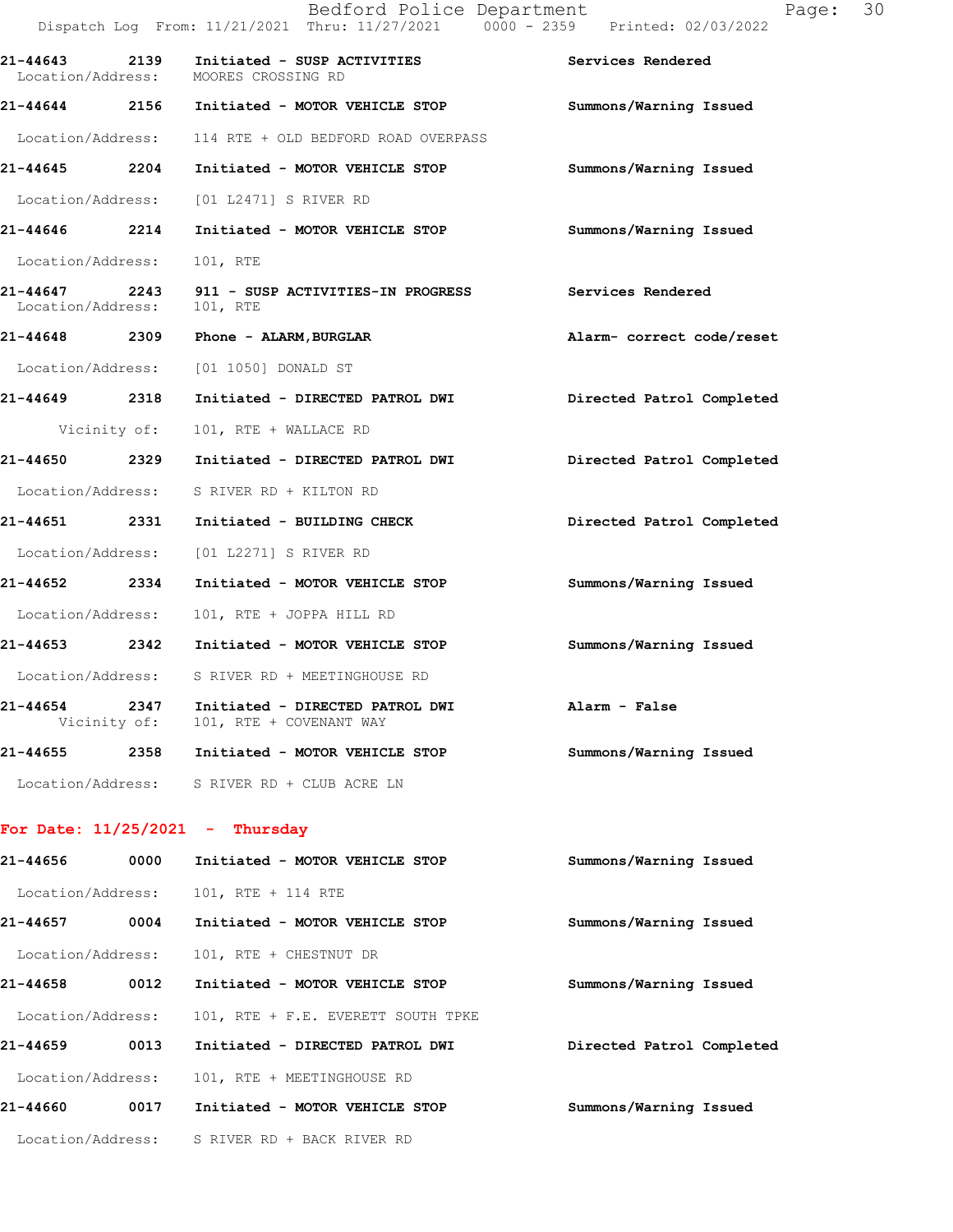21-44643 2139 Initiated - SUSP ACTIVITIES Services Rendered
Location/Address: MOORES CROSSING RD

21-44644 2156 Initiated - MOTOR VEHICLE STOP Summons/Warning Issued
Location/Address: 114 RTE + OLD BEDFORD ROAD OVERPASS

21-44645 2204 Initiated - MOTOR VEHICLE STOP Summons/Warning Issued
Location/Address: [01 L2471] S RIVER RD

21-44646 2214 Initiated - MOTOR VEHICLE STOP Summons/Warning Issued
Location/Address: 101, RTE

21-44647 2243 911 - SUSP ACTIVITIES-IN PROGRESS Services Rendered
Location/Address: 101, RTE

21-44648 2309 Phone - ALARM,BURGLAR Alarm- correct code/reset
Location/Address: [01 1050] DONALD ST

21-44649 2318 Initiated - DIRECTED PATROL DWI Directed Patrol Completed
Vicinity of: 101, RTE + WALLACE RD

21-44650 2329 Initiated - DIRECTED PATROL DWI Directed Patrol Completed
Location/Address: S RIVER RD + KILTON RD

21-44651 2331 Initiated - BUILDING CHECK Directed Patrol Completed
Location/Address: [01 L2271] S RIVER RD

21-44652 2334 Initiated - MOTOR VEHICLE STOP Summons/Warning Issued
Location/Address: 101, RTE + JOPPA HILL RD

21-44653 2342 Initiated - MOTOR VEHICLE STOP Summons/Warning Issued
Location/Address: S RIVER RD + MEETINGHOUSE RD

21-44654 2347 Initiated - DIRECTED PATROL DWI Alarm - False
Vicinity of: 101, RTE + COVENANT WAY

21-44655 2358 Initiated - MOTOR VEHICLE STOP Summons/Warning Issued
Location/Address: S RIVER RD + CLUB ACRE LN

**For Date: 11/25/2021 - Thursday**

21-44656 0000 Initiated - MOTOR VEHICLE STOP Summons/Warning Issued
Location/Address: 101, RTE + 114 RTE

21-44657 0004 Initiated - MOTOR VEHICLE STOP Summons/Warning Issued
Location/Address: 101, RTE + CHESTNUT DR

21-44658 0012 Initiated - MOTOR VEHICLE STOP Summons/Warning Issued
Location/Address: 101, RTE + F.E. EVERETT SOUTH TPKE

21-44659 0013 Initiated - DIRECTED PATROL DWI Directed Patrol Completed
Location/Address: 101, RTE + MEETINGHOUSE RD

21-44660 0017 Initiated - MOTOR VEHICLE STOP Summons/Warning Issued
Location/Address: S RIVER RD + BACK RIVER RD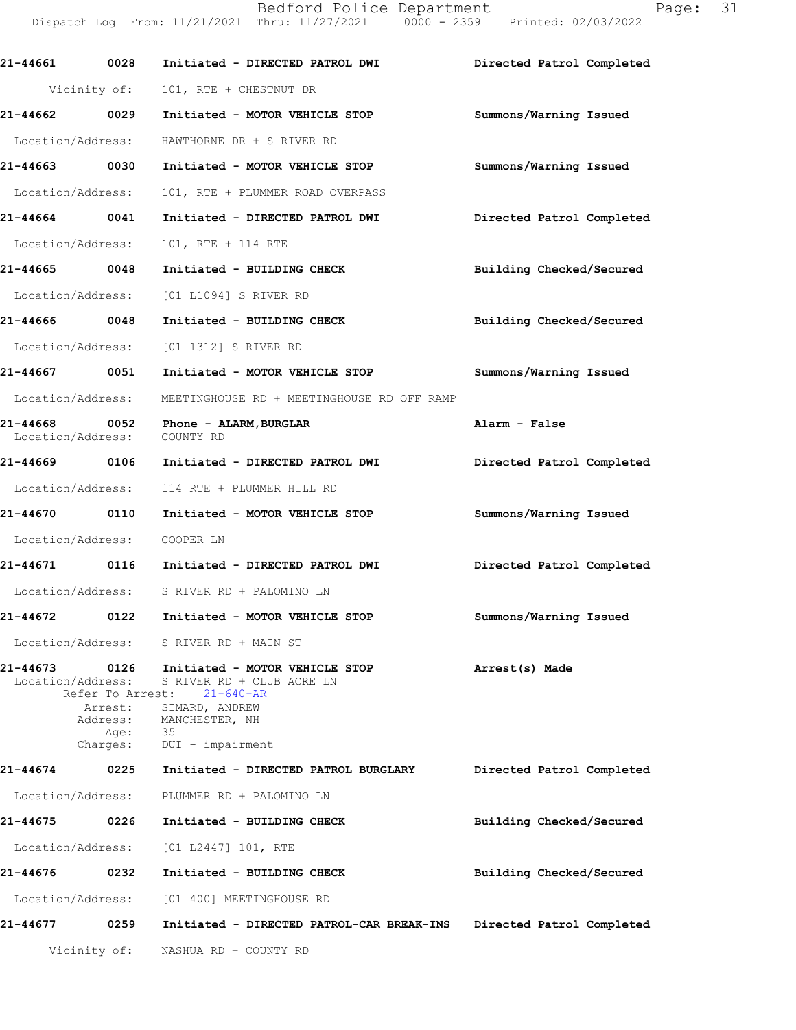21-44661 0028 Initiated - DIRECTED PATROL DWI Directed Patrol Completed

Vicinity of: 101, RTE + CHESTNUT DR

21-44662 0029 Initiated - MOTOR VEHICLE STOP Summons/Warning Issued

Location/Address: HAWTHORNE DR + S RIVER RD

21-44663 0030 Initiated - MOTOR VEHICLE STOP Summons/Warning Issued

Location/Address: 101, RTE + PLUMMER ROAD OVERPASS

21-44664 0041 Initiated - DIRECTED PATROL DWI Directed Patrol Completed

Location/Address: 101, RTE + 114 RTE

21-44665 0048 Initiated - BUILDING CHECK Building Checked/Secured

Location/Address: [01 L1094] S RIVER RD

21-44666 0048 Initiated - BUILDING CHECK Building Checked/Secured

Location/Address: [01 1312] S RIVER RD

21-44667 0051 Initiated - MOTOR VEHICLE STOP Summons/Warning Issued

Location/Address: MEETINGHOUSE RD + MEETINGHOUSE RD OFF RAMP

21-44668 0052 Phone - ALARM,BURGLAR Alarm - False

Location/Address: COUNTY RD

21-44669 0106 Initiated - DIRECTED PATROL DWI Directed Patrol Completed

Location/Address: 114 RTE + PLUMMER HILL RD

21-44670 0110 Initiated - MOTOR VEHICLE STOP Summons/Warning Issued

Location/Address: COOPER LN

21-44671 0116 Initiated - DIRECTED PATROL DWI Directed Patrol Completed

Location/Address: S RIVER RD + PALOMINO LN

21-44672 0122 Initiated - MOTOR VEHICLE STOP Summons/Warning Issued

Location/Address: S RIVER RD + MAIN ST

21-44673 0126 Initiated - MOTOR VEHICLE STOP Arrest(s) Made

Location/Address: S RIVER RD + CLUB ACRE LN
Refer To Arrest: 21-640-AR
Arrest: SIMARD, ANDREW
Address: MANCHESTER, NH
Age: 35
Charges: DUI - impairment

21-44674 0225 Initiated - DIRECTED PATROL BURGLARY Directed Patrol Completed

Location/Address: PLUMMER RD + PALOMINO LN

21-44675 0226 Initiated - BUILDING CHECK Building Checked/Secured

Location/Address: [01 L2447] 101, RTE

21-44676 0232 Initiated - BUILDING CHECK Building Checked/Secured

Location/Address: [01 400] MEETINGHOUSE RD

21-44677 0259 Initiated - DIRECTED PATROL-CAR BREAK-INS Directed Patrol Completed

Vicinity of: NASHUA RD + COUNTY RD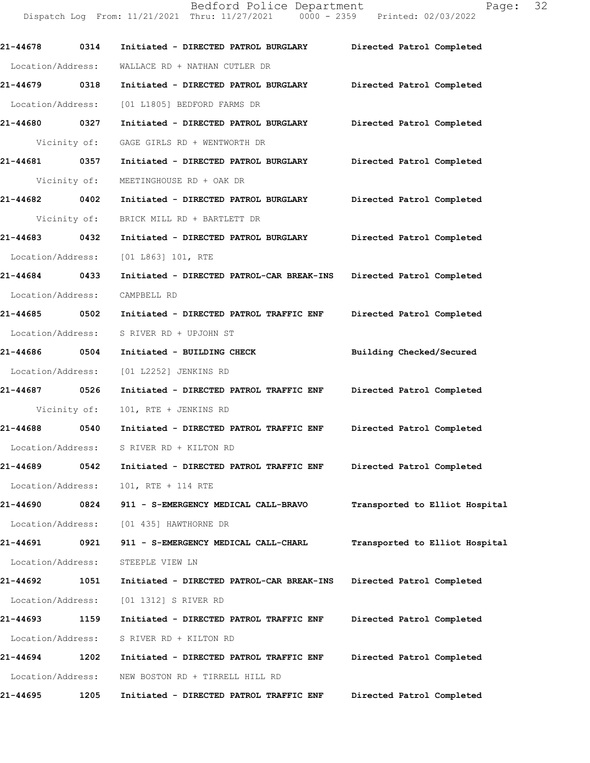21-44678 0314 Initiated - DIRECTED PATROL BURGLARY Directed Patrol Completed
Location/Address: WALLACE RD + NATHAN CUTLER DR

21-44679 0318 Initiated - DIRECTED PATROL BURGLARY Directed Patrol Completed
Location/Address: [01 L1805] BEDFORD FARMS DR

21-44680 0327 Initiated - DIRECTED PATROL BURGLARY Directed Patrol Completed
Vicinity of: GAGE GIRLS RD + WENTWORTH DR

21-44681 0357 Initiated - DIRECTED PATROL BURGLARY Directed Patrol Completed
Vicinity of: MEETINGHOUSE RD + OAK DR

21-44682 0402 Initiated - DIRECTED PATROL BURGLARY Directed Patrol Completed
Vicinity of: BRICK MILL RD + BARTLETT DR

21-44683 0432 Initiated - DIRECTED PATROL BURGLARY Directed Patrol Completed
Location/Address: [01 L863] 101, RTE

21-44684 0433 Initiated - DIRECTED PATROL-CAR BREAK-INS Directed Patrol Completed
Location/Address: CAMPBELL RD

21-44685 0502 Initiated - DIRECTED PATROL TRAFFIC ENF Directed Patrol Completed
Location/Address: S RIVER RD + UPJOHN ST

21-44686 0504 Initiated - BUILDING CHECK Building Checked/Secured
Location/Address: [01 L2252] JENKINS RD

21-44687 0526 Initiated - DIRECTED PATROL TRAFFIC ENF Directed Patrol Completed
Vicinity of: 101, RTE + JENKINS RD

21-44688 0540 Initiated - DIRECTED PATROL TRAFFIC ENF Directed Patrol Completed
Location/Address: S RIVER RD + KILTON RD

21-44689 0542 Initiated - DIRECTED PATROL TRAFFIC ENF Directed Patrol Completed
Location/Address: 101, RTE + 114 RTE

21-44690 0824 911 - S-EMERGENCY MEDICAL CALL-BRAVO Transported to Elliot Hospital
Location/Address: [01 435] HAWTHORNE DR

21-44691 0921 911 - S-EMERGENCY MEDICAL CALL-CHARL Transported to Elliot Hospital
Location/Address: STEEPLE VIEW LN

21-44692 1051 Initiated - DIRECTED PATROL-CAR BREAK-INS Directed Patrol Completed
Location/Address: [01 1312] S RIVER RD

21-44693 1159 Initiated - DIRECTED PATROL TRAFFIC ENF Directed Patrol Completed
Location/Address: S RIVER RD + KILTON RD

21-44694 1202 Initiated - DIRECTED PATROL TRAFFIC ENF Directed Patrol Completed
Location/Address: NEW BOSTON RD + TIRRELL HILL RD

21-44695 1205 Initiated - DIRECTED PATROL TRAFFIC ENF Directed Patrol Completed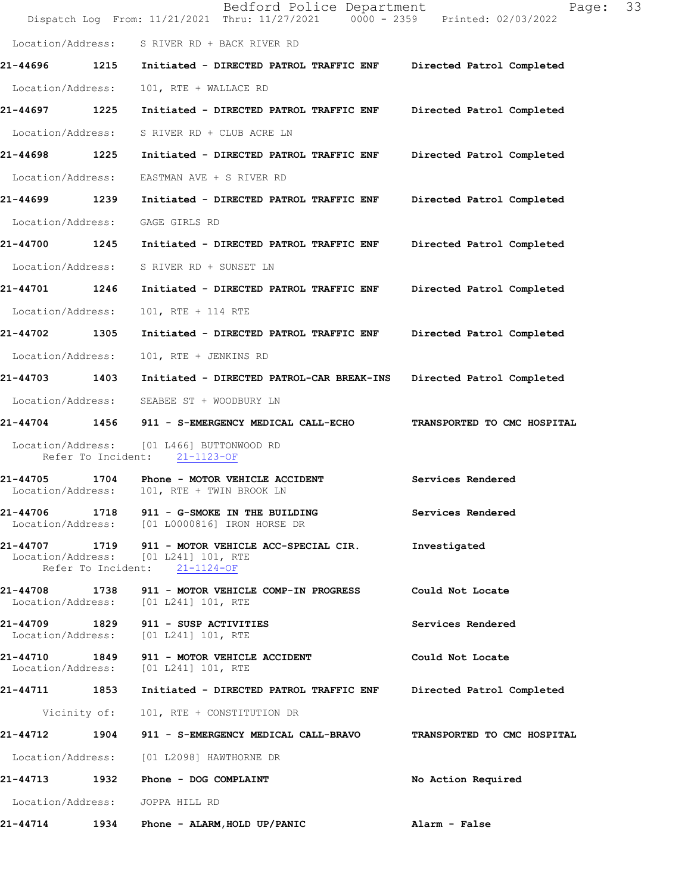Location/Address: S RIVER RD + BACK RIVER RD

**21-44696 1215 Initiated - DIRECTED PATROL TRAFFIC ENF Directed Patrol Completed**

Location/Address: 101, RTE + WALLACE RD

**21-44697 1225 Initiated - DIRECTED PATROL TRAFFIC ENF Directed Patrol Completed**

Location/Address: S RIVER RD + CLUB ACRE LN

**21-44698 1225 Initiated - DIRECTED PATROL TRAFFIC ENF Directed Patrol Completed**

Location/Address: EASTMAN AVE + S RIVER RD

**21-44699 1239 Initiated - DIRECTED PATROL TRAFFIC ENF Directed Patrol Completed**

Location/Address: GAGE GIRLS RD

**21-44700 1245 Initiated - DIRECTED PATROL TRAFFIC ENF Directed Patrol Completed**

Location/Address: S RIVER RD + SUNSET LN

**21-44701 1246 Initiated - DIRECTED PATROL TRAFFIC ENF Directed Patrol Completed**

Location/Address: 101, RTE + 114 RTE

**21-44702 1305 Initiated - DIRECTED PATROL TRAFFIC ENF Directed Patrol Completed**

Location/Address: 101, RTE + JENKINS RD

**21-44703 1403 Initiated - DIRECTED PATROL-CAR BREAK-INS Directed Patrol Completed**

Location/Address: SEABEE ST + WOODBURY LN

**21-44704 1456 911 - S-EMERGENCY MEDICAL CALL-ECHO TRANSPORTED TO CMC HOSPITAL**

Location/Address: [01 L466] BUTTONWOOD RD
Refer To Incident: 21-1123-OF

**21-44705 1704 Phone - MOTOR VEHICLE ACCIDENT Services Rendered**
Location/Address: 101, RTE + TWIN BROOK LN

**21-44706 1718 911 - G-SMOKE IN THE BUILDING Services Rendered**
Location/Address: [01 L0000816] IRON HORSE DR

**21-44707 1719 911 - MOTOR VEHICLE ACC-SPECIAL CIR. Investigated**
Location/Address: [01 L241] 101, RTE
Refer To Incident: 21-1124-OF

**21-44708 1738 911 - MOTOR VEHICLE COMP-IN PROGRESS Could Not Locate**
Location/Address: [01 L241] 101, RTE

**21-44709 1829 911 - SUSP ACTIVITIES Services Rendered**
Location/Address: [01 L241] 101, RTE

**21-44710 1849 911 - MOTOR VEHICLE ACCIDENT Could Not Locate**
Location/Address: [01 L241] 101, RTE

**21-44711 1853 Initiated - DIRECTED PATROL TRAFFIC ENF Directed Patrol Completed**

Vicinity of: 101, RTE + CONSTITUTION DR

**21-44712 1904 911 - S-EMERGENCY MEDICAL CALL-BRAVO TRANSPORTED TO CMC HOSPITAL**

Location/Address: [01 L2098] HAWTHORNE DR

**21-44713 1932 Phone - DOG COMPLAINT No Action Required**

Location/Address: JOPPA HILL RD

**21-44714 1934 Phone - ALARM,HOLD UP/PANIC Alarm - False**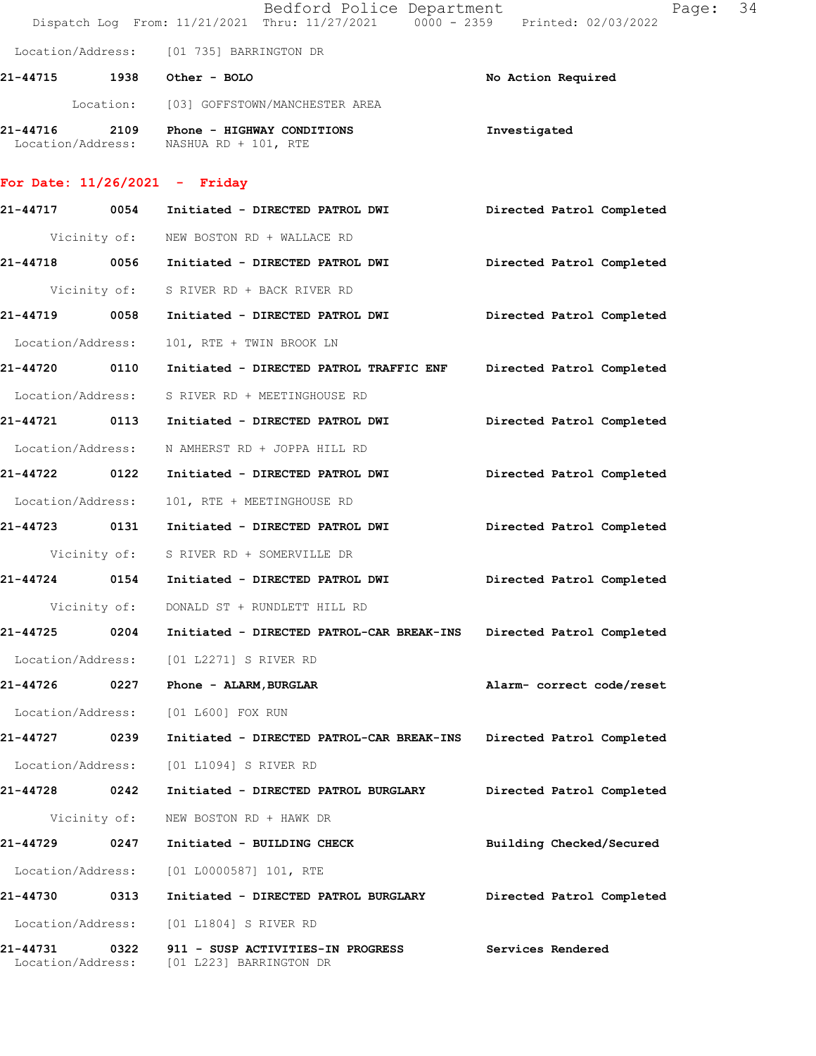Location/Address: [01 735] BARRINGTON DR

21-44715 1938 Other - BOLO — No Action Required
Location: [03] GOFFSTOWN/MANCHESTER AREA

21-44716 2109 Phone - HIGHWAY CONDITIONS — Investigated
Location/Address: NASHUA RD + 101, RTE

## For Date: 11/26/2021 - Friday

21-44717 0054 Initiated - DIRECTED PATROL DWI — Directed Patrol Completed
Vicinity of: NEW BOSTON RD + WALLACE RD

21-44718 0056 Initiated - DIRECTED PATROL DWI — Directed Patrol Completed
Vicinity of: S RIVER RD + BACK RIVER RD

21-44719 0058 Initiated - DIRECTED PATROL DWI — Directed Patrol Completed
Location/Address: 101, RTE + TWIN BROOK LN

21-44720 0110 Initiated - DIRECTED PATROL TRAFFIC ENF — Directed Patrol Completed
Location/Address: S RIVER RD + MEETINGHOUSE RD

21-44721 0113 Initiated - DIRECTED PATROL DWI — Directed Patrol Completed
Location/Address: N AMHERST RD + JOPPA HILL RD

21-44722 0122 Initiated - DIRECTED PATROL DWI — Directed Patrol Completed
Location/Address: 101, RTE + MEETINGHOUSE RD

21-44723 0131 Initiated - DIRECTED PATROL DWI — Directed Patrol Completed
Vicinity of: S RIVER RD + SOMERVILLE DR

21-44724 0154 Initiated - DIRECTED PATROL DWI — Directed Patrol Completed
Vicinity of: DONALD ST + RUNDLETT HILL RD

21-44725 0204 Initiated - DIRECTED PATROL-CAR BREAK-INS — Directed Patrol Completed
Location/Address: [01 L2271] S RIVER RD

21-44726 0227 Phone - ALARM,BURGLAR — Alarm- correct code/reset
Location/Address: [01 L600] FOX RUN

21-44727 0239 Initiated - DIRECTED PATROL-CAR BREAK-INS — Directed Patrol Completed
Location/Address: [01 L1094] S RIVER RD

21-44728 0242 Initiated - DIRECTED PATROL BURGLARY — Directed Patrol Completed
Vicinity of: NEW BOSTON RD + HAWK DR

21-44729 0247 Initiated - BUILDING CHECK — Building Checked/Secured
Location/Address: [01 L0000587] 101, RTE

21-44730 0313 Initiated - DIRECTED PATROL BURGLARY — Directed Patrol Completed
Location/Address: [01 L1804] S RIVER RD

21-44731 0322 911 - SUSP ACTIVITIES-IN PROGRESS — Services Rendered
Location/Address: [01 L223] BARRINGTON DR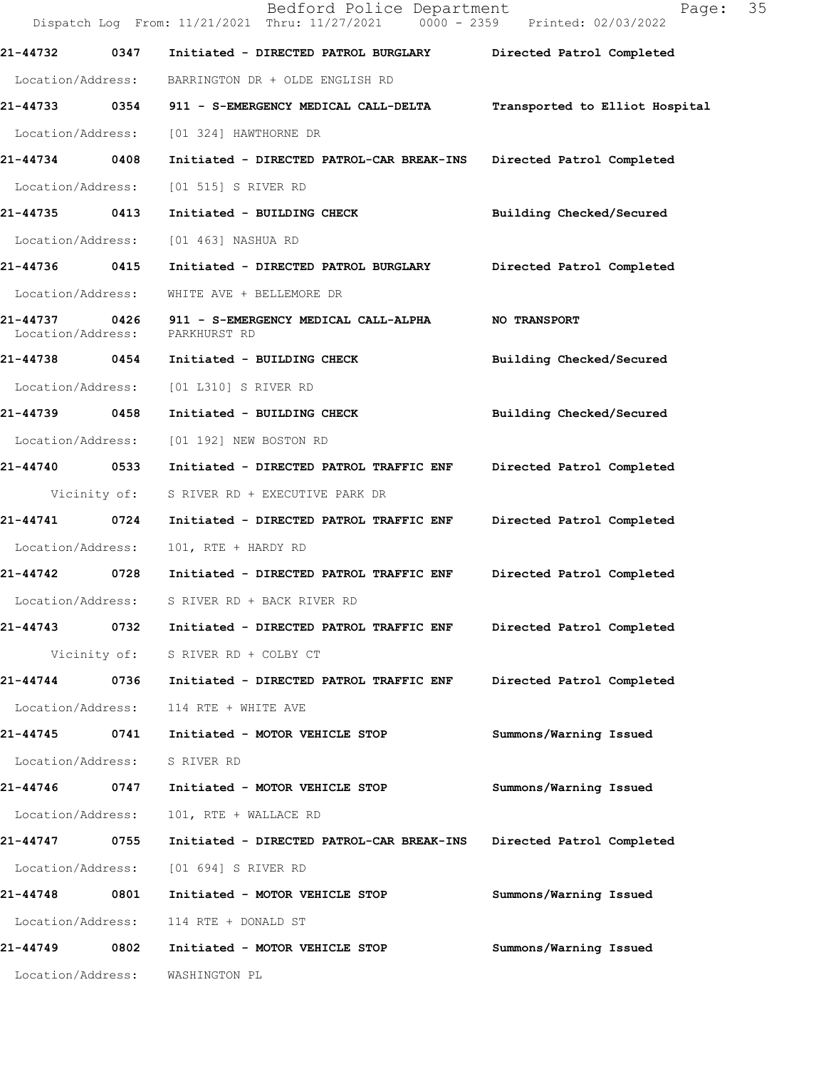**21-44732 0347 Initiated - DIRECTED PATROL BURGLARY — Directed Patrol Completed**

Location/Address: BARRINGTON DR + OLDE ENGLISH RD

**21-44733 0354 911 - S-EMERGENCY MEDICAL CALL-DELTA — Transported to Elliot Hospital**

Location/Address: [01 324] HAWTHORNE DR

**21-44734 0408 Initiated - DIRECTED PATROL-CAR BREAK-INS — Directed Patrol Completed**

Location/Address: [01 515] S RIVER RD

**21-44735 0413 Initiated - BUILDING CHECK — Building Checked/Secured**

Location/Address: [01 463] NASHUA RD

**21-44736 0415 Initiated - DIRECTED PATROL BURGLARY — Directed Patrol Completed**

Location/Address: WHITE AVE + BELLEMORE DR

**21-44737 0426 911 - S-EMERGENCY MEDICAL CALL-ALPHA — NO TRANSPORT**

Location/Address: PARKHURST RD

**21-44738 0454 Initiated - BUILDING CHECK — Building Checked/Secured**

Location/Address: [01 L310] S RIVER RD

**21-44739 0458 Initiated - BUILDING CHECK — Building Checked/Secured**

Location/Address: [01 192] NEW BOSTON RD

**21-44740 0533 Initiated - DIRECTED PATROL TRAFFIC ENF — Directed Patrol Completed**

Vicinity of: S RIVER RD + EXECUTIVE PARK DR

**21-44741 0724 Initiated - DIRECTED PATROL TRAFFIC ENF — Directed Patrol Completed**

Location/Address: 101, RTE + HARDY RD

**21-44742 0728 Initiated - DIRECTED PATROL TRAFFIC ENF — Directed Patrol Completed**

Location/Address: S RIVER RD + BACK RIVER RD

**21-44743 0732 Initiated - DIRECTED PATROL TRAFFIC ENF — Directed Patrol Completed**

Vicinity of: S RIVER RD + COLBY CT

**21-44744 0736 Initiated - DIRECTED PATROL TRAFFIC ENF — Directed Patrol Completed**

Location/Address: 114 RTE + WHITE AVE

**21-44745 0741 Initiated - MOTOR VEHICLE STOP — Summons/Warning Issued**

Location/Address: S RIVER RD

**21-44746 0747 Initiated - MOTOR VEHICLE STOP — Summons/Warning Issued**

Location/Address: 101, RTE + WALLACE RD

**21-44747 0755 Initiated - DIRECTED PATROL-CAR BREAK-INS — Directed Patrol Completed**

Location/Address: [01 694] S RIVER RD

**21-44748 0801 Initiated - MOTOR VEHICLE STOP — Summons/Warning Issued**

Location/Address: 114 RTE + DONALD ST

**21-44749 0802 Initiated - MOTOR VEHICLE STOP — Summons/Warning Issued**

Location/Address: WASHINGTON PL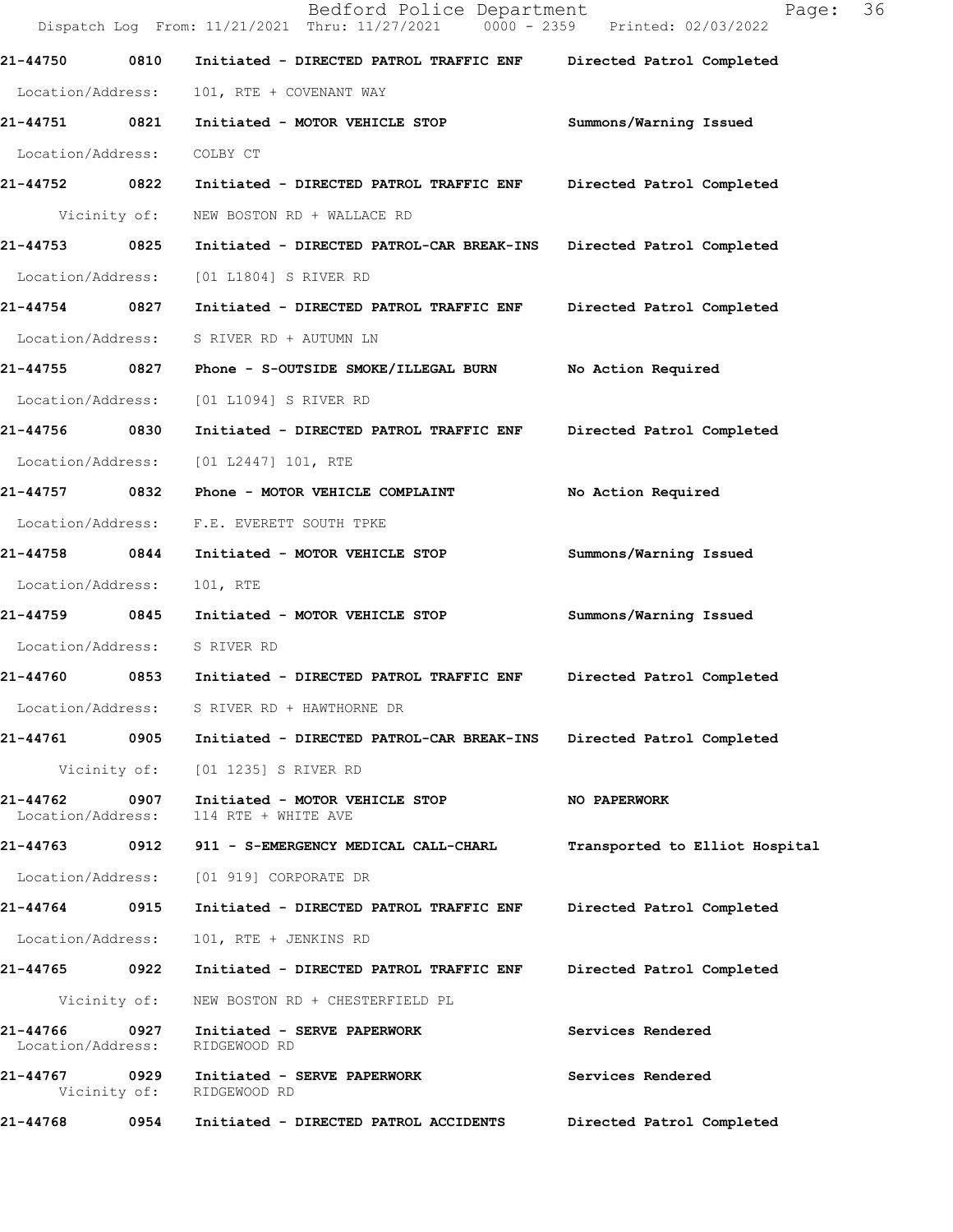**21-44750 0810 Initiated - DIRECTED PATROL TRAFFIC ENF Directed Patrol Completed**

Location/Address: 101, RTE + COVENANT WAY

**21-44751 0821 Initiated - MOTOR VEHICLE STOP Summons/Warning Issued**

Location/Address: COLBY CT

**21-44752 0822 Initiated - DIRECTED PATROL TRAFFIC ENF Directed Patrol Completed**

Vicinity of: NEW BOSTON RD + WALLACE RD

**21-44753 0825 Initiated - DIRECTED PATROL-CAR BREAK-INS Directed Patrol Completed**

Location/Address: [01 L1804] S RIVER RD

**21-44754 0827 Initiated - DIRECTED PATROL TRAFFIC ENF Directed Patrol Completed**

Location/Address: S RIVER RD + AUTUMN LN

**21-44755 0827 Phone - S-OUTSIDE SMOKE/ILLEGAL BURN No Action Required**

Location/Address: [01 L1094] S RIVER RD

**21-44756 0830 Initiated - DIRECTED PATROL TRAFFIC ENF Directed Patrol Completed**

Location/Address: [01 L2447] 101, RTE

**21-44757 0832 Phone - MOTOR VEHICLE COMPLAINT No Action Required**

Location/Address: F.E. EVERETT SOUTH TPKE

**21-44758 0844 Initiated - MOTOR VEHICLE STOP Summons/Warning Issued**

Location/Address: 101, RTE

**21-44759 0845 Initiated - MOTOR VEHICLE STOP Summons/Warning Issued**

Location/Address: S RIVER RD

**21-44760 0853 Initiated - DIRECTED PATROL TRAFFIC ENF Directed Patrol Completed**

Location/Address: S RIVER RD + HAWTHORNE DR

**21-44761 0905 Initiated - DIRECTED PATROL-CAR BREAK-INS Directed Patrol Completed**

Vicinity of: [01 1235] S RIVER RD

**21-44762 0907 Initiated - MOTOR VEHICLE STOP NO PAPERWORK**

Location/Address: 114 RTE + WHITE AVE

**21-44763 0912 911 - S-EMERGENCY MEDICAL CALL-CHARL Transported to Elliot Hospital**

Location/Address: [01 919] CORPORATE DR

**21-44764 0915 Initiated - DIRECTED PATROL TRAFFIC ENF Directed Patrol Completed**

Location/Address: 101, RTE + JENKINS RD

**21-44765 0922 Initiated - DIRECTED PATROL TRAFFIC ENF Directed Patrol Completed**

Vicinity of: NEW BOSTON RD + CHESTERFIELD PL

**21-44766 0927 Initiated - SERVE PAPERWORK Services Rendered**

Location/Address: RIDGEWOOD RD

**21-44767 0929 Initiated - SERVE PAPERWORK Services Rendered**

Vicinity of: RIDGEWOOD RD

**21-44768 0954 Initiated - DIRECTED PATROL ACCIDENTS Directed Patrol Completed**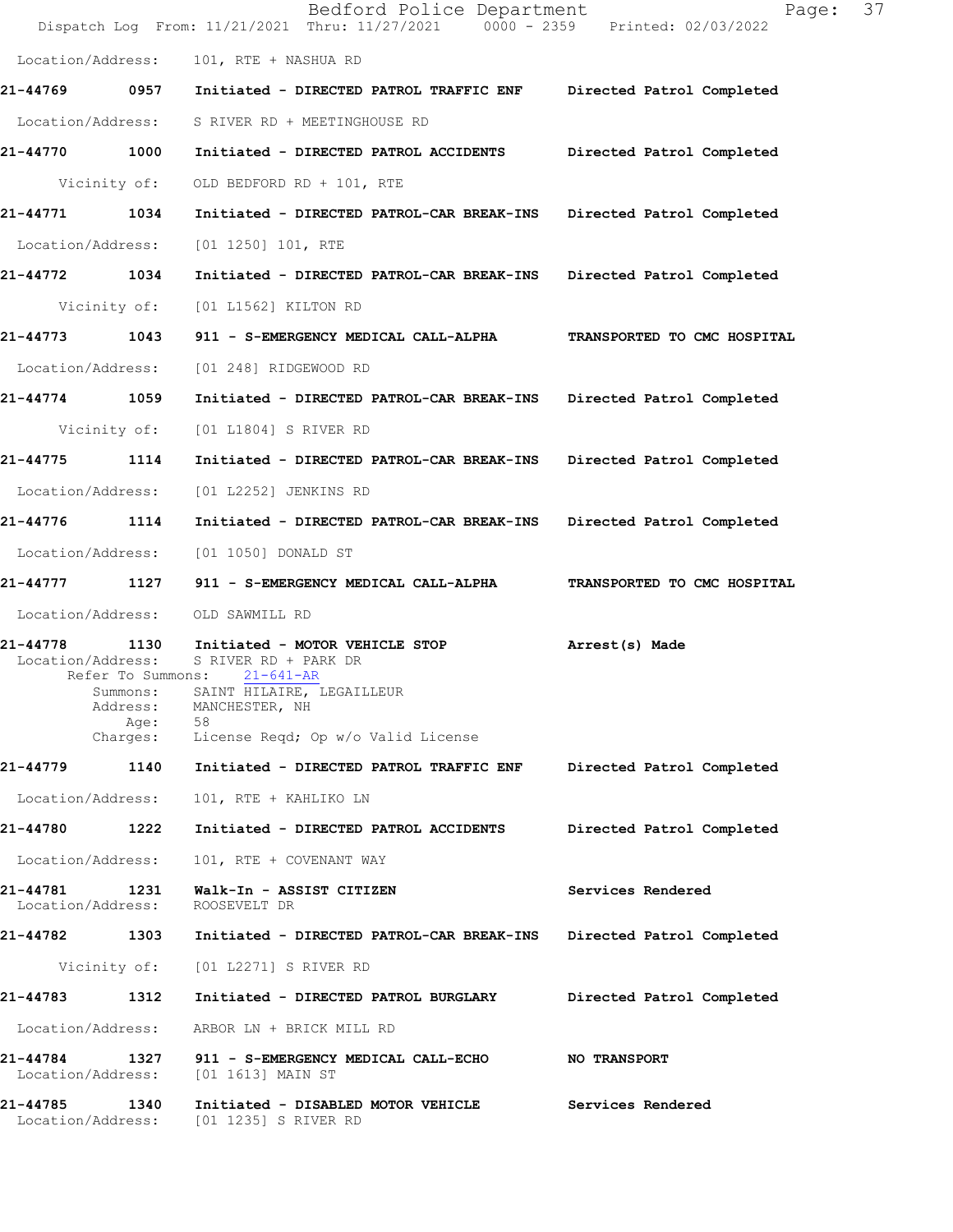Location/Address: 101, RTE + NASHUA RD

**21-44769** 0957 Initiated - DIRECTED PATROL TRAFFIC ENF — Directed Patrol Completed

Location/Address: S RIVER RD + MEETINGHOUSE RD

**21-44770** 1000 Initiated - DIRECTED PATROL ACCIDENTS — Directed Patrol Completed

Vicinity of: OLD BEDFORD RD + 101, RTE

**21-44771** 1034 Initiated - DIRECTED PATROL-CAR BREAK-INS — Directed Patrol Completed

Location/Address: [01 1250] 101, RTE

**21-44772** 1034 Initiated - DIRECTED PATROL-CAR BREAK-INS — Directed Patrol Completed

Vicinity of: [01 L1562] KILTON RD

**21-44773** 1043 911 - S-EMERGENCY MEDICAL CALL-ALPHA — TRANSPORTED TO CMC HOSPITAL

Location/Address: [01 248] RIDGEWOOD RD

**21-44774** 1059 Initiated - DIRECTED PATROL-CAR BREAK-INS — Directed Patrol Completed

Vicinity of: [01 L1804] S RIVER RD

**21-44775** 1114 Initiated - DIRECTED PATROL-CAR BREAK-INS — Directed Patrol Completed

Location/Address: [01 L2252] JENKINS RD

**21-44776** 1114 Initiated - DIRECTED PATROL-CAR BREAK-INS — Directed Patrol Completed

Location/Address: [01 1050] DONALD ST

**21-44777** 1127 911 - S-EMERGENCY MEDICAL CALL-ALPHA — TRANSPORTED TO CMC HOSPITAL

Location/Address: OLD SAWMILL RD

**21-44778** 1130 Initiated - MOTOR VEHICLE STOP — Arrest(s) Made

Location/Address: S RIVER RD + PARK DR
Refer To Summons: 21-641-AR
Summons: SAINT HILAIRE, LEGAILLEUR
Address: MANCHESTER, NH
Age: 58
Charges: License Reqd; Op w/o Valid License

**21-44779** 1140 Initiated - DIRECTED PATROL TRAFFIC ENF — Directed Patrol Completed

Location/Address: 101, RTE + KAHLIKO LN

**21-44780** 1222 Initiated - DIRECTED PATROL ACCIDENTS — Directed Patrol Completed

Location/Address: 101, RTE + COVENANT WAY

**21-44781** 1231 Walk-In - ASSIST CITIZEN — Services Rendered

Location/Address: ROOSEVELT DR

**21-44782** 1303 Initiated - DIRECTED PATROL-CAR BREAK-INS — Directed Patrol Completed

Vicinity of: [01 L2271] S RIVER RD

**21-44783** 1312 Initiated - DIRECTED PATROL BURGLARY — Directed Patrol Completed

Location/Address: ARBOR LN + BRICK MILL RD

**21-44784** 1327 911 - S-EMERGENCY MEDICAL CALL-ECHO — NO TRANSPORT

Location/Address: [01 1613] MAIN ST

**21-44785** 1340 Initiated - DISABLED MOTOR VEHICLE — Services Rendered

Location/Address: [01 1235] S RIVER RD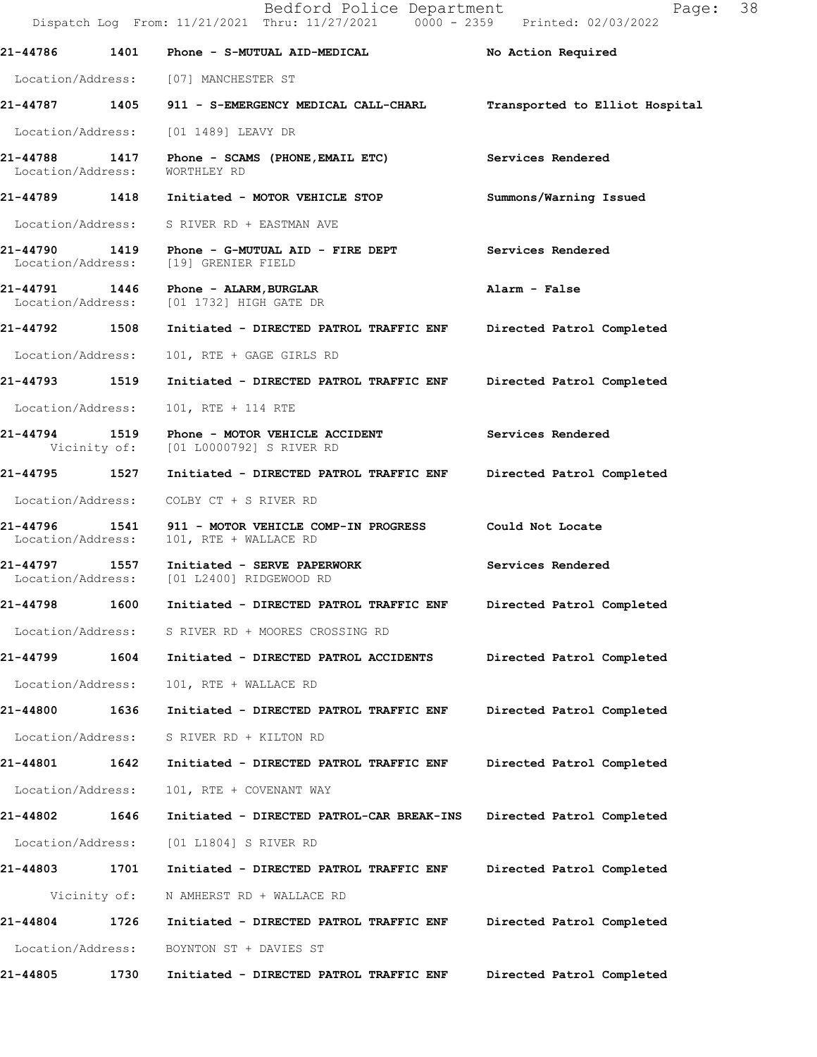| Call Number | Time | Call Reason | Action |
|---|---|---|---|
| 21-44786 | 1401 | Phone - S-MUTUAL AID-MEDICAL | No Action Required |
| Location/Address: | | [07] MANCHESTER ST | |
| 21-44787 | 1405 | 911 - S-EMERGENCY MEDICAL CALL-CHARL | Transported to Elliot Hospital |
| Location/Address: | | [01 1489] LEAVY DR | |
| 21-44788 | 1417 | Phone - SCAMS (PHONE,EMAIL ETC) | Services Rendered |
| Location/Address: | | WORTHLEY RD | |
| 21-44789 | 1418 | Initiated - MOTOR VEHICLE STOP | Summons/Warning Issued |
| Location/Address: | | S RIVER RD + EASTMAN AVE | |
| 21-44790 | 1419 | Phone - G-MUTUAL AID - FIRE DEPT | Services Rendered |
| Location/Address: | | [19] GRENIER FIELD | |
| 21-44791 | 1446 | Phone - ALARM,BURGLAR | Alarm - False |
| Location/Address: | | [01 1732] HIGH GATE DR | |
| 21-44792 | 1508 | Initiated - DIRECTED PATROL TRAFFIC ENF | Directed Patrol Completed |
| Location/Address: | | 101, RTE + GAGE GIRLS RD | |
| 21-44793 | 1519 | Initiated - DIRECTED PATROL TRAFFIC ENF | Directed Patrol Completed |
| Location/Address: | | 101, RTE + 114 RTE | |
| 21-44794 | 1519 | Phone - MOTOR VEHICLE ACCIDENT | Services Rendered |
| Vicinity of: | | [01 L0000792] S RIVER RD | |
| 21-44795 | 1527 | Initiated - DIRECTED PATROL TRAFFIC ENF | Directed Patrol Completed |
| Location/Address: | | COLBY CT + S RIVER RD | |
| 21-44796 | 1541 | 911 - MOTOR VEHICLE COMP-IN PROGRESS | Could Not Locate |
| Location/Address: | | 101, RTE + WALLACE RD | |
| 21-44797 | 1557 | Initiated - SERVE PAPERWORK | Services Rendered |
| Location/Address: | | [01 L2400] RIDGEWOOD RD | |
| 21-44798 | 1600 | Initiated - DIRECTED PATROL TRAFFIC ENF | Directed Patrol Completed |
| Location/Address: | | S RIVER RD + MOORES CROSSING RD | |
| 21-44799 | 1604 | Initiated - DIRECTED PATROL ACCIDENTS | Directed Patrol Completed |
| Location/Address: | | 101, RTE + WALLACE RD | |
| 21-44800 | 1636 | Initiated - DIRECTED PATROL TRAFFIC ENF | Directed Patrol Completed |
| Location/Address: | | S RIVER RD + KILTON RD | |
| 21-44801 | 1642 | Initiated - DIRECTED PATROL TRAFFIC ENF | Directed Patrol Completed |
| Location/Address: | | 101, RTE + COVENANT WAY | |
| 21-44802 | 1646 | Initiated - DIRECTED PATROL-CAR BREAK-INS | Directed Patrol Completed |
| Location/Address: | | [01 L1804] S RIVER RD | |
| 21-44803 | 1701 | Initiated - DIRECTED PATROL TRAFFIC ENF | Directed Patrol Completed |
| Vicinity of: | | N AMHERST RD + WALLACE RD | |
| 21-44804 | 1726 | Initiated - DIRECTED PATROL TRAFFIC ENF | Directed Patrol Completed |
| Location/Address: | | BOYNTON ST + DAVIES ST | |
| 21-44805 | 1730 | Initiated - DIRECTED PATROL TRAFFIC ENF | Directed Patrol Completed |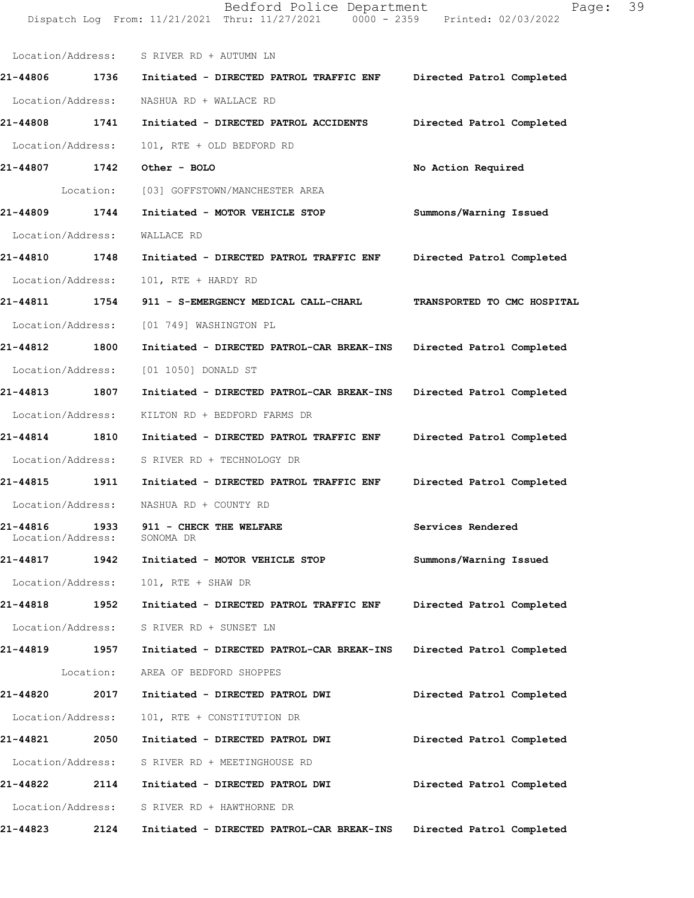Location/Address: S RIVER RD + AUTUMN LN

**21-44806 1736 Initiated - DIRECTED PATROL TRAFFIC ENF Directed Patrol Completed**

Location/Address: NASHUA RD + WALLACE RD

**21-44808 1741 Initiated - DIRECTED PATROL ACCIDENTS Directed Patrol Completed**

Location/Address: 101, RTE + OLD BEDFORD RD

**21-44807 1742 Other - BOLO No Action Required**

Location: [03] GOFFSTOWN/MANCHESTER AREA

**21-44809 1744 Initiated - MOTOR VEHICLE STOP Summons/Warning Issued**

Location/Address: WALLACE RD

**21-44810 1748 Initiated - DIRECTED PATROL TRAFFIC ENF Directed Patrol Completed**

Location/Address: 101, RTE + HARDY RD

**21-44811 1754 911 - S-EMERGENCY MEDICAL CALL-CHARL TRANSPORTED TO CMC HOSPITAL**

Location/Address: [01 749] WASHINGTON PL

**21-44812 1800 Initiated - DIRECTED PATROL-CAR BREAK-INS Directed Patrol Completed**

Location/Address: [01 1050] DONALD ST

**21-44813 1807 Initiated - DIRECTED PATROL-CAR BREAK-INS Directed Patrol Completed**

Location/Address: KILTON RD + BEDFORD FARMS DR

**21-44814 1810 Initiated - DIRECTED PATROL TRAFFIC ENF Directed Patrol Completed**

Location/Address: S RIVER RD + TECHNOLOGY DR

**21-44815 1911 Initiated - DIRECTED PATROL TRAFFIC ENF Directed Patrol Completed**

Location/Address: NASHUA RD + COUNTY RD

**21-44816 1933 911 - CHECK THE WELFARE Services Rendered**

Location/Address: SONOMA DR

**21-44817 1942 Initiated - MOTOR VEHICLE STOP Summons/Warning Issued**

Location/Address: 101, RTE + SHAW DR

**21-44818 1952 Initiated - DIRECTED PATROL TRAFFIC ENF Directed Patrol Completed**

Location/Address: S RIVER RD + SUNSET LN

**21-44819 1957 Initiated - DIRECTED PATROL-CAR BREAK-INS Directed Patrol Completed**

Location: AREA OF BEDFORD SHOPPES

**21-44820 2017 Initiated - DIRECTED PATROL DWI Directed Patrol Completed**

Location/Address: 101, RTE + CONSTITUTION DR

**21-44821 2050 Initiated - DIRECTED PATROL DWI Directed Patrol Completed**

Location/Address: S RIVER RD + MEETINGHOUSE RD

**21-44822 2114 Initiated - DIRECTED PATROL DWI Directed Patrol Completed**

Location/Address: S RIVER RD + HAWTHORNE DR

**21-44823 2124 Initiated - DIRECTED PATROL-CAR BREAK-INS Directed Patrol Completed**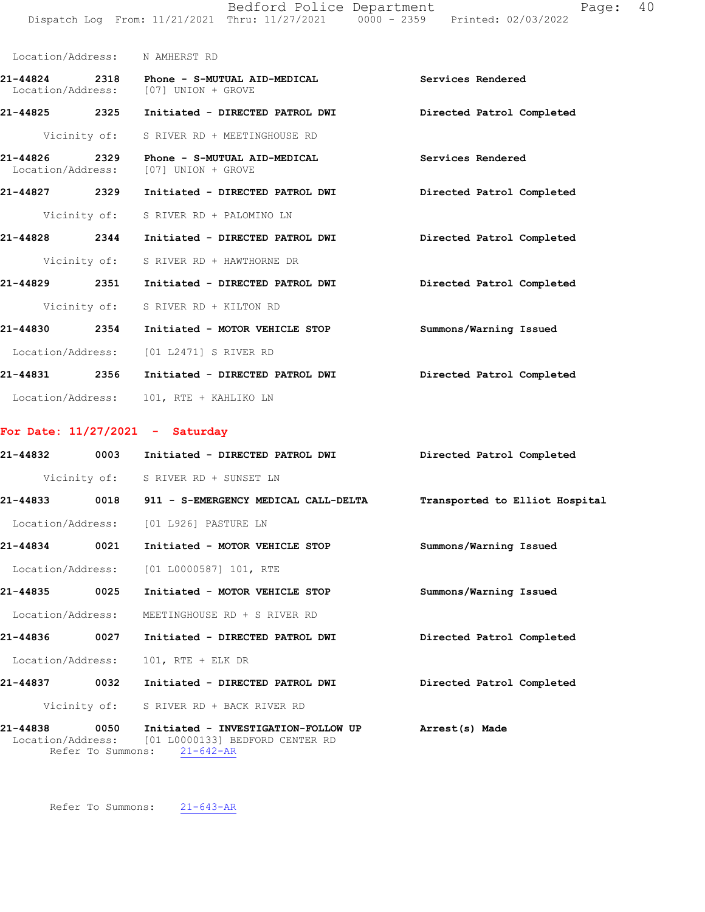Location/Address: N AMHERST RD

**21-44824** 2318 **Phone - S-MUTUAL AID-MEDICAL** **Services Rendered**
Location/Address: [07] UNION + GROVE

**21-44825** 2325 **Initiated - DIRECTED PATROL DWI** **Directed Patrol Completed**
Vicinity of: S RIVER RD + MEETINGHOUSE RD

**21-44826** 2329 **Phone - S-MUTUAL AID-MEDICAL** **Services Rendered**
Location/Address: [07] UNION + GROVE

**21-44827** 2329 **Initiated - DIRECTED PATROL DWI** **Directed Patrol Completed**
Vicinity of: S RIVER RD + PALOMINO LN

**21-44828** 2344 **Initiated - DIRECTED PATROL DWI** **Directed Patrol Completed**
Vicinity of: S RIVER RD + HAWTHORNE DR

**21-44829** 2351 **Initiated - DIRECTED PATROL DWI** **Directed Patrol Completed**
Vicinity of: S RIVER RD + KILTON RD

**21-44830** 2354 **Initiated - MOTOR VEHICLE STOP** **Summons/Warning Issued**
Location/Address: [01 L2471] S RIVER RD

**21-44831** 2356 **Initiated - DIRECTED PATROL DWI** **Directed Patrol Completed**
Location/Address: 101, RTE + KAHLIKO LN

## For Date: 11/27/2021 - Saturday

**21-44832** 0003 **Initiated - DIRECTED PATROL DWI** **Directed Patrol Completed**
Vicinity of: S RIVER RD + SUNSET LN

**21-44833** 0018 **911 - S-EMERGENCY MEDICAL CALL-DELTA** **Transported to Elliot Hospital**
Location/Address: [01 L926] PASTURE LN

**21-44834** 0021 **Initiated - MOTOR VEHICLE STOP** **Summons/Warning Issued**
Location/Address: [01 L0000587] 101, RTE

**21-44835** 0025 **Initiated - MOTOR VEHICLE STOP** **Summons/Warning Issued**
Location/Address: MEETINGHOUSE RD + S RIVER RD

**21-44836** 0027 **Initiated - DIRECTED PATROL DWI** **Directed Patrol Completed**
Location/Address: 101, RTE + ELK DR

**21-44837** 0032 **Initiated - DIRECTED PATROL DWI** **Directed Patrol Completed**
Vicinity of: S RIVER RD + BACK RIVER RD

**21-44838** 0050 **Initiated - INVESTIGATION-FOLLOW UP** **Arrest(s) Made**
Location/Address: [01 L0000133] BEDFORD CENTER RD
Refer To Summons: 21-642-AR

Refer To Summons: 21-643-AR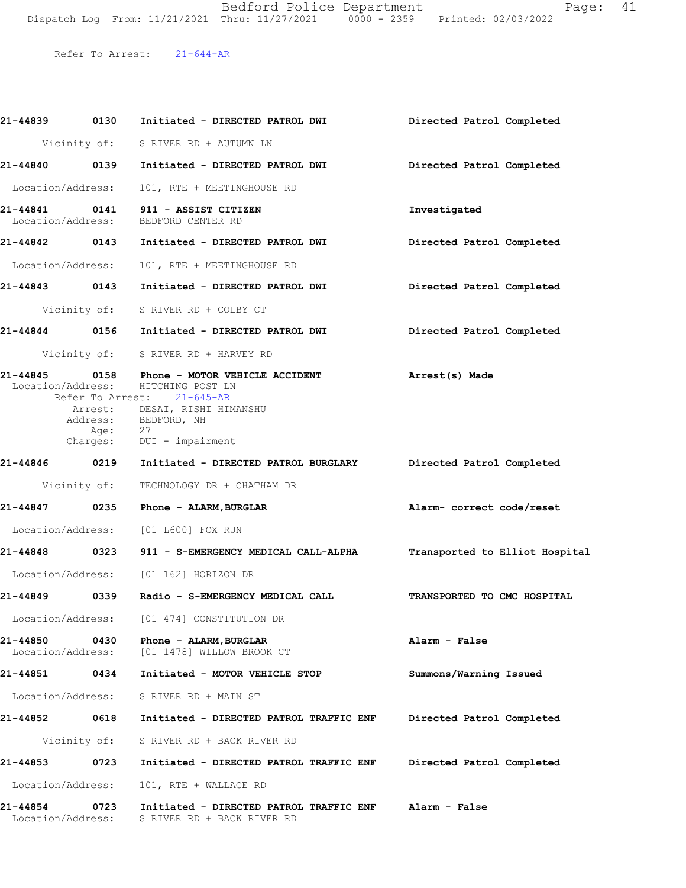Refer To Arrest: 21-644-AR

**21-44839** 0130 **Initiated - DIRECTED PATROL DWI** **Directed Patrol Completed**
Vicinity of: S RIVER RD + AUTUMN LN

**21-44840** 0139 **Initiated - DIRECTED PATROL DWI** **Directed Patrol Completed**
Location/Address: 101, RTE + MEETINGHOUSE RD

**21-44841** 0141 **911 - ASSIST CITIZEN** **Investigated**
Location/Address: BEDFORD CENTER RD

**21-44842** 0143 **Initiated - DIRECTED PATROL DWI** **Directed Patrol Completed**
Location/Address: 101, RTE + MEETINGHOUSE RD

**21-44843** 0143 **Initiated - DIRECTED PATROL DWI** **Directed Patrol Completed**
Vicinity of: S RIVER RD + COLBY CT

**21-44844** 0156 **Initiated - DIRECTED PATROL DWI** **Directed Patrol Completed**
Vicinity of: S RIVER RD + HARVEY RD

**21-44845** 0158 **Phone - MOTOR VEHICLE ACCIDENT** **Arrest(s) Made**
Location/Address: HITCHING POST LN
Refer To Arrest: 21-645-AR
Arrest: DESAI, RISHI HIMANSHU
Address: BEDFORD, NH
Age: 27
Charges: DUI - impairment

**21-44846** 0219 **Initiated - DIRECTED PATROL BURGLARY** **Directed Patrol Completed**
Vicinity of: TECHNOLOGY DR + CHATHAM DR

**21-44847** 0235 **Phone - ALARM,BURGLAR** **Alarm- correct code/reset**
Location/Address: [01 L600] FOX RUN

**21-44848** 0323 **911 - S-EMERGENCY MEDICAL CALL-ALPHA** **Transported to Elliot Hospital**
Location/Address: [01 162] HORIZON DR

**21-44849** 0339 **Radio - S-EMERGENCY MEDICAL CALL** **TRANSPORTED TO CMC HOSPITAL**
Location/Address: [01 474] CONSTITUTION DR

**21-44850** 0430 **Phone - ALARM,BURGLAR** **Alarm - False**
Location/Address: [01 1478] WILLOW BROOK CT

**21-44851** 0434 **Initiated - MOTOR VEHICLE STOP** **Summons/Warning Issued**
Location/Address: S RIVER RD + MAIN ST

**21-44852** 0618 **Initiated - DIRECTED PATROL TRAFFIC ENF** **Directed Patrol Completed**
Vicinity of: S RIVER RD + BACK RIVER RD

**21-44853** 0723 **Initiated - DIRECTED PATROL TRAFFIC ENF** **Directed Patrol Completed**
Location/Address: 101, RTE + WALLACE RD

**21-44854** 0723 **Initiated - DIRECTED PATROL TRAFFIC ENF** **Alarm - False**
Location/Address: S RIVER RD + BACK RIVER RD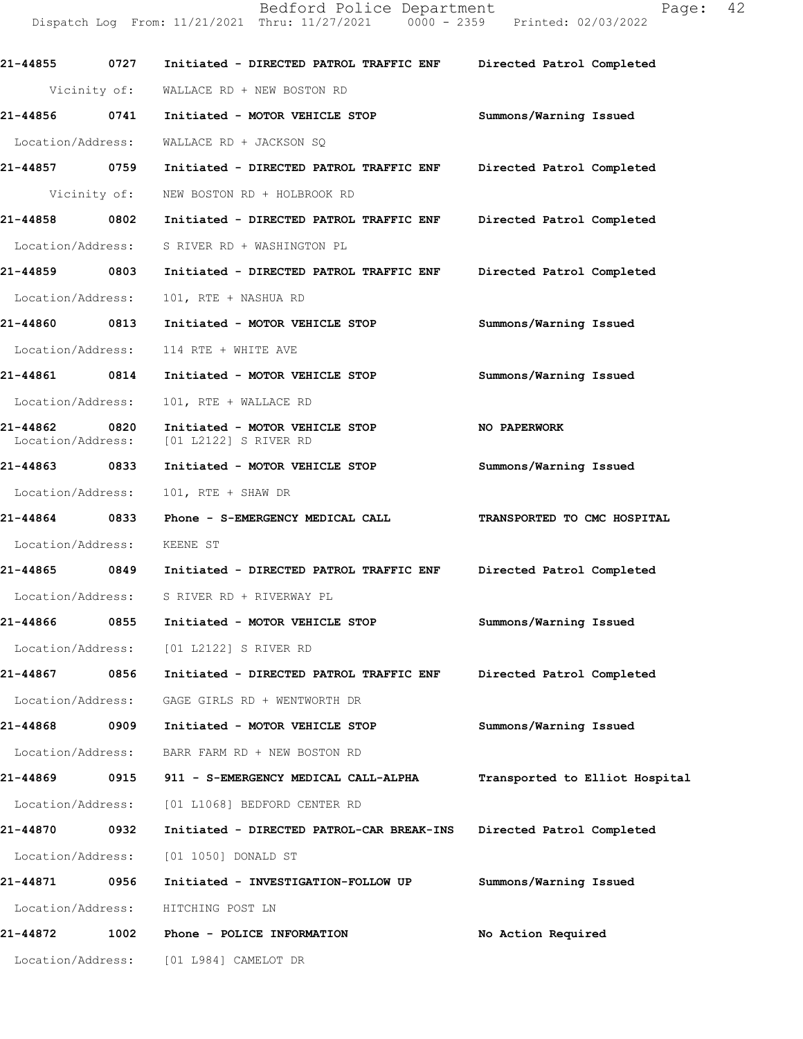| Call Number | Time | Call Reason | Action |
|---|---|---|---|
| 21-44855 | 0727 | Initiated - DIRECTED PATROL TRAFFIC ENF | Directed Patrol Completed |
| Vicinity of: | | WALLACE RD + NEW BOSTON RD | |
| 21-44856 | 0741 | Initiated - MOTOR VEHICLE STOP | Summons/Warning Issued |
| Location/Address: | | WALLACE RD + JACKSON SQ | |
| 21-44857 | 0759 | Initiated - DIRECTED PATROL TRAFFIC ENF | Directed Patrol Completed |
| Vicinity of: | | NEW BOSTON RD + HOLBROOK RD | |
| 21-44858 | 0802 | Initiated - DIRECTED PATROL TRAFFIC ENF | Directed Patrol Completed |
| Location/Address: | | S RIVER RD + WASHINGTON PL | |
| 21-44859 | 0803 | Initiated - DIRECTED PATROL TRAFFIC ENF | Directed Patrol Completed |
| Location/Address: | | 101, RTE + NASHUA RD | |
| 21-44860 | 0813 | Initiated - MOTOR VEHICLE STOP | Summons/Warning Issued |
| Location/Address: | | 114 RTE + WHITE AVE | |
| 21-44861 | 0814 | Initiated - MOTOR VEHICLE STOP | Summons/Warning Issued |
| Location/Address: | | 101, RTE + WALLACE RD | |
| 21-44862 | 0820 | Initiated - MOTOR VEHICLE STOP | NO PAPERWORK |
| Location/Address: | | [01 L2122] S RIVER RD | |
| 21-44863 | 0833 | Initiated - MOTOR VEHICLE STOP | Summons/Warning Issued |
| Location/Address: | | 101, RTE + SHAW DR | |
| 21-44864 | 0833 | Phone - S-EMERGENCY MEDICAL CALL | TRANSPORTED TO CMC HOSPITAL |
| Location/Address: | | KEENE ST | |
| 21-44865 | 0849 | Initiated - DIRECTED PATROL TRAFFIC ENF | Directed Patrol Completed |
| Location/Address: | | S RIVER RD + RIVERWAY PL | |
| 21-44866 | 0855 | Initiated - MOTOR VEHICLE STOP | Summons/Warning Issued |
| Location/Address: | | [01 L2122] S RIVER RD | |
| 21-44867 | 0856 | Initiated - DIRECTED PATROL TRAFFIC ENF | Directed Patrol Completed |
| Location/Address: | | GAGE GIRLS RD + WENTWORTH DR | |
| 21-44868 | 0909 | Initiated - MOTOR VEHICLE STOP | Summons/Warning Issued |
| Location/Address: | | BARR FARM RD + NEW BOSTON RD | |
| 21-44869 | 0915 | 911 - S-EMERGENCY MEDICAL CALL-ALPHA | Transported to Elliot Hospital |
| Location/Address: | | [01 L1068] BEDFORD CENTER RD | |
| 21-44870 | 0932 | Initiated - DIRECTED PATROL-CAR BREAK-INS | Directed Patrol Completed |
| Location/Address: | | [01 1050] DONALD ST | |
| 21-44871 | 0956 | Initiated - INVESTIGATION-FOLLOW UP | Summons/Warning Issued |
| Location/Address: | | HITCHING POST LN | |
| 21-44872 | 1002 | Phone - POLICE INFORMATION | No Action Required |
| Location/Address: | | [01 L984] CAMELOT DR | |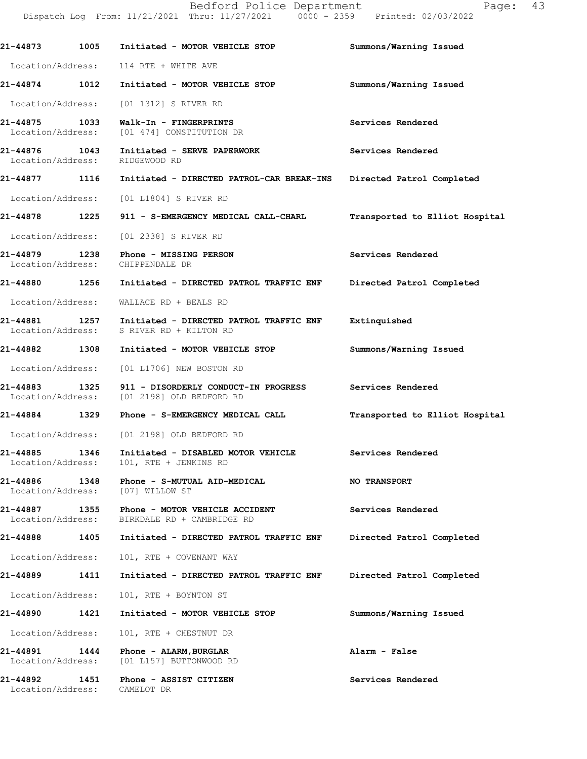| Call # | Time | Call Type | Disposition |
|---|---|---|---|
| 21-44873 | 1005 | Initiated - MOTOR VEHICLE STOP | Summons/Warning Issued |
| Location/Address: | | 114 RTE + WHITE AVE | |
| 21-44874 | 1012 | Initiated - MOTOR VEHICLE STOP | Summons/Warning Issued |
| Location/Address: | | [01 1312] S RIVER RD | |
| 21-44875 | 1033 | Walk-In - FINGERPRINTS | Services Rendered |
| Location/Address: | | [01 474] CONSTITUTION DR | |
| 21-44876 | 1043 | Initiated - SERVE PAPERWORK | Services Rendered |
| Location/Address: | | RIDGEWOOD RD | |
| 21-44877 | 1116 | Initiated - DIRECTED PATROL-CAR BREAK-INS | Directed Patrol Completed |
| Location/Address: | | [01 L1804] S RIVER RD | |
| 21-44878 | 1225 | 911 - S-EMERGENCY MEDICAL CALL-CHARL | Transported to Elliot Hospital |
| Location/Address: | | [01 2338] S RIVER RD | |
| 21-44879 | 1238 | Phone - MISSING PERSON | Services Rendered |
| Location/Address: | | CHIPPENDALE DR | |
| 21-44880 | 1256 | Initiated - DIRECTED PATROL TRAFFIC ENF | Directed Patrol Completed |
| Location/Address: | | WALLACE RD + BEALS RD | |
| 21-44881 | 1257 | Initiated - DIRECTED PATROL TRAFFIC ENF | Extinquished |
| Location/Address: | | S RIVER RD + KILTON RD | |
| 21-44882 | 1308 | Initiated - MOTOR VEHICLE STOP | Summons/Warning Issued |
| Location/Address: | | [01 L1706] NEW BOSTON RD | |
| 21-44883 | 1325 | 911 - DISORDERLY CONDUCT-IN PROGRESS | Services Rendered |
| Location/Address: | | [01 2198] OLD BEDFORD RD | |
| 21-44884 | 1329 | Phone - S-EMERGENCY MEDICAL CALL | Transported to Elliot Hospital |
| Location/Address: | | [01 2198] OLD BEDFORD RD | |
| 21-44885 | 1346 | Initiated - DISABLED MOTOR VEHICLE | Services Rendered |
| Location/Address: | | 101, RTE + JENKINS RD | |
| 21-44886 | 1348 | Phone - S-MUTUAL AID-MEDICAL | NO TRANSPORT |
| Location/Address: | | [07] WILLOW ST | |
| 21-44887 | 1355 | Phone - MOTOR VEHICLE ACCIDENT | Services Rendered |
| Location/Address: | | BIRKDALE RD + CAMBRIDGE RD | |
| 21-44888 | 1405 | Initiated - DIRECTED PATROL TRAFFIC ENF | Directed Patrol Completed |
| Location/Address: | | 101, RTE + COVENANT WAY | |
| 21-44889 | 1411 | Initiated - DIRECTED PATROL TRAFFIC ENF | Directed Patrol Completed |
| Location/Address: | | 101, RTE + BOYNTON ST | |
| 21-44890 | 1421 | Initiated - MOTOR VEHICLE STOP | Summons/Warning Issued |
| Location/Address: | | 101, RTE + CHESTNUT DR | |
| 21-44891 | 1444 | Phone - ALARM,BURGLAR | Alarm - False |
| Location/Address: | | [01 L157] BUTTONWOOD RD | |
| 21-44892 | 1451 | Phone - ASSIST CITIZEN | Services Rendered |
| Location/Address: | | CAMELOT DR | |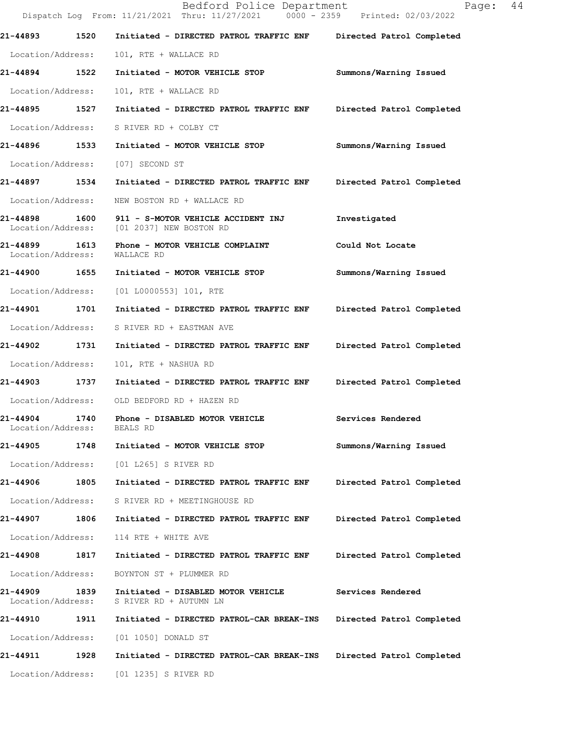| Call # | Time | Call Reason | Action |
| --- | --- | --- | --- |
| 21-44893 | 1520 | Initiated - DIRECTED PATROL TRAFFIC ENF | Directed Patrol Completed |
| Location/Address: | | 101, RTE + WALLACE RD | |
| 21-44894 | 1522 | Initiated - MOTOR VEHICLE STOP | Summons/Warning Issued |
| Location/Address: | | 101, RTE + WALLACE RD | |
| 21-44895 | 1527 | Initiated - DIRECTED PATROL TRAFFIC ENF | Directed Patrol Completed |
| Location/Address: | | S RIVER RD + COLBY CT | |
| 21-44896 | 1533 | Initiated - MOTOR VEHICLE STOP | Summons/Warning Issued |
| Location/Address: | | [07] SECOND ST | |
| 21-44897 | 1534 | Initiated - DIRECTED PATROL TRAFFIC ENF | Directed Patrol Completed |
| Location/Address: | | NEW BOSTON RD + WALLACE RD | |
| 21-44898 | 1600 | 911 - S-MOTOR VEHICLE ACCIDENT INJ | Investigated |
| Location/Address: | | [01 2037] NEW BOSTON RD | |
| 21-44899 | 1613 | Phone - MOTOR VEHICLE COMPLAINT | Could Not Locate |
| Location/Address: | | WALLACE RD | |
| 21-44900 | 1655 | Initiated - MOTOR VEHICLE STOP | Summons/Warning Issued |
| Location/Address: | | [01 L0000553] 101, RTE | |
| 21-44901 | 1701 | Initiated - DIRECTED PATROL TRAFFIC ENF | Directed Patrol Completed |
| Location/Address: | | S RIVER RD + EASTMAN AVE | |
| 21-44902 | 1731 | Initiated - DIRECTED PATROL TRAFFIC ENF | Directed Patrol Completed |
| Location/Address: | | 101, RTE + NASHUA RD | |
| 21-44903 | 1737 | Initiated - DIRECTED PATROL TRAFFIC ENF | Directed Patrol Completed |
| Location/Address: | | OLD BEDFORD RD + HAZEN RD | |
| 21-44904 | 1740 | Phone - DISABLED MOTOR VEHICLE | Services Rendered |
| Location/Address: | | BEALS RD | |
| 21-44905 | 1748 | Initiated - MOTOR VEHICLE STOP | Summons/Warning Issued |
| Location/Address: | | [01 L265] S RIVER RD | |
| 21-44906 | 1805 | Initiated - DIRECTED PATROL TRAFFIC ENF | Directed Patrol Completed |
| Location/Address: | | S RIVER RD + MEETINGHOUSE RD | |
| 21-44907 | 1806 | Initiated - DIRECTED PATROL TRAFFIC ENF | Directed Patrol Completed |
| Location/Address: | | 114 RTE + WHITE AVE | |
| 21-44908 | 1817 | Initiated - DIRECTED PATROL TRAFFIC ENF | Directed Patrol Completed |
| Location/Address: | | BOYNTON ST + PLUMMER RD | |
| 21-44909 | 1839 | Initiated - DISABLED MOTOR VEHICLE | Services Rendered |
| Location/Address: | | S RIVER RD + AUTUMN LN | |
| 21-44910 | 1911 | Initiated - DIRECTED PATROL-CAR BREAK-INS | Directed Patrol Completed |
| Location/Address: | | [01 1050] DONALD ST | |
| 21-44911 | 1928 | Initiated - DIRECTED PATROL-CAR BREAK-INS | Directed Patrol Completed |
| Location/Address: | | [01 1235] S RIVER RD | |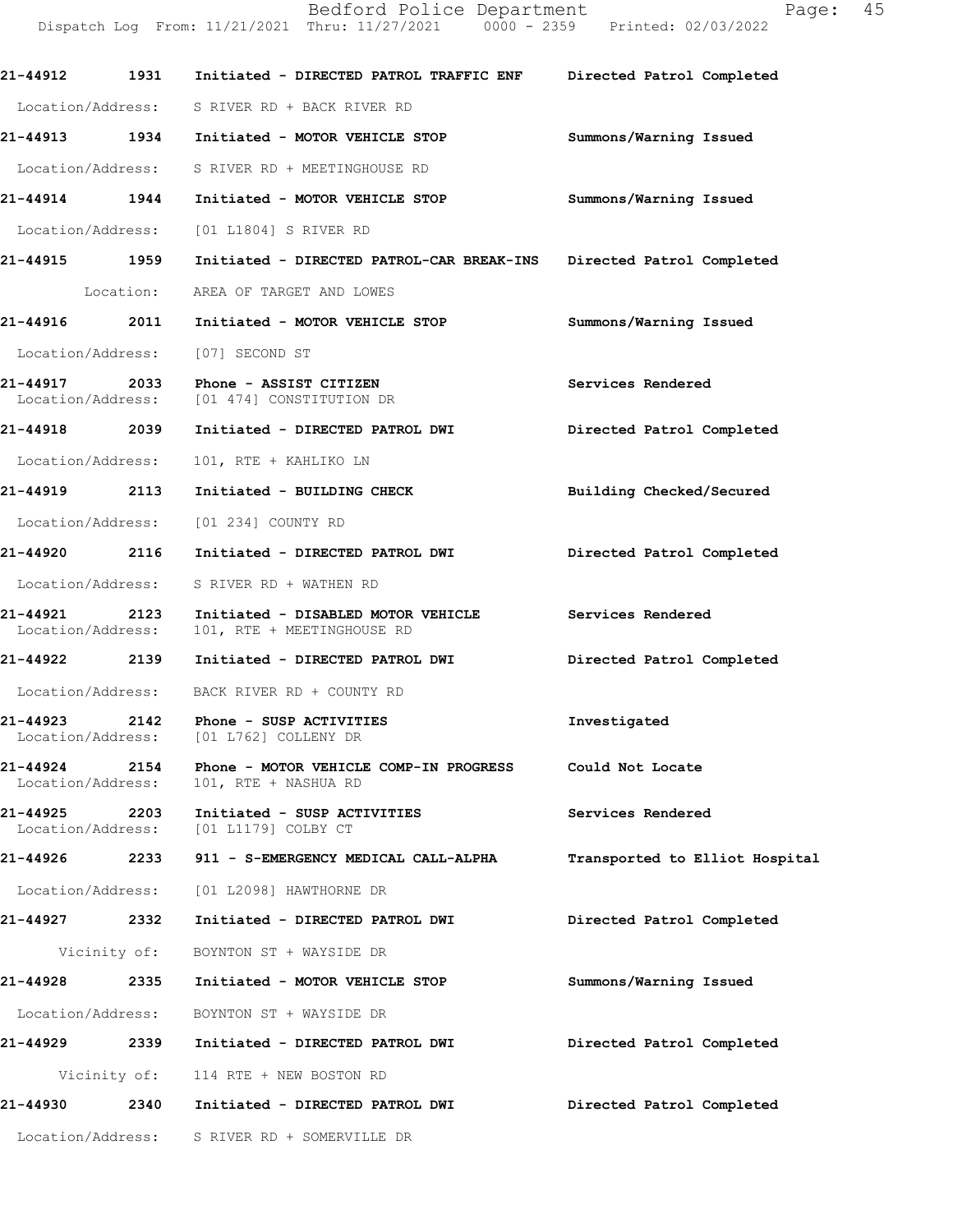**21-44912 1931 Initiated - DIRECTED PATROL TRAFFIC ENF Directed Patrol Completed**

Location/Address: S RIVER RD + BACK RIVER RD

**21-44913 1934 Initiated - MOTOR VEHICLE STOP Summons/Warning Issued**

Location/Address: S RIVER RD + MEETINGHOUSE RD

**21-44914 1944 Initiated - MOTOR VEHICLE STOP Summons/Warning Issued**

Location/Address: [01 L1804] S RIVER RD

**21-44915 1959 Initiated - DIRECTED PATROL-CAR BREAK-INS Directed Patrol Completed**

Location: AREA OF TARGET AND LOWES

**21-44916 2011 Initiated - MOTOR VEHICLE STOP Summons/Warning Issued**

Location/Address: [07] SECOND ST

**21-44917 2033 Phone - ASSIST CITIZEN Services Rendered**

Location/Address: [01 474] CONSTITUTION DR

**21-44918 2039 Initiated - DIRECTED PATROL DWI Directed Patrol Completed**

Location/Address: 101, RTE + KAHLIKO LN

**21-44919 2113 Initiated - BUILDING CHECK Building Checked/Secured**

Location/Address: [01 234] COUNTY RD

**21-44920 2116 Initiated - DIRECTED PATROL DWI Directed Patrol Completed**

Location/Address: S RIVER RD + WATHEN RD

**21-44921 2123 Initiated - DISABLED MOTOR VEHICLE Services Rendered**

Location/Address: 101, RTE + MEETINGHOUSE RD

**21-44922 2139 Initiated - DIRECTED PATROL DWI Directed Patrol Completed**

Location/Address: BACK RIVER RD + COUNTY RD

**21-44923 2142 Phone - SUSP ACTIVITIES Investigated**

Location/Address: [01 L762] COLLENY DR

**21-44924 2154 Phone - MOTOR VEHICLE COMP-IN PROGRESS Could Not Locate**

Location/Address: 101, RTE + NASHUA RD

**21-44925 2203 Initiated - SUSP ACTIVITIES Services Rendered**

Location/Address: [01 L1179] COLBY CT

**21-44926 2233 911 - S-EMERGENCY MEDICAL CALL-ALPHA Transported to Elliot Hospital**

Location/Address: [01 L2098] HAWTHORNE DR

**21-44927 2332 Initiated - DIRECTED PATROL DWI Directed Patrol Completed**

Vicinity of: BOYNTON ST + WAYSIDE DR

**21-44928 2335 Initiated - MOTOR VEHICLE STOP Summons/Warning Issued**

Location/Address: BOYNTON ST + WAYSIDE DR

**21-44929 2339 Initiated - DIRECTED PATROL DWI Directed Patrol Completed**

Vicinity of: 114 RTE + NEW BOSTON RD

**21-44930 2340 Initiated - DIRECTED PATROL DWI Directed Patrol Completed**

Location/Address: S RIVER RD + SOMERVILLE DR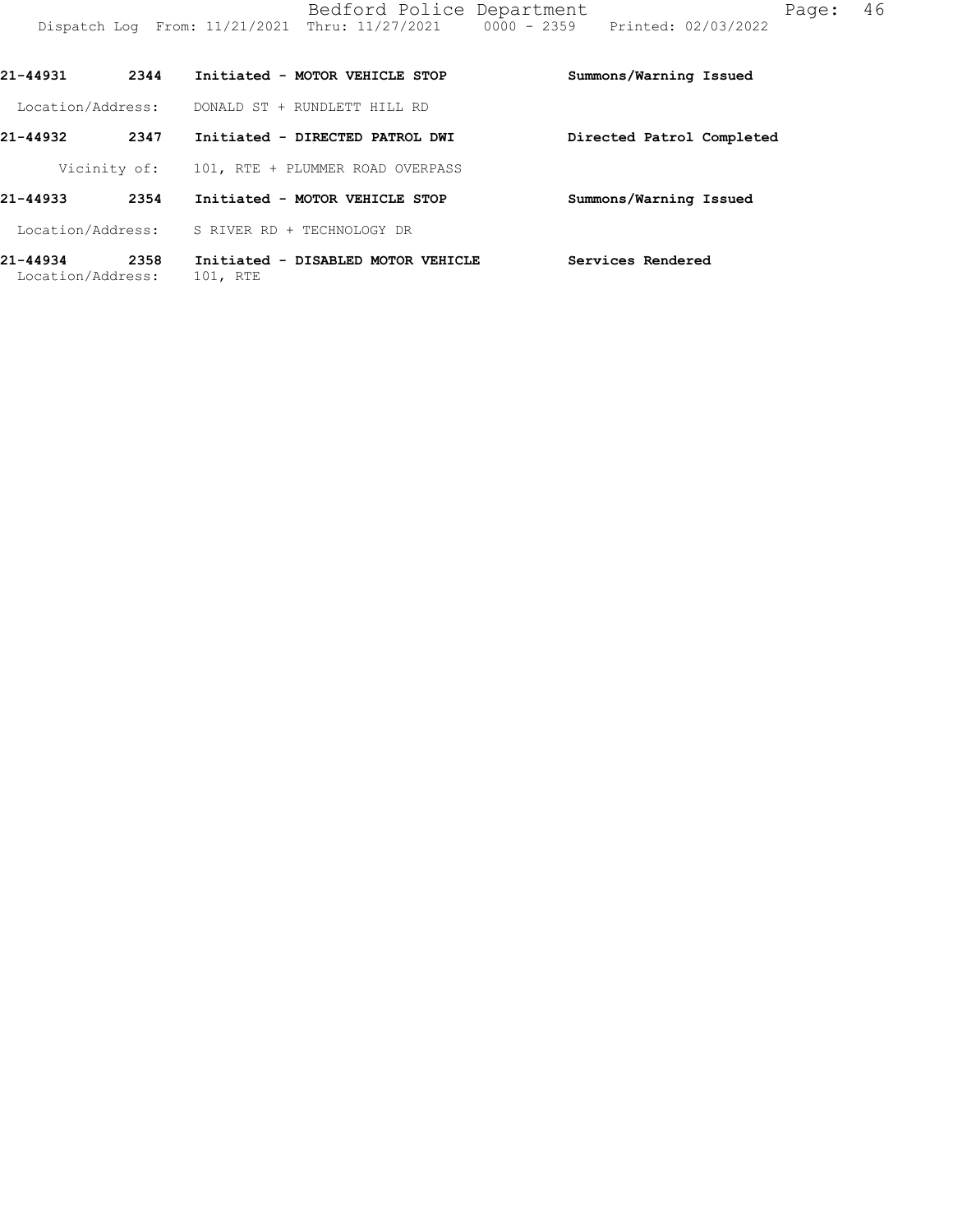**21-44931 2344 Initiated - MOTOR VEHICLE STOP** **Summons/Warning Issued**

Location/Address: DONALD ST + RUNDLETT HILL RD

**21-44932 2347 Initiated - DIRECTED PATROL DWI** **Directed Patrol Completed**

Vicinity of: 101, RTE + PLUMMER ROAD OVERPASS

**21-44933 2354 Initiated - MOTOR VEHICLE STOP** **Summons/Warning Issued**

Location/Address: S RIVER RD + TECHNOLOGY DR

**21-44934 2358 Initiated - DISABLED MOTOR VEHICLE** **Services Rendered**

Location/Address: 101, RTE